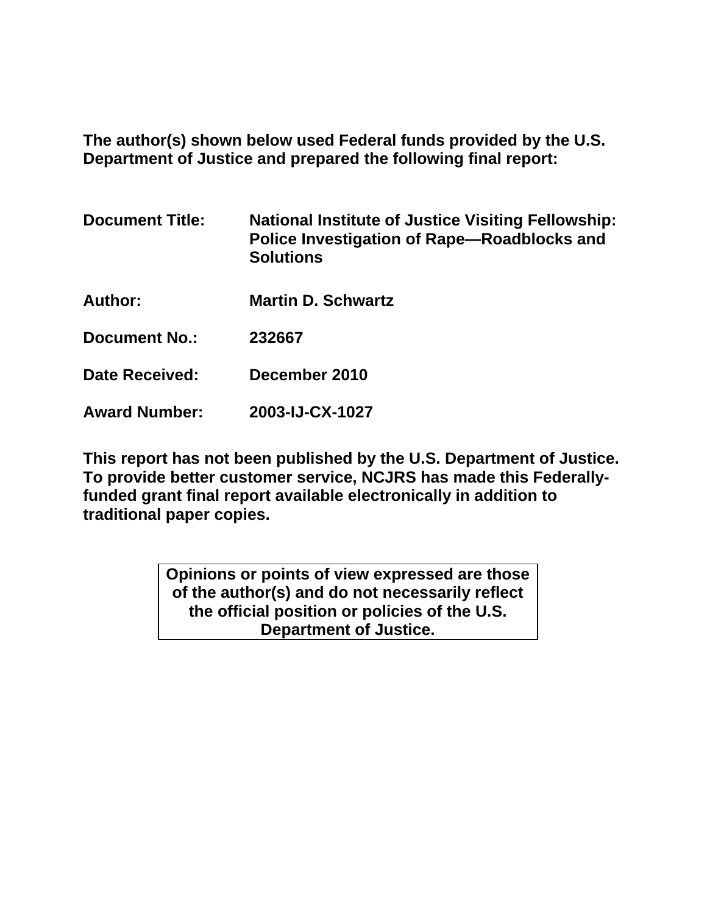**The author(s) shown below used Federal funds provided by the U.S. Department of Justice and prepared the following final report:**

| | |
|---|---|
| **Document Title:** | **National Institute of Justice Visiting Fellowship: Police Investigation of Rape—Roadblocks and Solutions** |
| **Author:** | **Martin D. Schwartz** |
| **Document No.:** | **232667** |
| **Date Received:** | **December 2010** |
| **Award Number:** | **2003-IJ-CX-1027** |

**This report has not been published by the U.S. Department of Justice. To provide better customer service, NCJRS has made this Federally-funded grant final report available electronically in addition to traditional paper copies.**

**Opinions or points of view expressed are those of the author(s) and do not necessarily reflect the official position or policies of the U.S. Department of Justice.**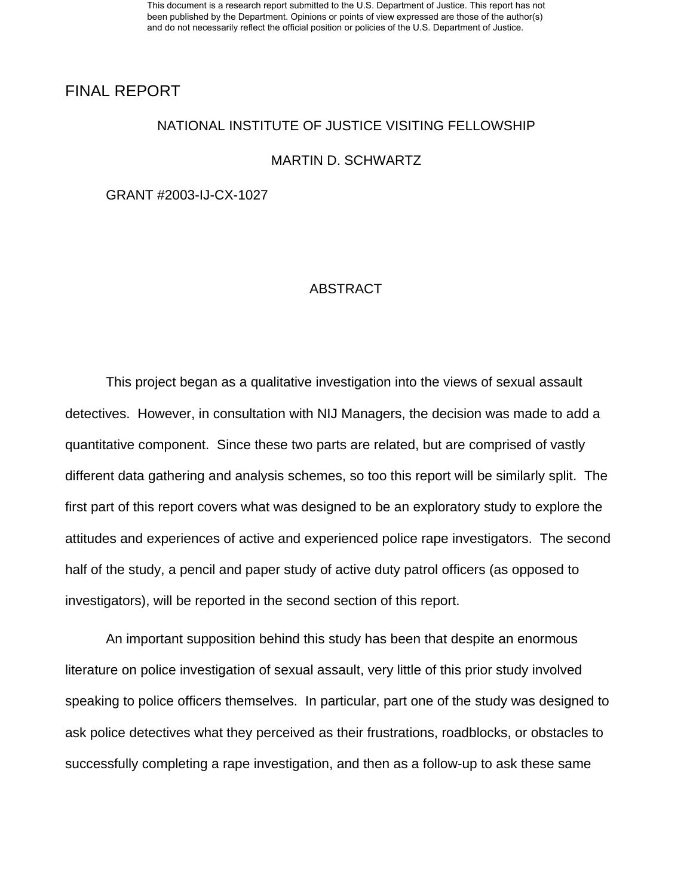FINAL REPORT

NATIONAL INSTITUTE OF JUSTICE VISITING FELLOWSHIP

MARTIN D. SCHWARTZ

GRANT #2003-IJ-CX-1027

## ABSTRACT

This project began as a qualitative investigation into the views of sexual assault detectives. However, in consultation with NIJ Managers, the decision was made to add a quantitative component. Since these two parts are related, but are comprised of vastly different data gathering and analysis schemes, so too this report will be similarly split. The first part of this report covers what was designed to be an exploratory study to explore the attitudes and experiences of active and experienced police rape investigators. The second half of the study, a pencil and paper study of active duty patrol officers (as opposed to investigators), will be reported in the second section of this report.

An important supposition behind this study has been that despite an enormous literature on police investigation of sexual assault, very little of this prior study involved speaking to police officers themselves. In particular, part one of the study was designed to ask police detectives what they perceived as their frustrations, roadblocks, or obstacles to successfully completing a rape investigation, and then as a follow-up to ask these same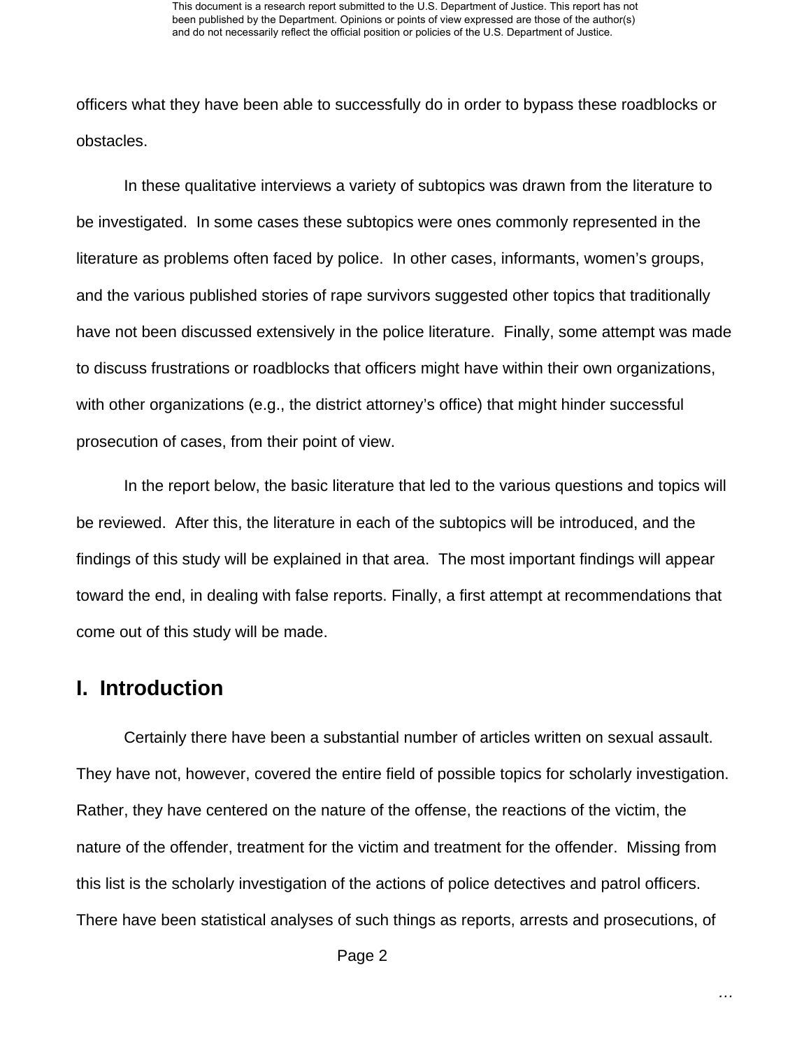officers what they have been able to successfully do in order to bypass these roadblocks or obstacles.

In these qualitative interviews a variety of subtopics was drawn from the literature to be investigated. In some cases these subtopics were ones commonly represented in the literature as problems often faced by police. In other cases, informants, women's groups, and the various published stories of rape survivors suggested other topics that traditionally have not been discussed extensively in the police literature. Finally, some attempt was made to discuss frustrations or roadblocks that officers might have within their own organizations, with other organizations (e.g., the district attorney's office) that might hinder successful prosecution of cases, from their point of view.

In the report below, the basic literature that led to the various questions and topics will be reviewed. After this, the literature in each of the subtopics will be introduced, and the findings of this study will be explained in that area. The most important findings will appear toward the end, in dealing with false reports. Finally, a first attempt at recommendations that come out of this study will be made.

## I. Introduction

Certainly there have been a substantial number of articles written on sexual assault. They have not, however, covered the entire field of possible topics for scholarly investigation. Rather, they have centered on the nature of the offense, the reactions of the victim, the nature of the offender, treatment for the victim and treatment for the offender. Missing from this list is the scholarly investigation of the actions of police detectives and patrol officers. There have been statistical analyses of such things as reports, arrests and prosecutions, of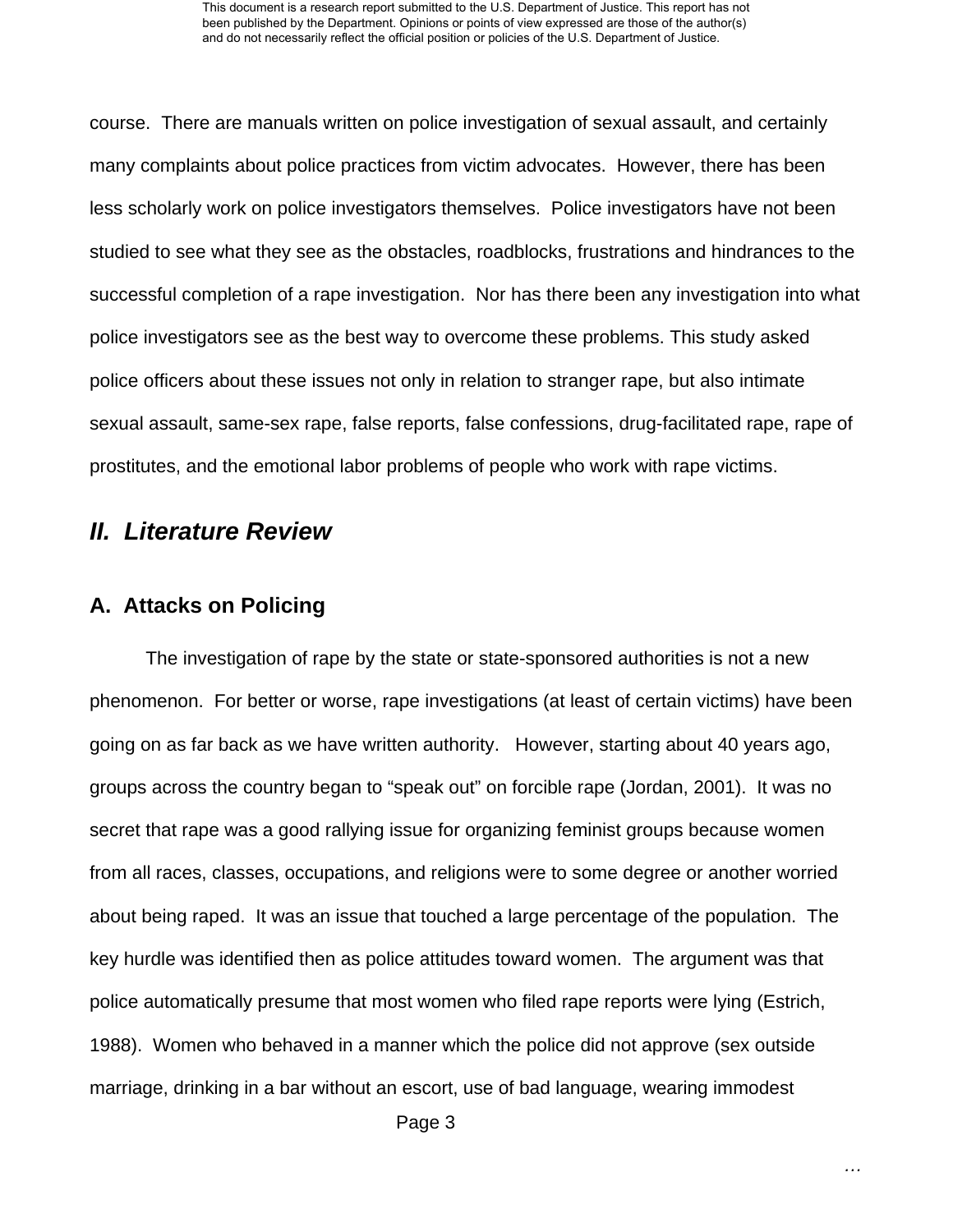course. There are manuals written on police investigation of sexual assault, and certainly many complaints about police practices from victim advocates. However, there has been less scholarly work on police investigators themselves. Police investigators have not been studied to see what they see as the obstacles, roadblocks, frustrations and hindrances to the successful completion of a rape investigation. Nor has there been any investigation into what police investigators see as the best way to overcome these problems. This study asked police officers about these issues not only in relation to stranger rape, but also intimate sexual assault, same-sex rape, false reports, false confessions, drug-facilitated rape, rape of prostitutes, and the emotional labor problems of people who work with rape victims.

## *II. Literature Review*

### A. Attacks on Policing

The investigation of rape by the state or state-sponsored authorities is not a new phenomenon. For better or worse, rape investigations (at least of certain victims) have been going on as far back as we have written authority. However, starting about 40 years ago, groups across the country began to "speak out" on forcible rape (Jordan, 2001). It was no secret that rape was a good rallying issue for organizing feminist groups because women from all races, classes, occupations, and religions were to some degree or another worried about being raped. It was an issue that touched a large percentage of the population. The key hurdle was identified then as police attitudes toward women. The argument was that police automatically presume that most women who filed rape reports were lying (Estrich, 1988). Women who behaved in a manner which the police did not approve (sex outside marriage, drinking in a bar without an escort, use of bad language, wearing immodest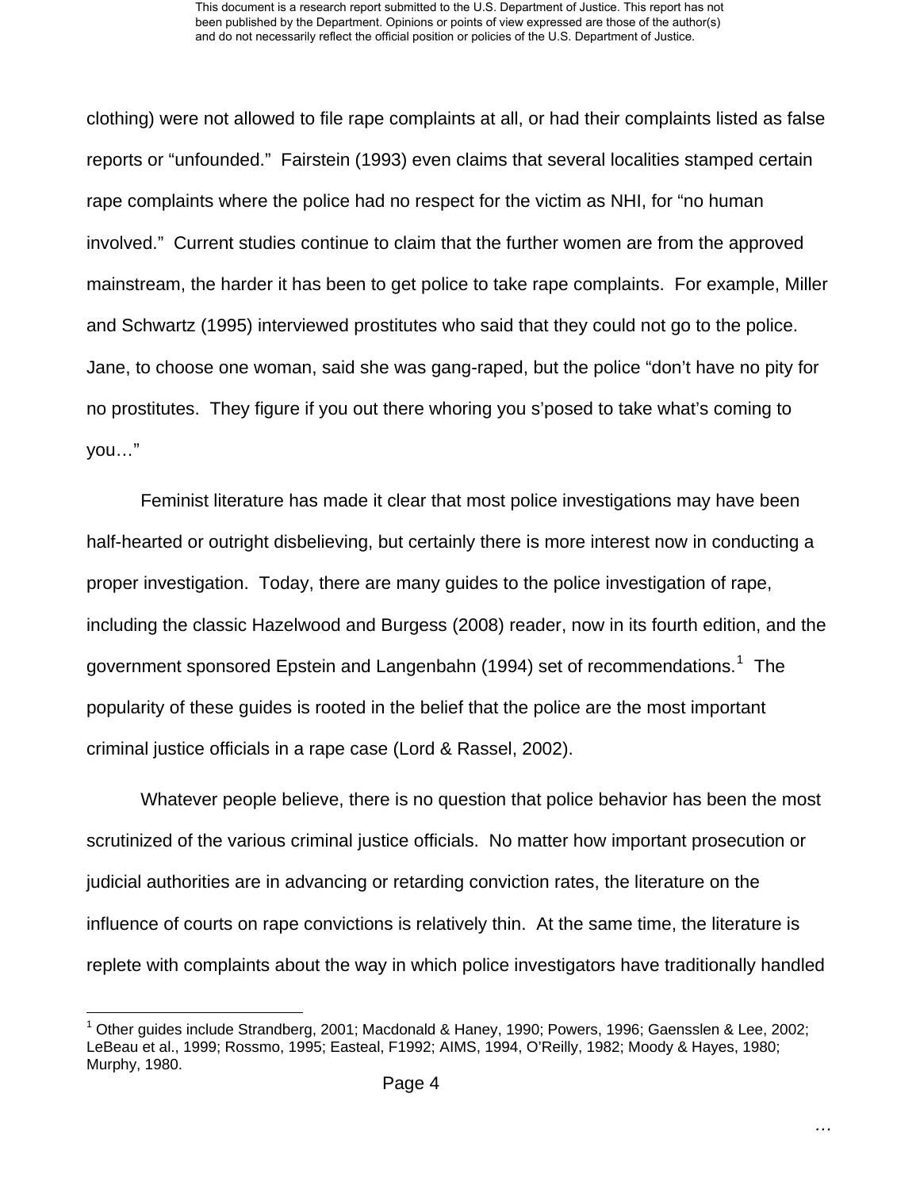clothing) were not allowed to file rape complaints at all, or had their complaints listed as false reports or "unfounded." Fairstein (1993) even claims that several localities stamped certain rape complaints where the police had no respect for the victim as NHI, for "no human involved." Current studies continue to claim that the further women are from the approved mainstream, the harder it has been to get police to take rape complaints. For example, Miller and Schwartz (1995) interviewed prostitutes who said that they could not go to the police. Jane, to choose one woman, said she was gang-raped, but the police "don't have no pity for no prostitutes. They figure if you out there whoring you s'posed to take what's coming to you…"

Feminist literature has made it clear that most police investigations may have been half-hearted or outright disbelieving, but certainly there is more interest now in conducting a proper investigation. Today, there are many guides to the police investigation of rape, including the classic Hazelwood and Burgess (2008) reader, now in its fourth edition, and the government sponsored Epstein and Langenbahn (1994) set of recommendations.[1] The popularity of these guides is rooted in the belief that the police are the most important criminal justice officials in a rape case (Lord & Rassel, 2002).

Whatever people believe, there is no question that police behavior has been the most scrutinized of the various criminal justice officials. No matter how important prosecution or judicial authorities are in advancing or retarding conviction rates, the literature on the influence of courts on rape convictions is relatively thin. At the same time, the literature is replete with complaints about the way in which police investigators have traditionally handled

[1] Other guides include Strandberg, 2001; Macdonald & Haney, 1990; Powers, 1996; Gaensslen & Lee, 2002; LeBeau et al., 1999; Rossmo, 1995; Easteal, F1992; AIMS, 1994, O'Reilly, 1982; Moody & Hayes, 1980; Murphy, 1980.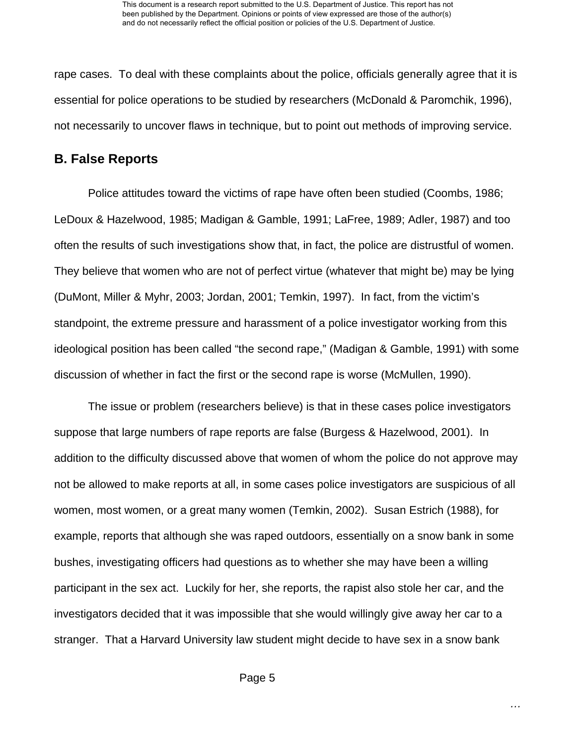rape cases. To deal with these complaints about the police, officials generally agree that it is essential for police operations to be studied by researchers (McDonald & Paromchik, 1996), not necessarily to uncover flaws in technique, but to point out methods of improving service.

## B. False Reports

Police attitudes toward the victims of rape have often been studied (Coombs, 1986; LeDoux & Hazelwood, 1985; Madigan & Gamble, 1991; LaFree, 1989; Adler, 1987) and too often the results of such investigations show that, in fact, the police are distrustful of women. They believe that women who are not of perfect virtue (whatever that might be) may be lying (DuMont, Miller & Myhr, 2003; Jordan, 2001; Temkin, 1997). In fact, from the victim's standpoint, the extreme pressure and harassment of a police investigator working from this ideological position has been called "the second rape," (Madigan & Gamble, 1991) with some discussion of whether in fact the first or the second rape is worse (McMullen, 1990).

The issue or problem (researchers believe) is that in these cases police investigators suppose that large numbers of rape reports are false (Burgess & Hazelwood, 2001). In addition to the difficulty discussed above that women of whom the police do not approve may not be allowed to make reports at all, in some cases police investigators are suspicious of all women, most women, or a great many women (Temkin, 2002). Susan Estrich (1988), for example, reports that although she was raped outdoors, essentially on a snow bank in some bushes, investigating officers had questions as to whether she may have been a willing participant in the sex act. Luckily for her, she reports, the rapist also stole her car, and the investigators decided that it was impossible that she would willingly give away her car to a stranger. That a Harvard University law student might decide to have sex in a snow bank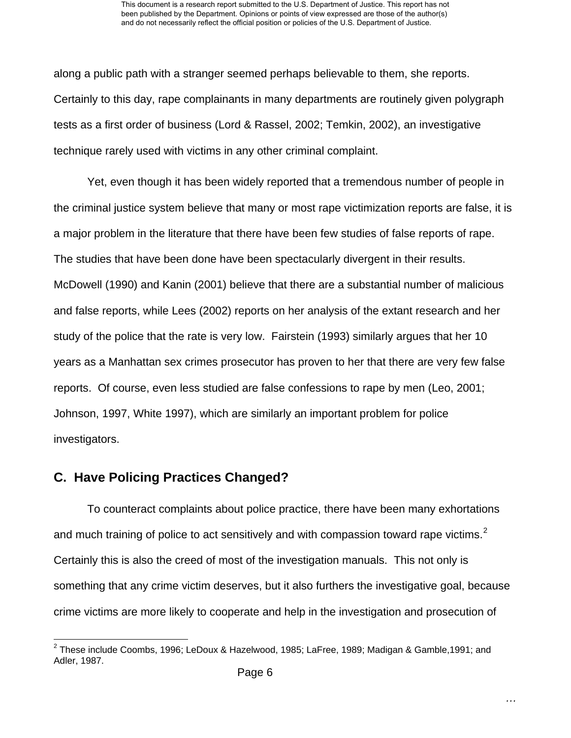along a public path with a stranger seemed perhaps believable to them, she reports. Certainly to this day, rape complainants in many departments are routinely given polygraph tests as a first order of business (Lord & Rassel, 2002; Temkin, 2002), an investigative technique rarely used with victims in any other criminal complaint.

Yet, even though it has been widely reported that a tremendous number of people in the criminal justice system believe that many or most rape victimization reports are false, it is a major problem in the literature that there have been few studies of false reports of rape. The studies that have been done have been spectacularly divergent in their results. McDowell (1990) and Kanin (2001) believe that there are a substantial number of malicious and false reports, while Lees (2002) reports on her analysis of the extant research and her study of the police that the rate is very low. Fairstein (1993) similarly argues that her 10 years as a Manhattan sex crimes prosecutor has proven to her that there are very few false reports. Of course, even less studied are false confessions to rape by men (Leo, 2001; Johnson, 1997, White 1997), which are similarly an important problem for police investigators.

## C. Have Policing Practices Changed?

To counteract complaints about police practice, there have been many exhortations and much training of police to act sensitively and with compassion toward rape victims.[2] Certainly this is also the creed of most of the investigation manuals. This not only is something that any crime victim deserves, but it also furthers the investigative goal, because crime victims are more likely to cooperate and help in the investigation and prosecution of

---

[2] These include Coombs, 1996; LeDoux & Hazelwood, 1985; LaFree, 1989; Madigan & Gamble,1991; and Adler, 1987.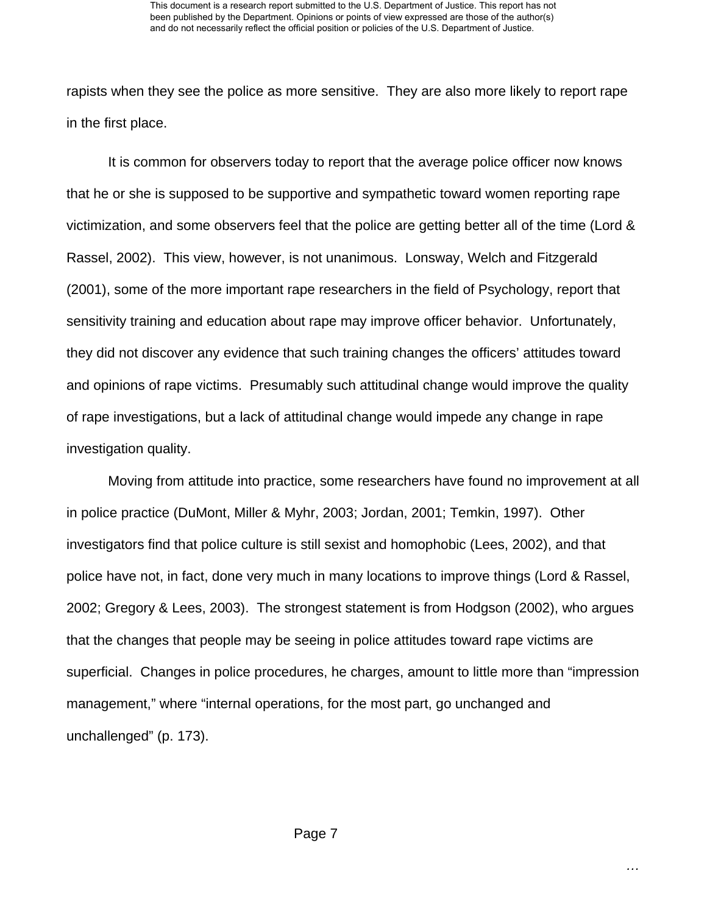rapists when they see the police as more sensitive. They are also more likely to report rape in the first place.

It is common for observers today to report that the average police officer now knows that he or she is supposed to be supportive and sympathetic toward women reporting rape victimization, and some observers feel that the police are getting better all of the time (Lord & Rassel, 2002). This view, however, is not unanimous. Lonsway, Welch and Fitzgerald (2001), some of the more important rape researchers in the field of Psychology, report that sensitivity training and education about rape may improve officer behavior. Unfortunately, they did not discover any evidence that such training changes the officers' attitudes toward and opinions of rape victims. Presumably such attitudinal change would improve the quality of rape investigations, but a lack of attitudinal change would impede any change in rape investigation quality.

Moving from attitude into practice, some researchers have found no improvement at all in police practice (DuMont, Miller & Myhr, 2003; Jordan, 2001; Temkin, 1997). Other investigators find that police culture is still sexist and homophobic (Lees, 2002), and that police have not, in fact, done very much in many locations to improve things (Lord & Rassel, 2002; Gregory & Lees, 2003). The strongest statement is from Hodgson (2002), who argues that the changes that people may be seeing in police attitudes toward rape victims are superficial. Changes in police procedures, he charges, amount to little more than "impression management," where "internal operations, for the most part, go unchanged and unchallenged" (p. 173).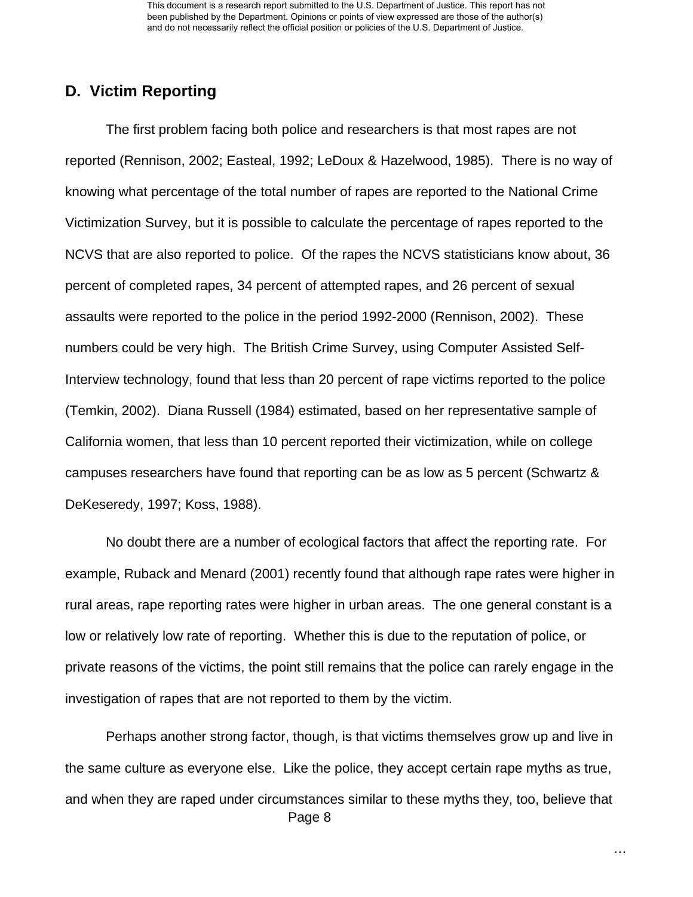## D. Victim Reporting

The first problem facing both police and researchers is that most rapes are not reported (Rennison, 2002; Easteal, 1992; LeDoux & Hazelwood, 1985). There is no way of knowing what percentage of the total number of rapes are reported to the National Crime Victimization Survey, but it is possible to calculate the percentage of rapes reported to the NCVS that are also reported to police. Of the rapes the NCVS statisticians know about, 36 percent of completed rapes, 34 percent of attempted rapes, and 26 percent of sexual assaults were reported to the police in the period 1992-2000 (Rennison, 2002). These numbers could be very high. The British Crime Survey, using Computer Assisted Self-Interview technology, found that less than 20 percent of rape victims reported to the police (Temkin, 2002). Diana Russell (1984) estimated, based on her representative sample of California women, that less than 10 percent reported their victimization, while on college campuses researchers have found that reporting can be as low as 5 percent (Schwartz & DeKeseredy, 1997; Koss, 1988).

No doubt there are a number of ecological factors that affect the reporting rate. For example, Ruback and Menard (2001) recently found that although rape rates were higher in rural areas, rape reporting rates were higher in urban areas. The one general constant is a low or relatively low rate of reporting. Whether this is due to the reputation of police, or private reasons of the victims, the point still remains that the police can rarely engage in the investigation of rapes that are not reported to them by the victim.

Perhaps another strong factor, though, is that victims themselves grow up and live in the same culture as everyone else. Like the police, they accept certain rape myths as true, and when they are raped under circumstances similar to these myths they, too, believe that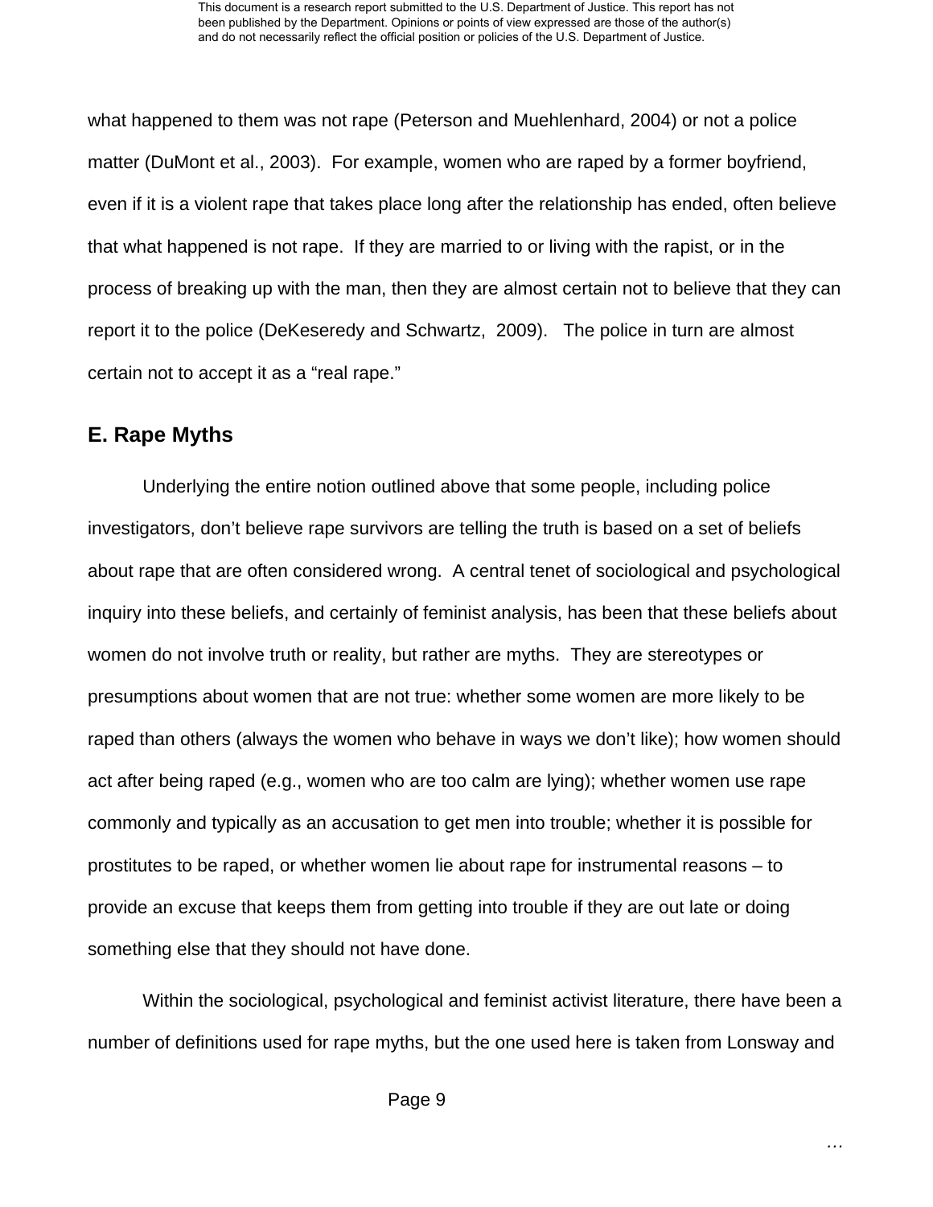what happened to them was not rape (Peterson and Muehlenhard, 2004) or not a police matter (DuMont et al., 2003). For example, women who are raped by a former boyfriend, even if it is a violent rape that takes place long after the relationship has ended, often believe that what happened is not rape. If they are married to or living with the rapist, or in the process of breaking up with the man, then they are almost certain not to believe that they can report it to the police (DeKeseredy and Schwartz, 2009). The police in turn are almost certain not to accept it as a "real rape."

## E. Rape Myths

Underlying the entire notion outlined above that some people, including police investigators, don't believe rape survivors are telling the truth is based on a set of beliefs about rape that are often considered wrong. A central tenet of sociological and psychological inquiry into these beliefs, and certainly of feminist analysis, has been that these beliefs about women do not involve truth or reality, but rather are myths. They are stereotypes or presumptions about women that are not true: whether some women are more likely to be raped than others (always the women who behave in ways we don't like); how women should act after being raped (e.g., women who are too calm are lying); whether women use rape commonly and typically as an accusation to get men into trouble; whether it is possible for prostitutes to be raped, or whether women lie about rape for instrumental reasons – to provide an excuse that keeps them from getting into trouble if they are out late or doing something else that they should not have done.

Within the sociological, psychological and feminist activist literature, there have been a number of definitions used for rape myths, but the one used here is taken from Lonsway and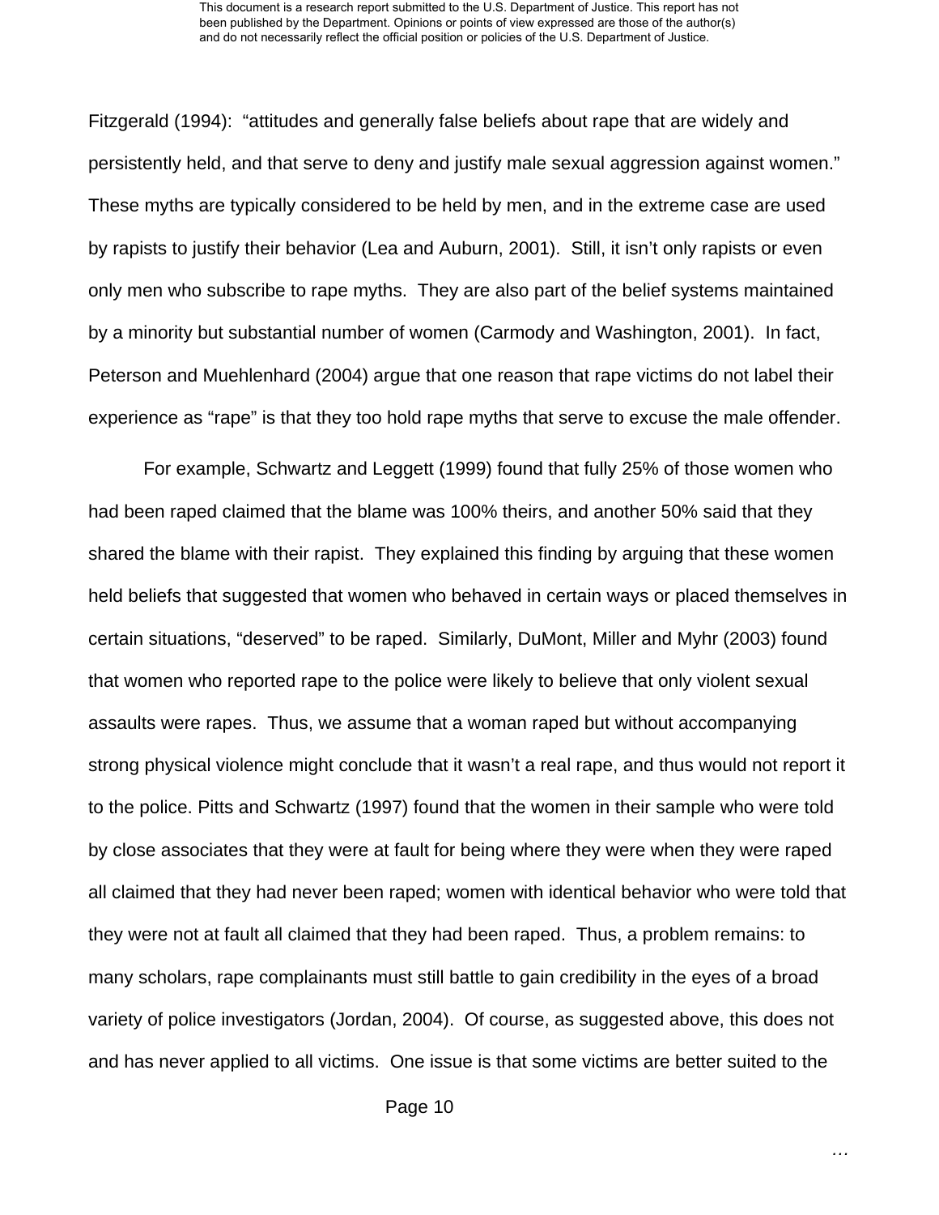Fitzgerald (1994): "attitudes and generally false beliefs about rape that are widely and persistently held, and that serve to deny and justify male sexual aggression against women." These myths are typically considered to be held by men, and in the extreme case are used by rapists to justify their behavior (Lea and Auburn, 2001). Still, it isn't only rapists or even only men who subscribe to rape myths. They are also part of the belief systems maintained by a minority but substantial number of women (Carmody and Washington, 2001). In fact, Peterson and Muehlenhard (2004) argue that one reason that rape victims do not label their experience as "rape" is that they too hold rape myths that serve to excuse the male offender.

For example, Schwartz and Leggett (1999) found that fully 25% of those women who had been raped claimed that the blame was 100% theirs, and another 50% said that they shared the blame with their rapist. They explained this finding by arguing that these women held beliefs that suggested that women who behaved in certain ways or placed themselves in certain situations, "deserved" to be raped. Similarly, DuMont, Miller and Myhr (2003) found that women who reported rape to the police were likely to believe that only violent sexual assaults were rapes. Thus, we assume that a woman raped but without accompanying strong physical violence might conclude that it wasn't a real rape, and thus would not report it to the police. Pitts and Schwartz (1997) found that the women in their sample who were told by close associates that they were at fault for being where they were when they were raped all claimed that they had never been raped; women with identical behavior who were told that they were not at fault all claimed that they had been raped. Thus, a problem remains: to many scholars, rape complainants must still battle to gain credibility in the eyes of a broad variety of police investigators (Jordan, 2004). Of course, as suggested above, this does not and has never applied to all victims. One issue is that some victims are better suited to the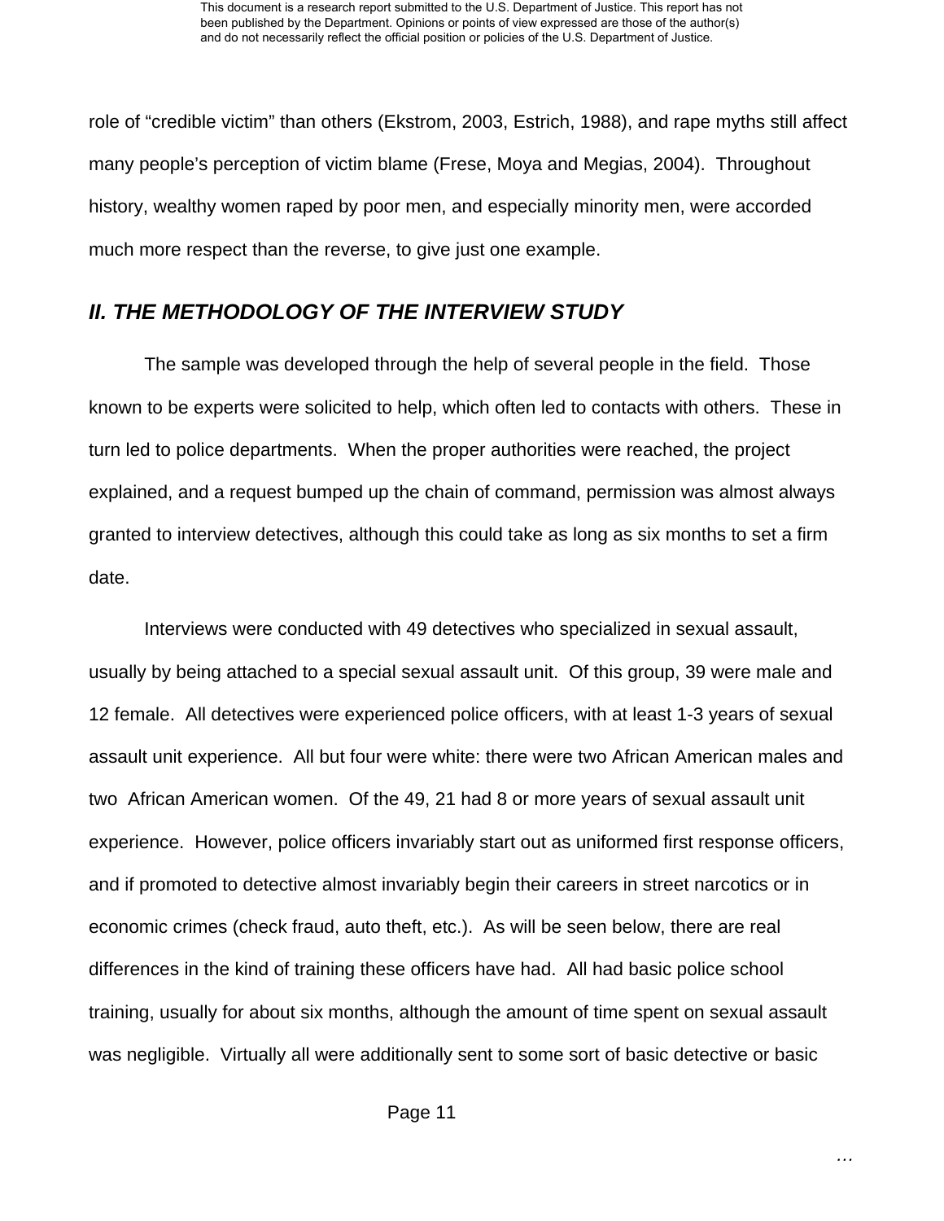role of “credible victim” than others (Ekstrom, 2003, Estrich, 1988), and rape myths still affect many people’s perception of victim blame (Frese, Moya and Megias, 2004). Throughout history, wealthy women raped by poor men, and especially minority men, were accorded much more respect than the reverse, to give just one example.

## *II. THE METHODOLOGY OF THE INTERVIEW STUDY*

The sample was developed through the help of several people in the field. Those known to be experts were solicited to help, which often led to contacts with others. These in turn led to police departments. When the proper authorities were reached, the project explained, and a request bumped up the chain of command, permission was almost always granted to interview detectives, although this could take as long as six months to set a firm date.

Interviews were conducted with 49 detectives who specialized in sexual assault, usually by being attached to a special sexual assault unit. Of this group, 39 were male and 12 female. All detectives were experienced police officers, with at least 1-3 years of sexual assault unit experience. All but four were white: there were two African American males and two African American women. Of the 49, 21 had 8 or more years of sexual assault unit experience. However, police officers invariably start out as uniformed first response officers, and if promoted to detective almost invariably begin their careers in street narcotics or in economic crimes (check fraud, auto theft, etc.). As will be seen below, there are real differences in the kind of training these officers have had. All had basic police school training, usually for about six months, although the amount of time spent on sexual assault was negligible. Virtually all were additionally sent to some sort of basic detective or basic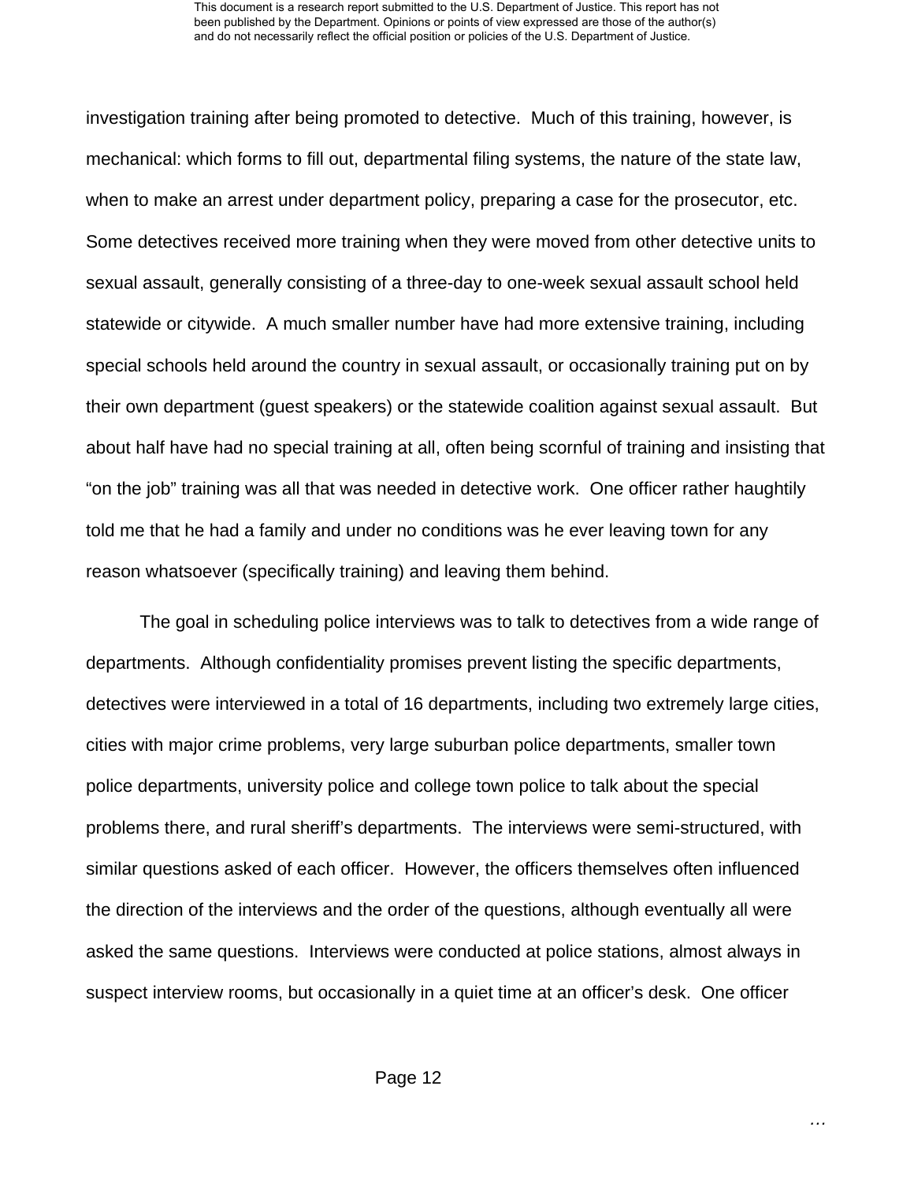investigation training after being promoted to detective. Much of this training, however, is mechanical: which forms to fill out, departmental filing systems, the nature of the state law, when to make an arrest under department policy, preparing a case for the prosecutor, etc. Some detectives received more training when they were moved from other detective units to sexual assault, generally consisting of a three-day to one-week sexual assault school held statewide or citywide. A much smaller number have had more extensive training, including special schools held around the country in sexual assault, or occasionally training put on by their own department (guest speakers) or the statewide coalition against sexual assault. But about half have had no special training at all, often being scornful of training and insisting that "on the job" training was all that was needed in detective work. One officer rather haughtily told me that he had a family and under no conditions was he ever leaving town for any reason whatsoever (specifically training) and leaving them behind.

The goal in scheduling police interviews was to talk to detectives from a wide range of departments. Although confidentiality promises prevent listing the specific departments, detectives were interviewed in a total of 16 departments, including two extremely large cities, cities with major crime problems, very large suburban police departments, smaller town police departments, university police and college town police to talk about the special problems there, and rural sheriff's departments. The interviews were semi-structured, with similar questions asked of each officer. However, the officers themselves often influenced the direction of the interviews and the order of the questions, although eventually all were asked the same questions. Interviews were conducted at police stations, almost always in suspect interview rooms, but occasionally in a quiet time at an officer's desk. One officer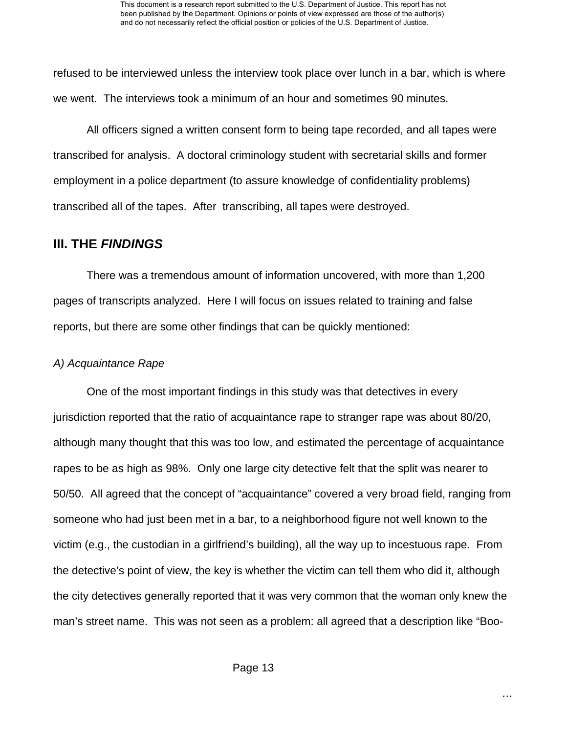refused to be interviewed unless the interview took place over lunch in a bar, which is where we went. The interviews took a minimum of an hour and sometimes 90 minutes.

All officers signed a written consent form to being tape recorded, and all tapes were transcribed for analysis. A doctoral criminology student with secretarial skills and former employment in a police department (to assure knowledge of confidentiality problems) transcribed all of the tapes. After transcribing, all tapes were destroyed.

## III. THE *FINDINGS*

There was a tremendous amount of information uncovered, with more than 1,200 pages of transcripts analyzed. Here I will focus on issues related to training and false reports, but there are some other findings that can be quickly mentioned:

### *A) Acquaintance Rape*

One of the most important findings in this study was that detectives in every jurisdiction reported that the ratio of acquaintance rape to stranger rape was about 80/20, although many thought that this was too low, and estimated the percentage of acquaintance rapes to be as high as 98%. Only one large city detective felt that the split was nearer to 50/50. All agreed that the concept of "acquaintance" covered a very broad field, ranging from someone who had just been met in a bar, to a neighborhood figure not well known to the victim (e.g., the custodian in a girlfriend's building), all the way up to incestuous rape. From the detective's point of view, the key is whether the victim can tell them who did it, although the city detectives generally reported that it was very common that the woman only knew the man's street name. This was not seen as a problem: all agreed that a description like "Boo-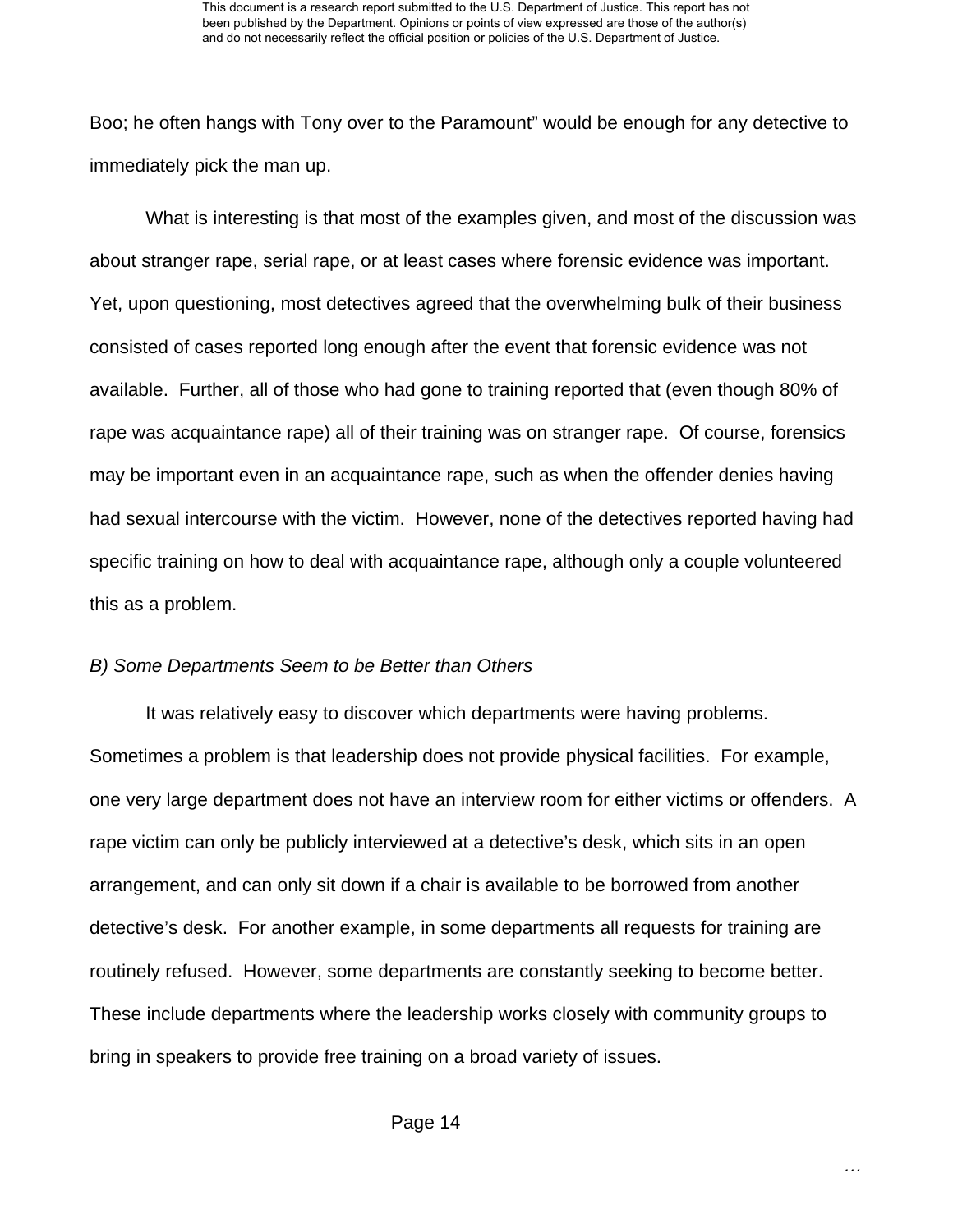Boo; he often hangs with Tony over to the Paramount" would be enough for any detective to immediately pick the man up.

What is interesting is that most of the examples given, and most of the discussion was about stranger rape, serial rape, or at least cases where forensic evidence was important. Yet, upon questioning, most detectives agreed that the overwhelming bulk of their business consisted of cases reported long enough after the event that forensic evidence was not available. Further, all of those who had gone to training reported that (even though 80% of rape was acquaintance rape) all of their training was on stranger rape. Of course, forensics may be important even in an acquaintance rape, such as when the offender denies having had sexual intercourse with the victim. However, none of the detectives reported having had specific training on how to deal with acquaintance rape, although only a couple volunteered this as a problem.

*B) Some Departments Seem to be Better than Others*

It was relatively easy to discover which departments were having problems. Sometimes a problem is that leadership does not provide physical facilities. For example, one very large department does not have an interview room for either victims or offenders. A rape victim can only be publicly interviewed at a detective's desk, which sits in an open arrangement, and can only sit down if a chair is available to be borrowed from another detective's desk. For another example, in some departments all requests for training are routinely refused. However, some departments are constantly seeking to become better. These include departments where the leadership works closely with community groups to bring in speakers to provide free training on a broad variety of issues.

…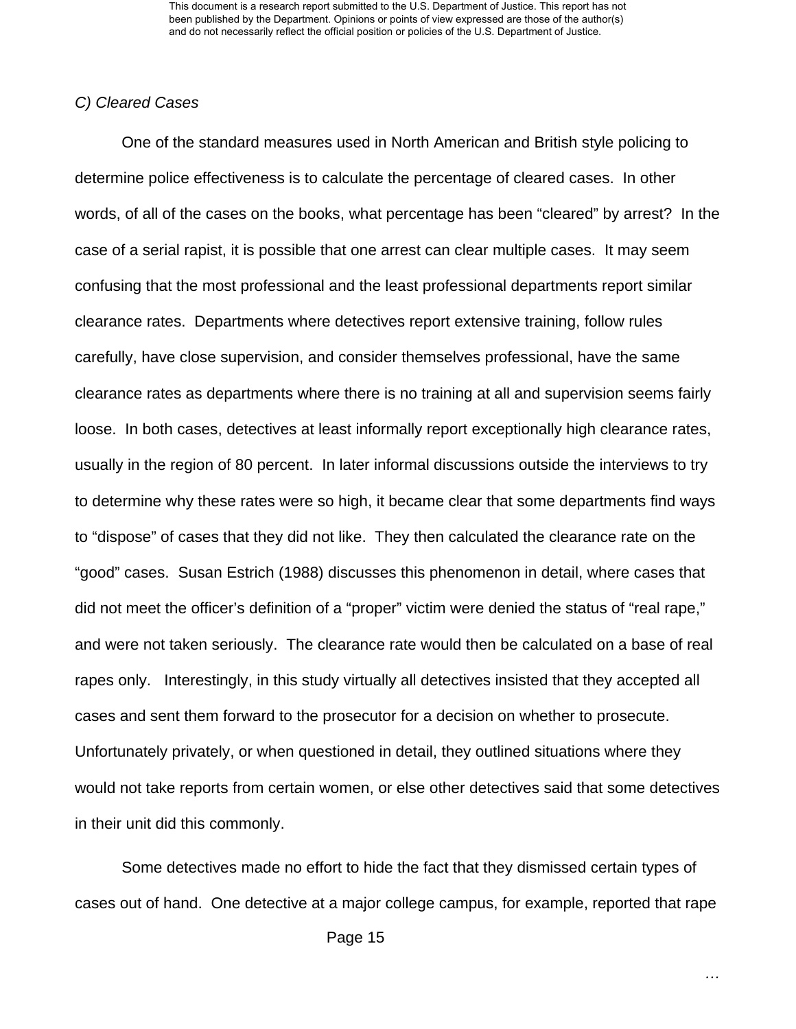*C) Cleared Cases*

One of the standard measures used in North American and British style policing to determine police effectiveness is to calculate the percentage of cleared cases. In other words, of all of the cases on the books, what percentage has been "cleared" by arrest? In the case of a serial rapist, it is possible that one arrest can clear multiple cases. It may seem confusing that the most professional and the least professional departments report similar clearance rates. Departments where detectives report extensive training, follow rules carefully, have close supervision, and consider themselves professional, have the same clearance rates as departments where there is no training at all and supervision seems fairly loose. In both cases, detectives at least informally report exceptionally high clearance rates, usually in the region of 80 percent. In later informal discussions outside the interviews to try to determine why these rates were so high, it became clear that some departments find ways to "dispose" of cases that they did not like. They then calculated the clearance rate on the "good" cases. Susan Estrich (1988) discusses this phenomenon in detail, where cases that did not meet the officer's definition of a "proper" victim were denied the status of "real rape," and were not taken seriously. The clearance rate would then be calculated on a base of real rapes only. Interestingly, in this study virtually all detectives insisted that they accepted all cases and sent them forward to the prosecutor for a decision on whether to prosecute. Unfortunately privately, or when questioned in detail, they outlined situations where they would not take reports from certain women, or else other detectives said that some detectives in their unit did this commonly.

Some detectives made no effort to hide the fact that they dismissed certain types of cases out of hand. One detective at a major college campus, for example, reported that rape

…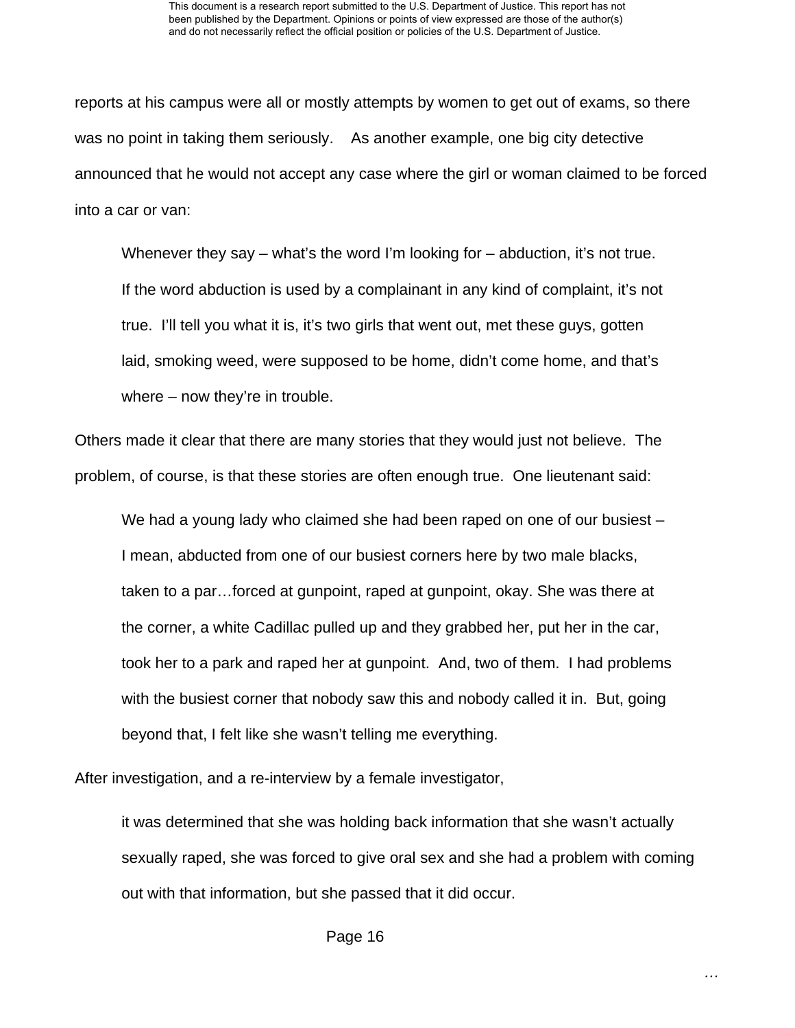reports at his campus were all or mostly attempts by women to get out of exams, so there was no point in taking them seriously.  As another example, one big city detective announced that he would not accept any case where the girl or woman claimed to be forced into a car or van:

> Whenever they say – what's the word I'm looking for – abduction, it's not true. If the word abduction is used by a complainant in any kind of complaint, it's not true.  I'll tell you what it is, it's two girls that went out, met these guys, gotten laid, smoking weed, were supposed to be home, didn't come home, and that's where – now they're in trouble.

Others made it clear that there are many stories that they would just not believe.  The problem, of course, is that these stories are often enough true.  One lieutenant said:

> We had a young lady who claimed she had been raped on one of our busiest – I mean, abducted from one of our busiest corners here by two male blacks, taken to a par…forced at gunpoint, raped at gunpoint, okay. She was there at the corner, a white Cadillac pulled up and they grabbed her, put her in the car, took her to a park and raped her at gunpoint.  And, two of them.  I had problems with the busiest corner that nobody saw this and nobody called it in.  But, going beyond that, I felt like she wasn't telling me everything.

After investigation, and a re-interview by a female investigator,

> it was determined that she was holding back information that she wasn't actually sexually raped, she was forced to give oral sex and she had a problem with coming out with that information, but she passed that it did occur.

…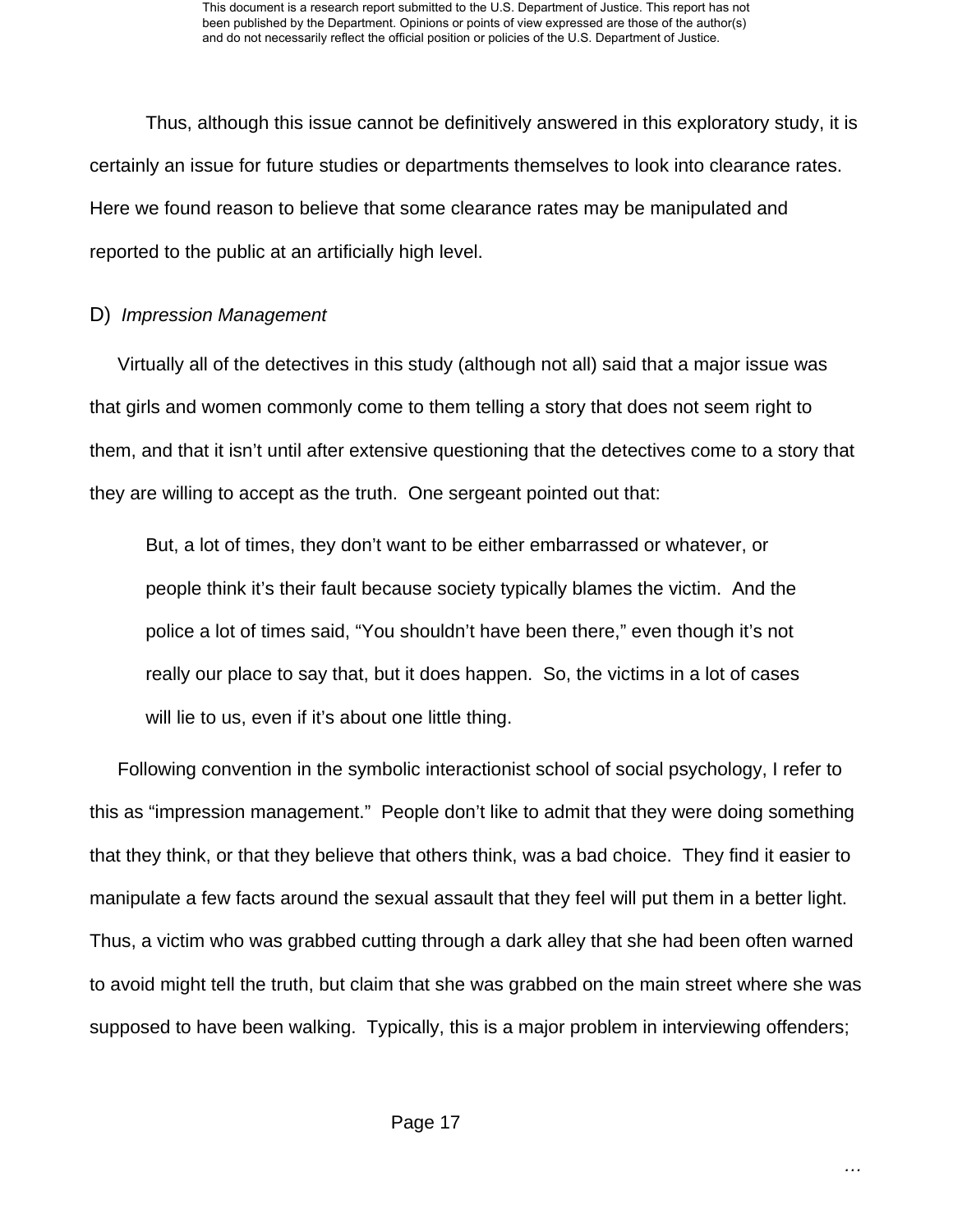Thus, although this issue cannot be definitively answered in this exploratory study, it is certainly an issue for future studies or departments themselves to look into clearance rates. Here we found reason to believe that some clearance rates may be manipulated and reported to the public at an artificially high level.

### D) *Impression Management*

Virtually all of the detectives in this study (although not all) said that a major issue was that girls and women commonly come to them telling a story that does not seem right to them, and that it isn't until after extensive questioning that the detectives come to a story that they are willing to accept as the truth. One sergeant pointed out that:

> But, a lot of times, they don't want to be either embarrassed or whatever, or people think it's their fault because society typically blames the victim. And the police a lot of times said, "You shouldn't have been there," even though it's not really our place to say that, but it does happen. So, the victims in a lot of cases will lie to us, even if it's about one little thing.

Following convention in the symbolic interactionist school of social psychology, I refer to this as "impression management." People don't like to admit that they were doing something that they think, or that they believe that others think, was a bad choice. They find it easier to manipulate a few facts around the sexual assault that they feel will put them in a better light. Thus, a victim who was grabbed cutting through a dark alley that she had been often warned to avoid might tell the truth, but claim that she was grabbed on the main street where she was supposed to have been walking. Typically, this is a major problem in interviewing offenders;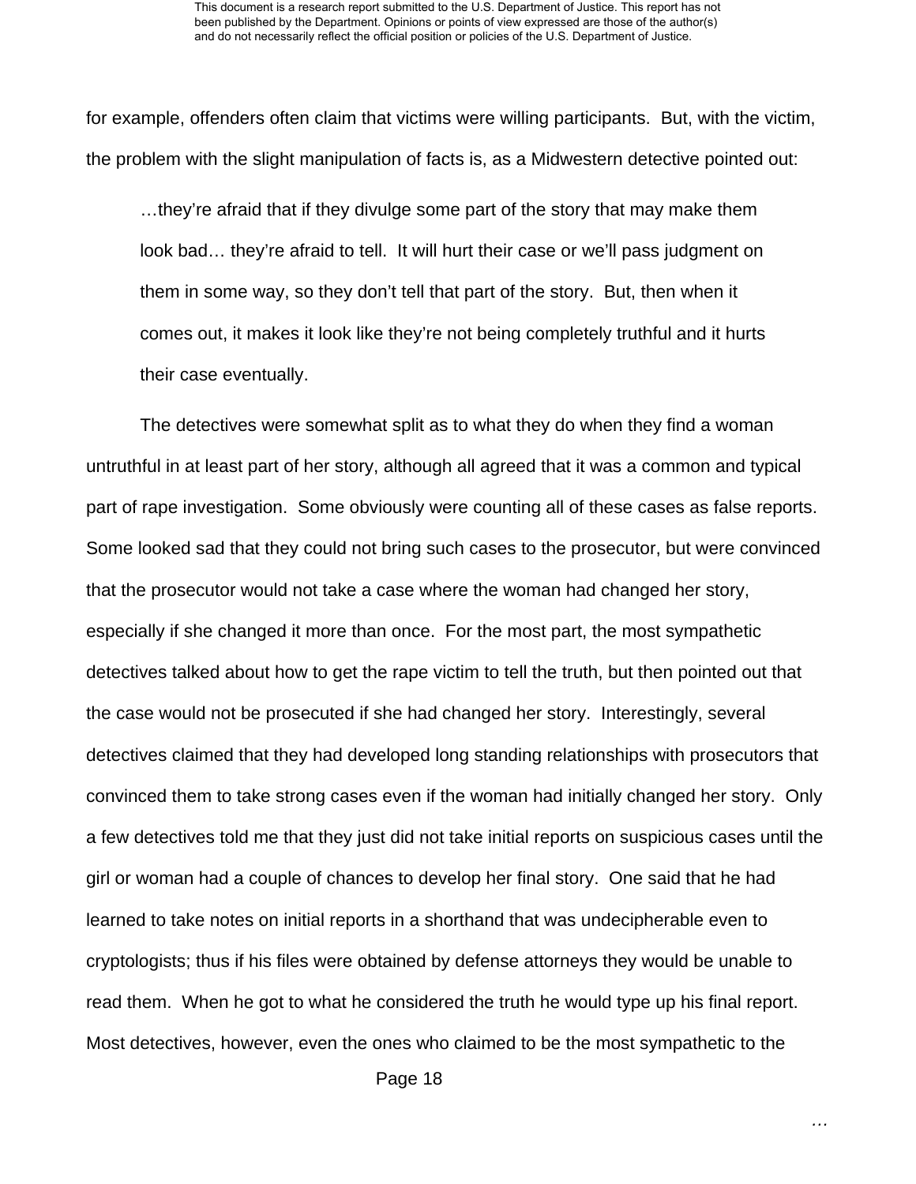for example, offenders often claim that victims were willing participants. But, with the victim, the problem with the slight manipulation of facts is, as a Midwestern detective pointed out:

> …they're afraid that if they divulge some part of the story that may make them look bad… they're afraid to tell. It will hurt their case or we'll pass judgment on them in some way, so they don't tell that part of the story. But, then when it comes out, it makes it look like they're not being completely truthful and it hurts their case eventually.

The detectives were somewhat split as to what they do when they find a woman untruthful in at least part of her story, although all agreed that it was a common and typical part of rape investigation. Some obviously were counting all of these cases as false reports. Some looked sad that they could not bring such cases to the prosecutor, but were convinced that the prosecutor would not take a case where the woman had changed her story, especially if she changed it more than once. For the most part, the most sympathetic detectives talked about how to get the rape victim to tell the truth, but then pointed out that the case would not be prosecuted if she had changed her story. Interestingly, several detectives claimed that they had developed long standing relationships with prosecutors that convinced them to take strong cases even if the woman had initially changed her story. Only a few detectives told me that they just did not take initial reports on suspicious cases until the girl or woman had a couple of chances to develop her final story. One said that he had learned to take notes on initial reports in a shorthand that was undecipherable even to cryptologists; thus if his files were obtained by defense attorneys they would be unable to read them. When he got to what he considered the truth he would type up his final report. Most detectives, however, even the ones who claimed to be the most sympathetic to the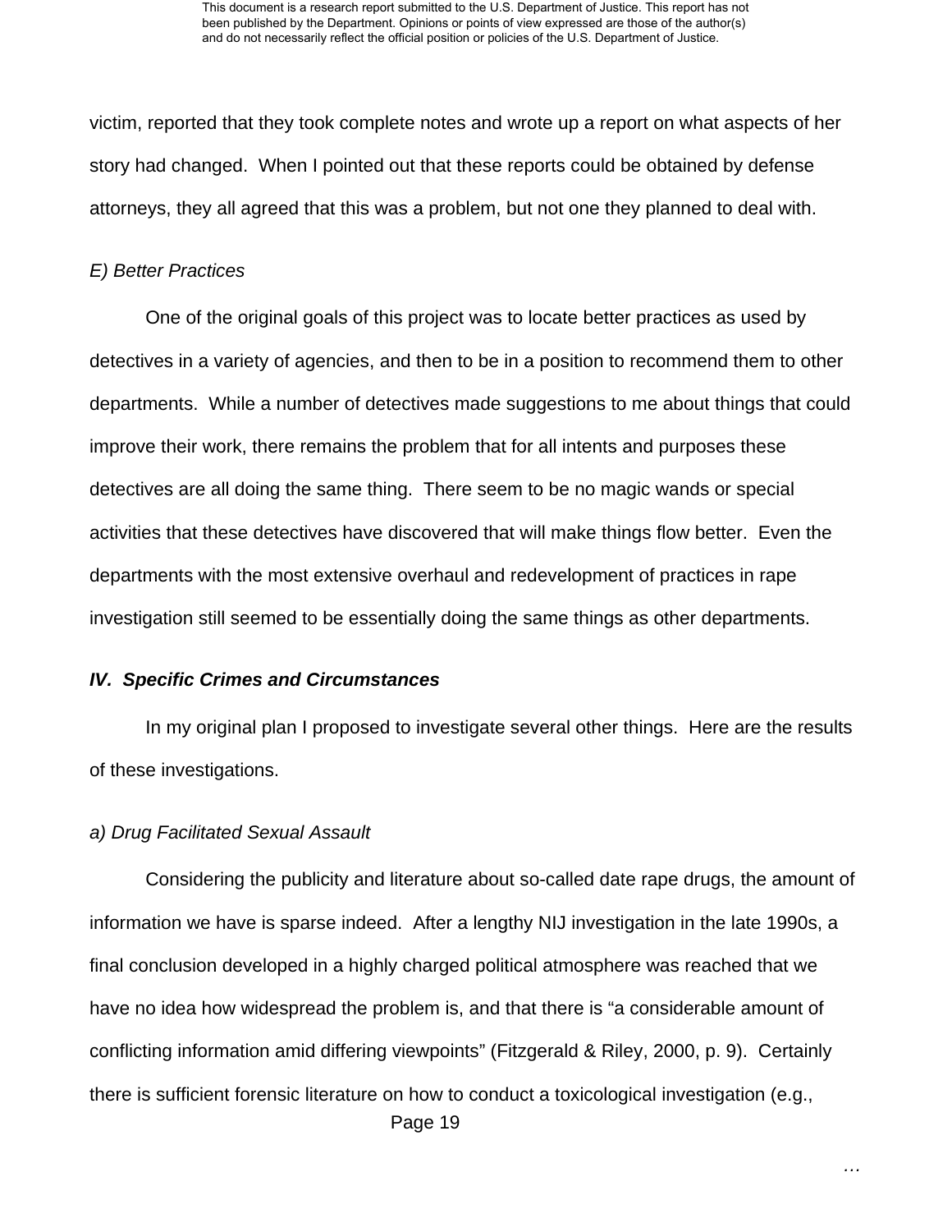victim, reported that they took complete notes and wrote up a report on what aspects of her story had changed. When I pointed out that these reports could be obtained by defense attorneys, they all agreed that this was a problem, but not one they planned to deal with.

### *E) Better Practices*

One of the original goals of this project was to locate better practices as used by detectives in a variety of agencies, and then to be in a position to recommend them to other departments. While a number of detectives made suggestions to me about things that could improve their work, there remains the problem that for all intents and purposes these detectives are all doing the same thing. There seem to be no magic wands or special activities that these detectives have discovered that will make things flow better. Even the departments with the most extensive overhaul and redevelopment of practices in rape investigation still seemed to be essentially doing the same things as other departments.

## ***IV. Specific Crimes and Circumstances***

In my original plan I proposed to investigate several other things. Here are the results of these investigations.

### *a) Drug Facilitated Sexual Assault*

Considering the publicity and literature about so-called date rape drugs, the amount of information we have is sparse indeed. After a lengthy NIJ investigation in the late 1990s, a final conclusion developed in a highly charged political atmosphere was reached that we have no idea how widespread the problem is, and that there is "a considerable amount of conflicting information amid differing viewpoints" (Fitzgerald & Riley, 2000, p. 9). Certainly there is sufficient forensic literature on how to conduct a toxicological investigation (e.g.,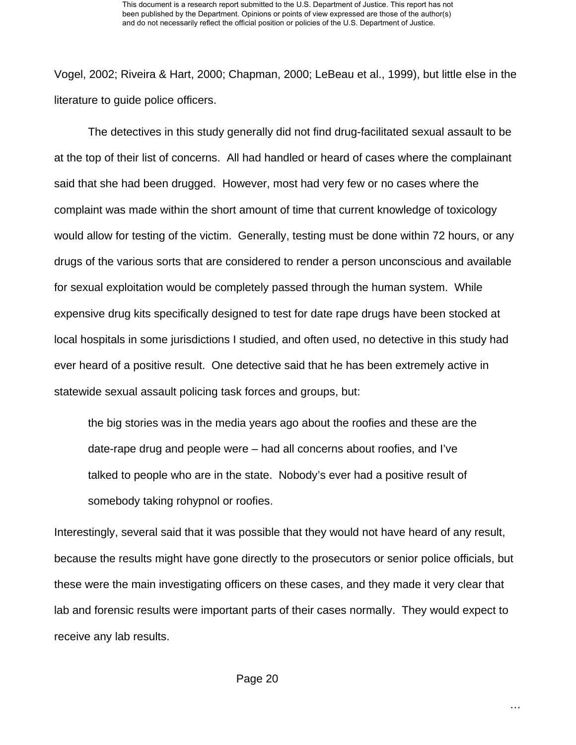Vogel, 2002; Riveira & Hart, 2000; Chapman, 2000; LeBeau et al., 1999), but little else in the literature to guide police officers.

The detectives in this study generally did not find drug-facilitated sexual assault to be at the top of their list of concerns. All had handled or heard of cases where the complainant said that she had been drugged. However, most had very few or no cases where the complaint was made within the short amount of time that current knowledge of toxicology would allow for testing of the victim. Generally, testing must be done within 72 hours, or any drugs of the various sorts that are considered to render a person unconscious and available for sexual exploitation would be completely passed through the human system. While expensive drug kits specifically designed to test for date rape drugs have been stocked at local hospitals in some jurisdictions I studied, and often used, no detective in this study had ever heard of a positive result. One detective said that he has been extremely active in statewide sexual assault policing task forces and groups, but:

> the big stories was in the media years ago about the roofies and these are the date-rape drug and people were – had all concerns about roofies, and I've talked to people who are in the state. Nobody's ever had a positive result of somebody taking rohypnol or roofies.

Interestingly, several said that it was possible that they would not have heard of any result, because the results might have gone directly to the prosecutors or senior police officials, but these were the main investigating officers on these cases, and they made it very clear that lab and forensic results were important parts of their cases normally. They would expect to receive any lab results.

…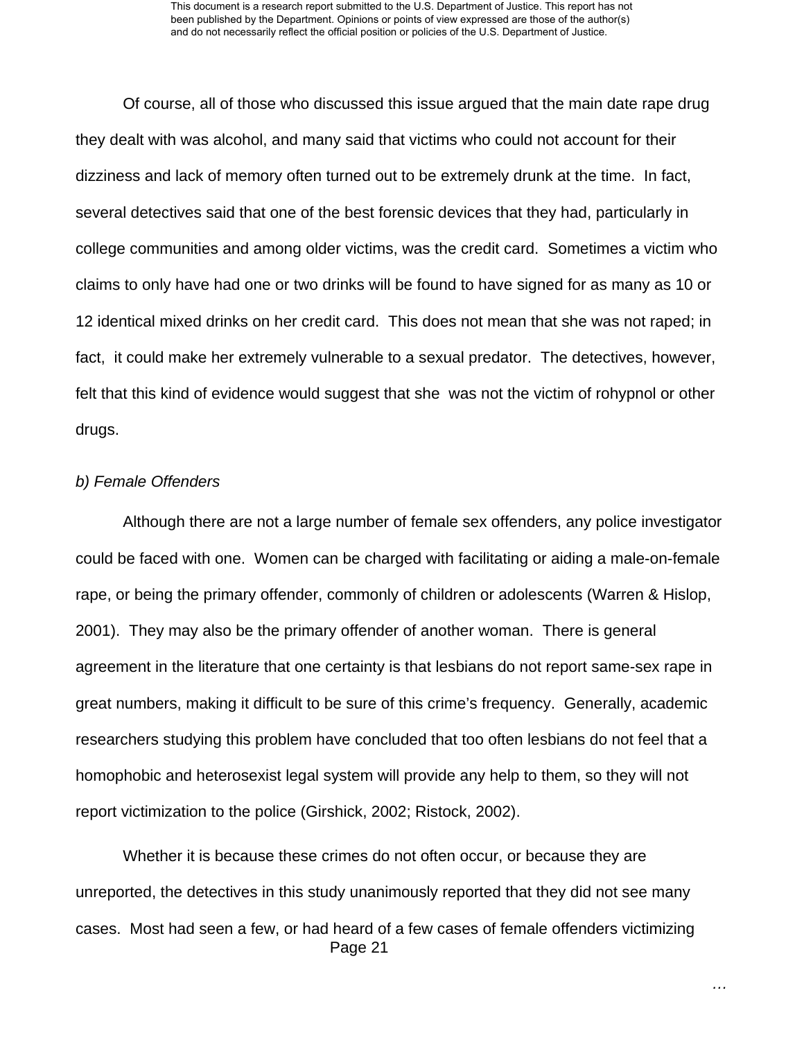Of course, all of those who discussed this issue argued that the main date rape drug they dealt with was alcohol, and many said that victims who could not account for their dizziness and lack of memory often turned out to be extremely drunk at the time. In fact, several detectives said that one of the best forensic devices that they had, particularly in college communities and among older victims, was the credit card. Sometimes a victim who claims to only have had one or two drinks will be found to have signed for as many as 10 or 12 identical mixed drinks on her credit card. This does not mean that she was not raped; in fact, it could make her extremely vulnerable to a sexual predator. The detectives, however, felt that this kind of evidence would suggest that she was not the victim of rohypnol or other drugs.

*b) Female Offenders*

Although there are not a large number of female sex offenders, any police investigator could be faced with one. Women can be charged with facilitating or aiding a male-on-female rape, or being the primary offender, commonly of children or adolescents (Warren & Hislop, 2001). They may also be the primary offender of another woman. There is general agreement in the literature that one certainty is that lesbians do not report same-sex rape in great numbers, making it difficult to be sure of this crime's frequency. Generally, academic researchers studying this problem have concluded that too often lesbians do not feel that a homophobic and heterosexist legal system will provide any help to them, so they will not report victimization to the police (Girshick, 2002; Ristock, 2002).

Whether it is because these crimes do not often occur, or because they are unreported, the detectives in this study unanimously reported that they did not see many cases. Most had seen a few, or had heard of a few cases of female offenders victimizing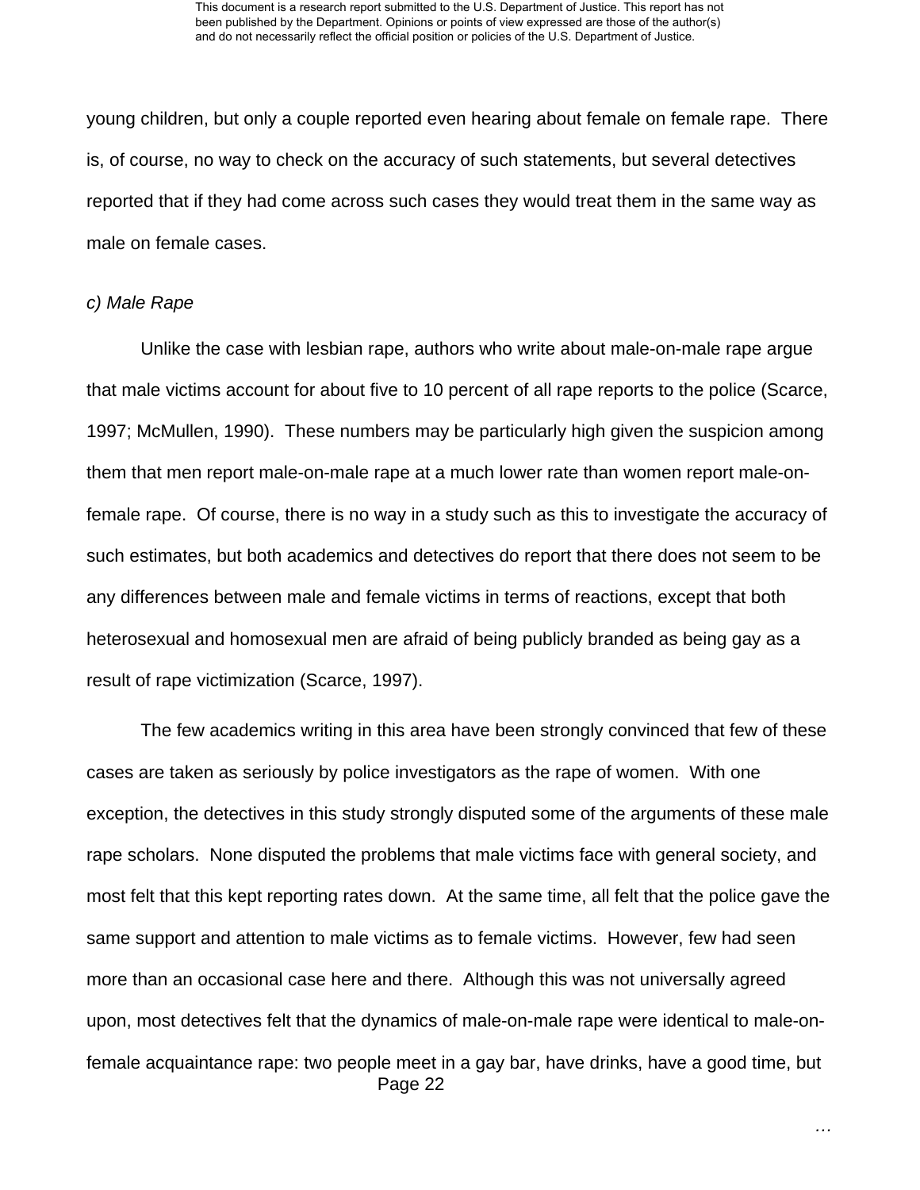young children, but only a couple reported even hearing about female on female rape. There is, of course, no way to check on the accuracy of such statements, but several detectives reported that if they had come across such cases they would treat them in the same way as male on female cases.

*c) Male Rape*

Unlike the case with lesbian rape, authors who write about male-on-male rape argue that male victims account for about five to 10 percent of all rape reports to the police (Scarce, 1997; McMullen, 1990). These numbers may be particularly high given the suspicion among them that men report male-on-male rape at a much lower rate than women report male-on-female rape. Of course, there is no way in a study such as this to investigate the accuracy of such estimates, but both academics and detectives do report that there does not seem to be any differences between male and female victims in terms of reactions, except that both heterosexual and homosexual men are afraid of being publicly branded as being gay as a result of rape victimization (Scarce, 1997).

The few academics writing in this area have been strongly convinced that few of these cases are taken as seriously by police investigators as the rape of women. With one exception, the detectives in this study strongly disputed some of the arguments of these male rape scholars. None disputed the problems that male victims face with general society, and most felt that this kept reporting rates down. At the same time, all felt that the police gave the same support and attention to male victims as to female victims. However, few had seen more than an occasional case here and there. Although this was not universally agreed upon, most detectives felt that the dynamics of male-on-male rape were identical to male-on-female acquaintance rape: two people meet in a gay bar, have drinks, have a good time, but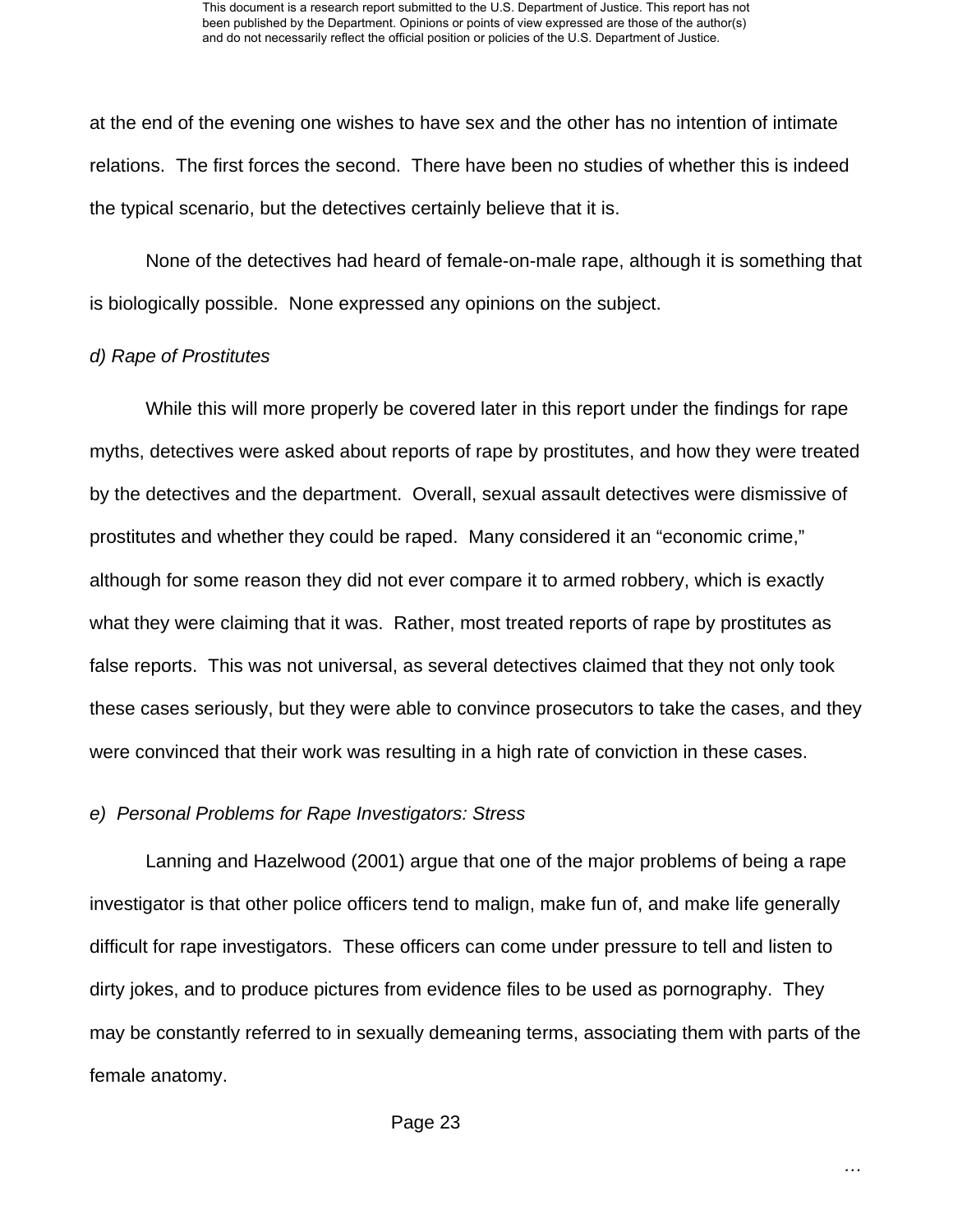at the end of the evening one wishes to have sex and the other has no intention of intimate relations. The first forces the second. There have been no studies of whether this is indeed the typical scenario, but the detectives certainly believe that it is.

None of the detectives had heard of female-on-male rape, although it is something that is biologically possible. None expressed any opinions on the subject.

*d) Rape of Prostitutes*

While this will more properly be covered later in this report under the findings for rape myths, detectives were asked about reports of rape by prostitutes, and how they were treated by the detectives and the department. Overall, sexual assault detectives were dismissive of prostitutes and whether they could be raped. Many considered it an "economic crime," although for some reason they did not ever compare it to armed robbery, which is exactly what they were claiming that it was. Rather, most treated reports of rape by prostitutes as false reports. This was not universal, as several detectives claimed that they not only took these cases seriously, but they were able to convince prosecutors to take the cases, and they were convinced that their work was resulting in a high rate of conviction in these cases.

*e) Personal Problems for Rape Investigators: Stress*

Lanning and Hazelwood (2001) argue that one of the major problems of being a rape investigator is that other police officers tend to malign, make fun of, and make life generally difficult for rape investigators. These officers can come under pressure to tell and listen to dirty jokes, and to produce pictures from evidence files to be used as pornography. They may be constantly referred to in sexually demeaning terms, associating them with parts of the female anatomy.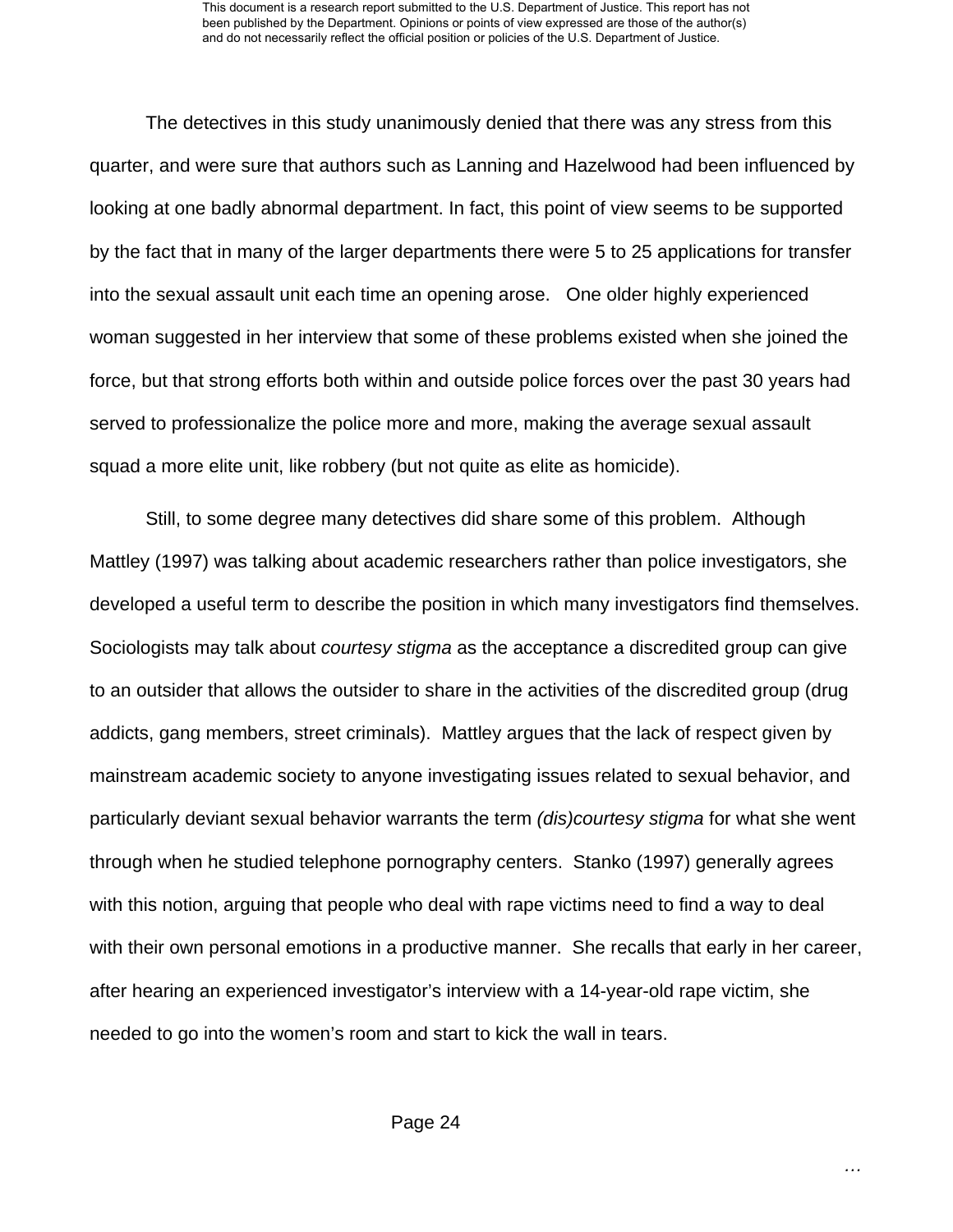The detectives in this study unanimously denied that there was any stress from this quarter, and were sure that authors such as Lanning and Hazelwood had been influenced by looking at one badly abnormal department. In fact, this point of view seems to be supported by the fact that in many of the larger departments there were 5 to 25 applications for transfer into the sexual assault unit each time an opening arose. One older highly experienced woman suggested in her interview that some of these problems existed when she joined the force, but that strong efforts both within and outside police forces over the past 30 years had served to professionalize the police more and more, making the average sexual assault squad a more elite unit, like robbery (but not quite as elite as homicide).

Still, to some degree many detectives did share some of this problem. Although Mattley (1997) was talking about academic researchers rather than police investigators, she developed a useful term to describe the position in which many investigators find themselves. Sociologists may talk about *courtesy stigma* as the acceptance a discredited group can give to an outsider that allows the outsider to share in the activities of the discredited group (drug addicts, gang members, street criminals). Mattley argues that the lack of respect given by mainstream academic society to anyone investigating issues related to sexual behavior, and particularly deviant sexual behavior warrants the term *(dis)courtesy stigma* for what she went through when he studied telephone pornography centers. Stanko (1997) generally agrees with this notion, arguing that people who deal with rape victims need to find a way to deal with their own personal emotions in a productive manner. She recalls that early in her career, after hearing an experienced investigator's interview with a 14-year-old rape victim, she needed to go into the women's room and start to kick the wall in tears.

…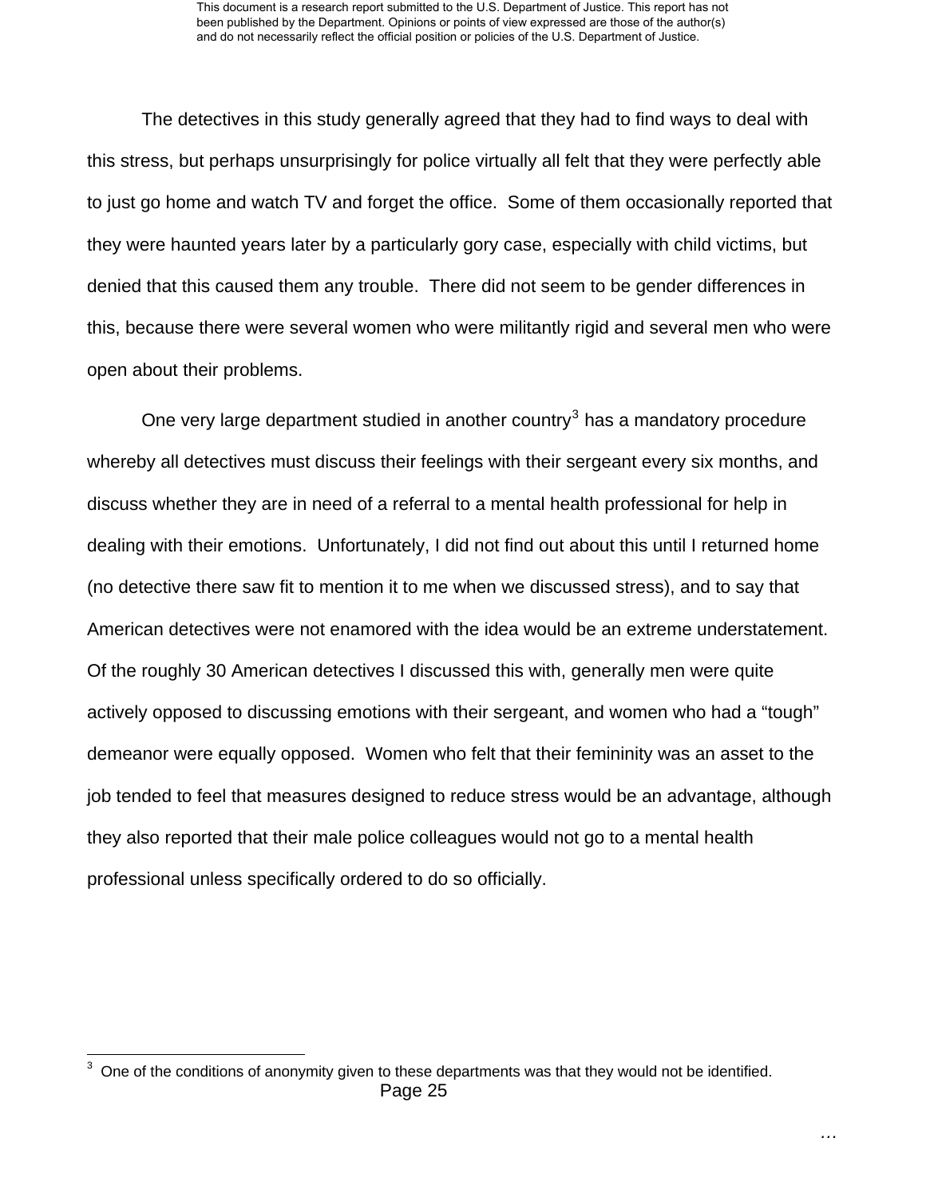The detectives in this study generally agreed that they had to find ways to deal with this stress, but perhaps unsurprisingly for police virtually all felt that they were perfectly able to just go home and watch TV and forget the office. Some of them occasionally reported that they were haunted years later by a particularly gory case, especially with child victims, but denied that this caused them any trouble. There did not seem to be gender differences in this, because there were several women who were militantly rigid and several men who were open about their problems.

One very large department studied in another country[3] has a mandatory procedure whereby all detectives must discuss their feelings with their sergeant every six months, and discuss whether they are in need of a referral to a mental health professional for help in dealing with their emotions. Unfortunately, I did not find out about this until I returned home (no detective there saw fit to mention it to me when we discussed stress), and to say that American detectives were not enamored with the idea would be an extreme understatement. Of the roughly 30 American detectives I discussed this with, generally men were quite actively opposed to discussing emotions with their sergeant, and women who had a "tough" demeanor were equally opposed. Women who felt that their femininity was an asset to the job tended to feel that measures designed to reduce stress would be an advantage, although they also reported that their male police colleagues would not go to a mental health professional unless specifically ordered to do so officially.

---

[3] One of the conditions of anonymity given to these departments was that they would not be identified.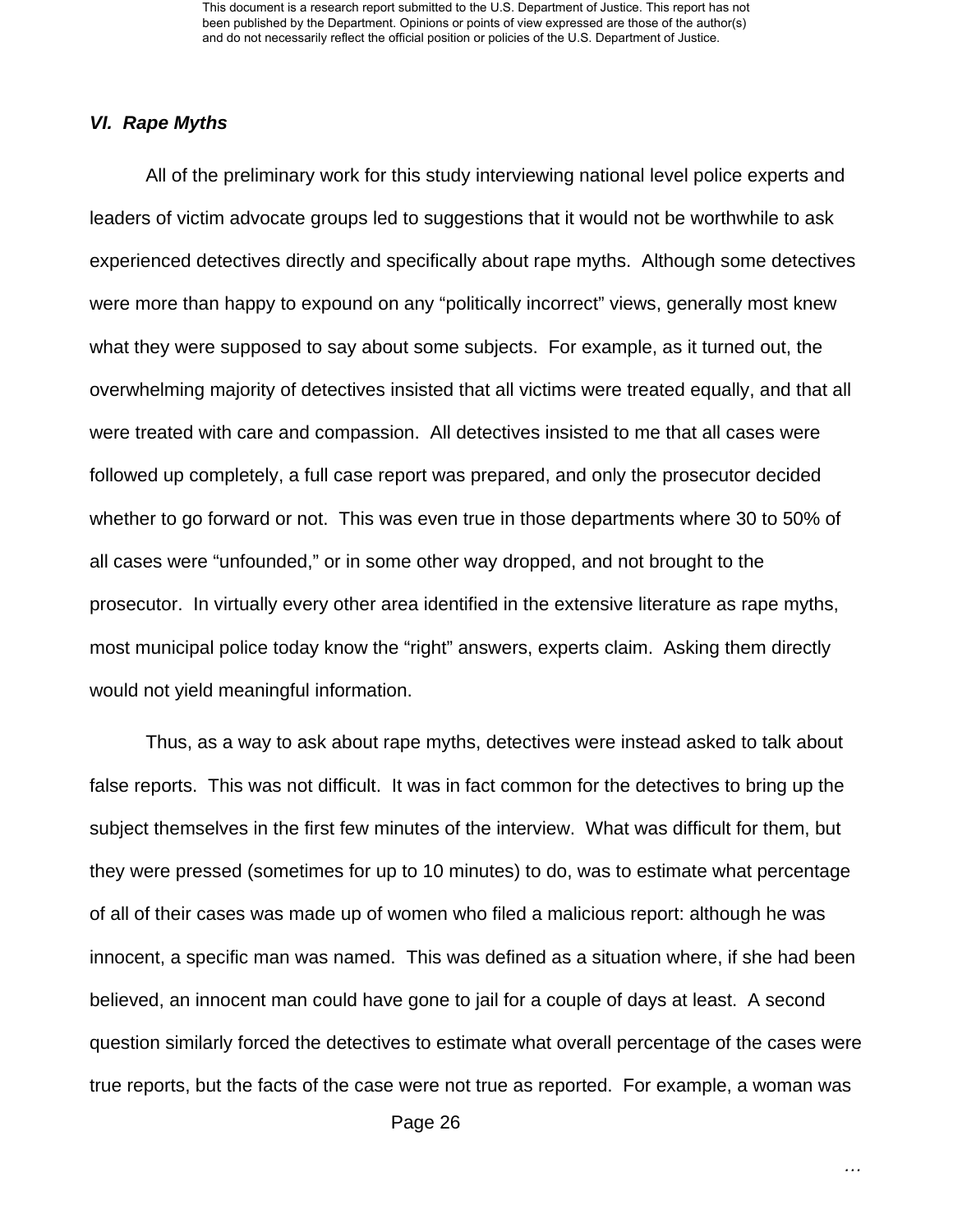### *VI. Rape Myths*

All of the preliminary work for this study interviewing national level police experts and leaders of victim advocate groups led to suggestions that it would not be worthwhile to ask experienced detectives directly and specifically about rape myths. Although some detectives were more than happy to expound on any "politically incorrect" views, generally most knew what they were supposed to say about some subjects. For example, as it turned out, the overwhelming majority of detectives insisted that all victims were treated equally, and that all were treated with care and compassion. All detectives insisted to me that all cases were followed up completely, a full case report was prepared, and only the prosecutor decided whether to go forward or not. This was even true in those departments where 30 to 50% of all cases were "unfounded," or in some other way dropped, and not brought to the prosecutor. In virtually every other area identified in the extensive literature as rape myths, most municipal police today know the "right" answers, experts claim. Asking them directly would not yield meaningful information.

Thus, as a way to ask about rape myths, detectives were instead asked to talk about false reports. This was not difficult. It was in fact common for the detectives to bring up the subject themselves in the first few minutes of the interview. What was difficult for them, but they were pressed (sometimes for up to 10 minutes) to do, was to estimate what percentage of all of their cases was made up of women who filed a malicious report: although he was innocent, a specific man was named. This was defined as a situation where, if she had been believed, an innocent man could have gone to jail for a couple of days at least. A second question similarly forced the detectives to estimate what overall percentage of the cases were true reports, but the facts of the case were not true as reported. For example, a woman was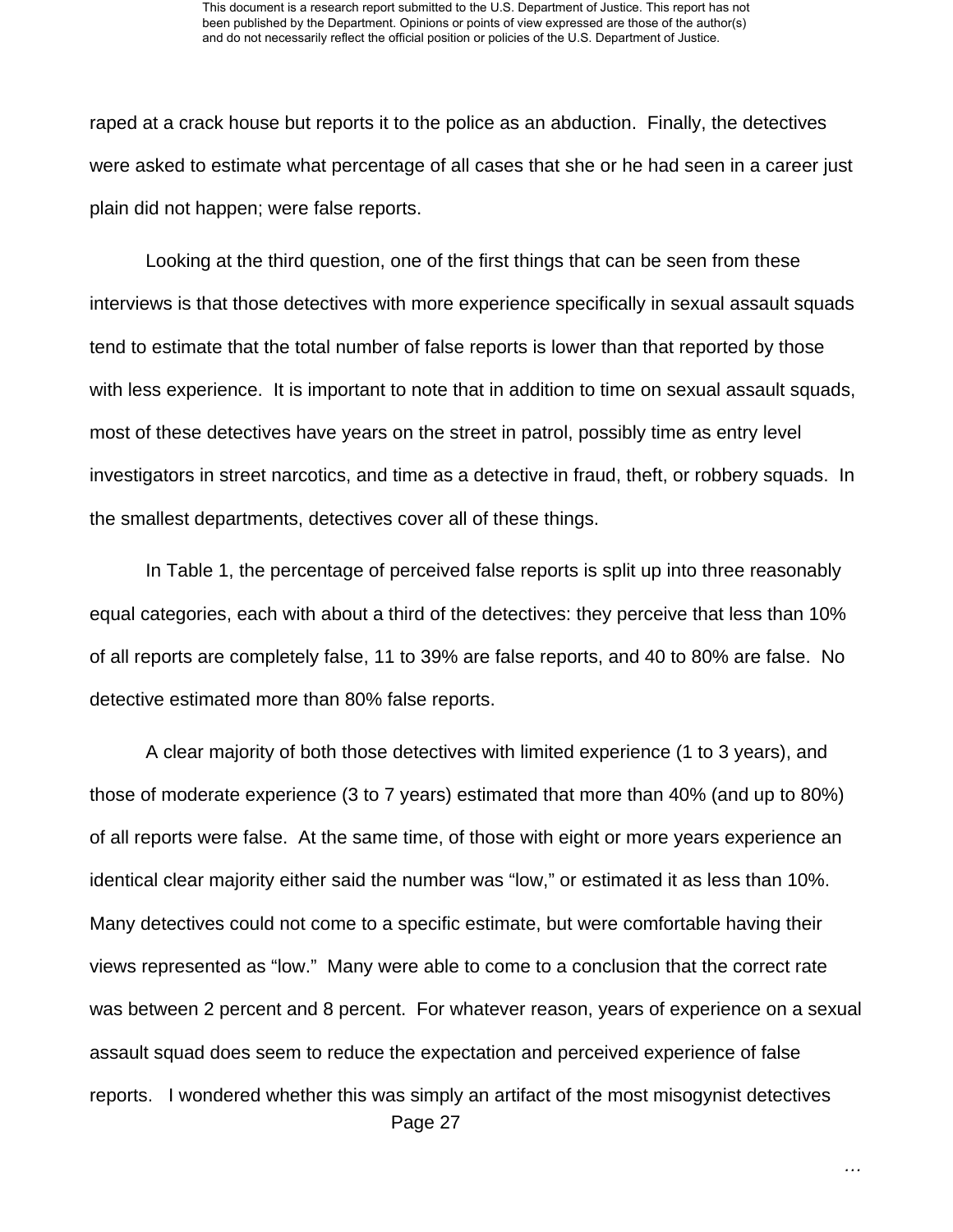raped at a crack house but reports it to the police as an abduction. Finally, the detectives were asked to estimate what percentage of all cases that she or he had seen in a career just plain did not happen; were false reports.

Looking at the third question, one of the first things that can be seen from these interviews is that those detectives with more experience specifically in sexual assault squads tend to estimate that the total number of false reports is lower than that reported by those with less experience. It is important to note that in addition to time on sexual assault squads, most of these detectives have years on the street in patrol, possibly time as entry level investigators in street narcotics, and time as a detective in fraud, theft, or robbery squads. In the smallest departments, detectives cover all of these things.

In Table 1, the percentage of perceived false reports is split up into three reasonably equal categories, each with about a third of the detectives: they perceive that less than 10% of all reports are completely false, 11 to 39% are false reports, and 40 to 80% are false. No detective estimated more than 80% false reports.

A clear majority of both those detectives with limited experience (1 to 3 years), and those of moderate experience (3 to 7 years) estimated that more than 40% (and up to 80%) of all reports were false. At the same time, of those with eight or more years experience an identical clear majority either said the number was "low," or estimated it as less than 10%. Many detectives could not come to a specific estimate, but were comfortable having their views represented as "low." Many were able to come to a conclusion that the correct rate was between 2 percent and 8 percent. For whatever reason, years of experience on a sexual assault squad does seem to reduce the expectation and perceived experience of false reports. I wondered whether this was simply an artifact of the most misogynist detectives

…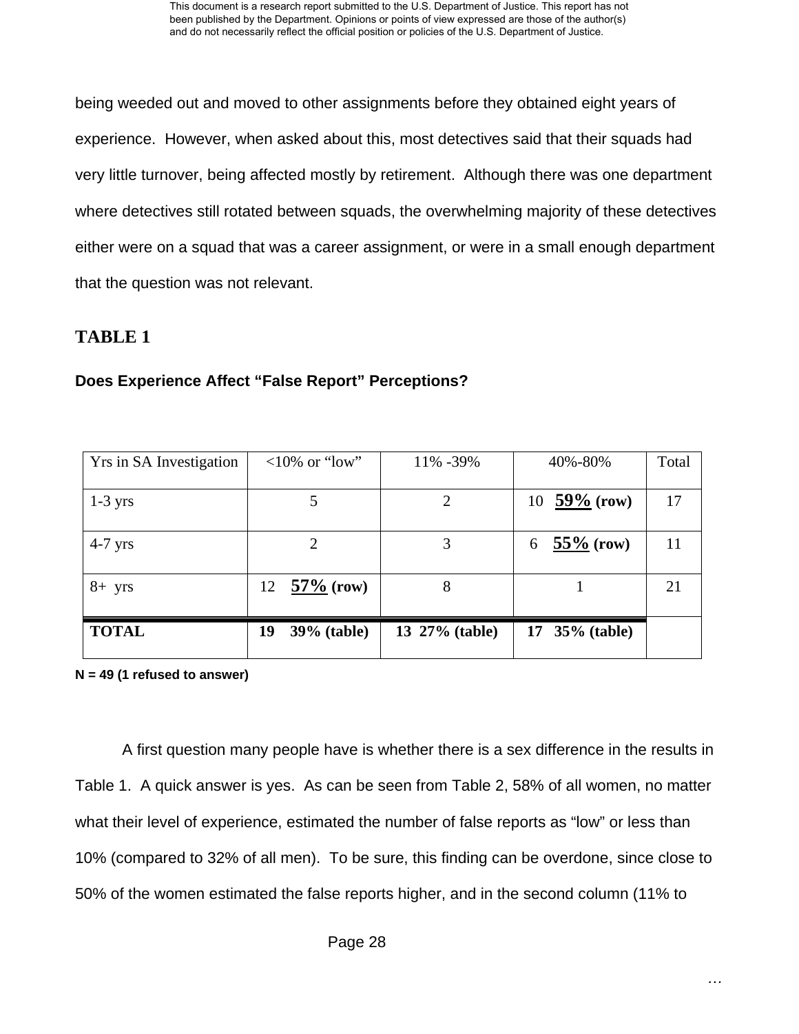being weeded out and moved to other assignments before they obtained eight years of experience. However, when asked about this, most detectives said that their squads had very little turnover, being affected mostly by retirement. Although there was one department where detectives still rotated between squads, the overwhelming majority of these detectives either were on a squad that was a career assignment, or were in a small enough department that the question was not relevant.

## TABLE 1

### Does Experience Affect "False Report" Perceptions?

| Yrs in SA Investigation | <10% or "low" | 11% -39% | 40%-80% | Total |
|---|---|---|---|---|
| 1-3 yrs | 5 | 2 | 10 **59% (row)** | 17 |
| 4-7 yrs | 2 | 3 | 6 **55% (row)** | 11 |
| 8+ yrs | 12 **57% (row)** | 8 | 1 | 21 |
| **TOTAL** | **19 39% (table)** | **13 27% (table)** | **17 35% (table)** | |

**N = 49 (1 refused to answer)**

A first question many people have is whether there is a sex difference in the results in Table 1. A quick answer is yes. As can be seen from Table 2, 58% of all women, no matter what their level of experience, estimated the number of false reports as "low" or less than 10% (compared to 32% of all men). To be sure, this finding can be overdone, since close to 50% of the women estimated the false reports higher, and in the second column (11% to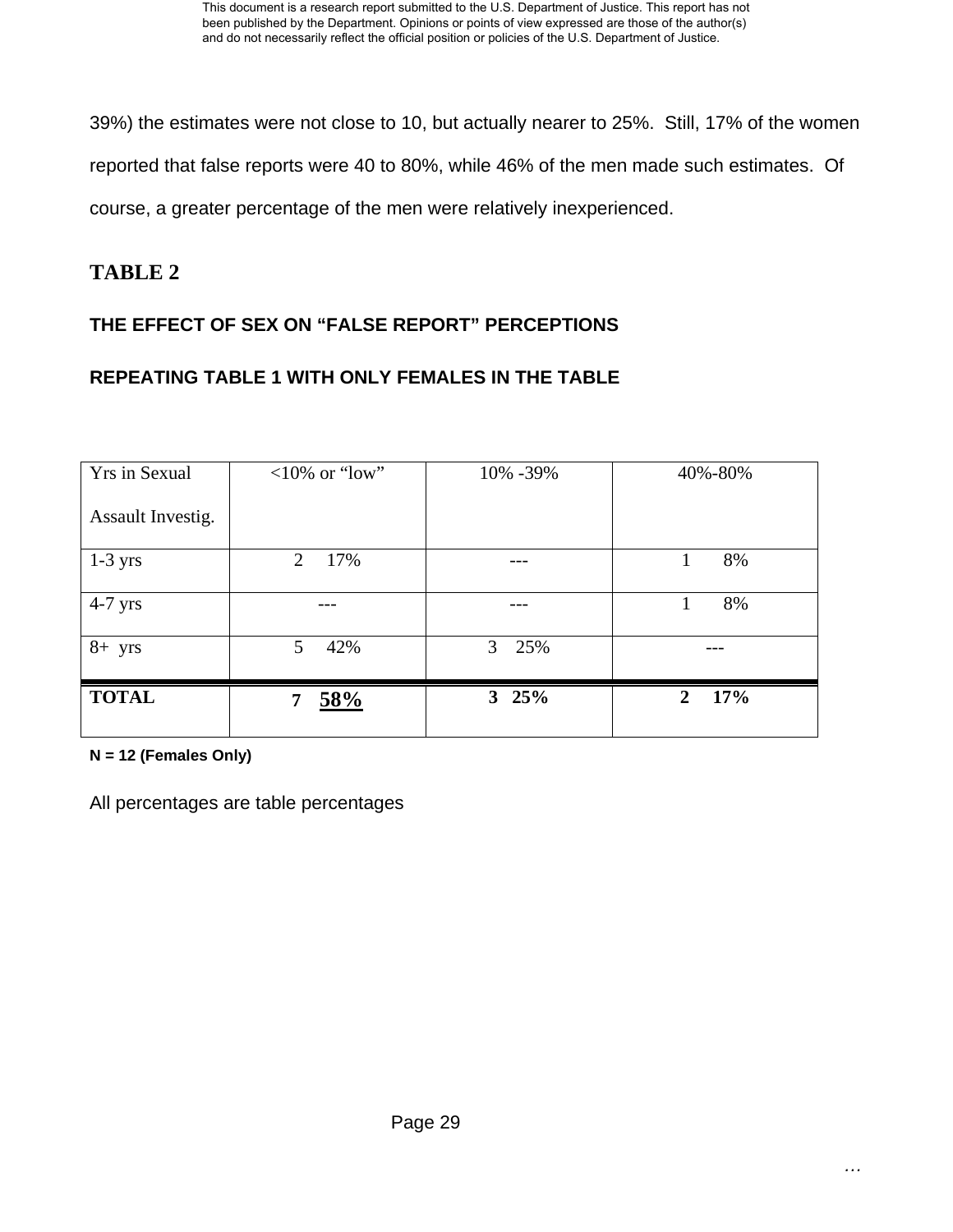39%) the estimates were not close to 10, but actually nearer to 25%. Still, 17% of the women reported that false reports were 40 to 80%, while 46% of the men made such estimates. Of course, a greater percentage of the men were relatively inexperienced.

## TABLE 2

### THE EFFECT OF SEX ON "FALSE REPORT" PERCEPTIONS

### REPEATING TABLE 1 WITH ONLY FEMALES IN THE TABLE

| Yrs in Sexual Assault Investig. | <10% or "low" | 10% -39% | 40%-80% |
|---|---|---|---|
| 1-3 yrs | 2 17% | --- | 1 8% |
| 4-7 yrs | --- | --- | 1 8% |
| 8+ yrs | 5 42% | 3 25% | --- |
| **TOTAL** | **7 58%** | **3 25%** | **2 17%** |

**N = 12 (Females Only)**

All percentages are table percentages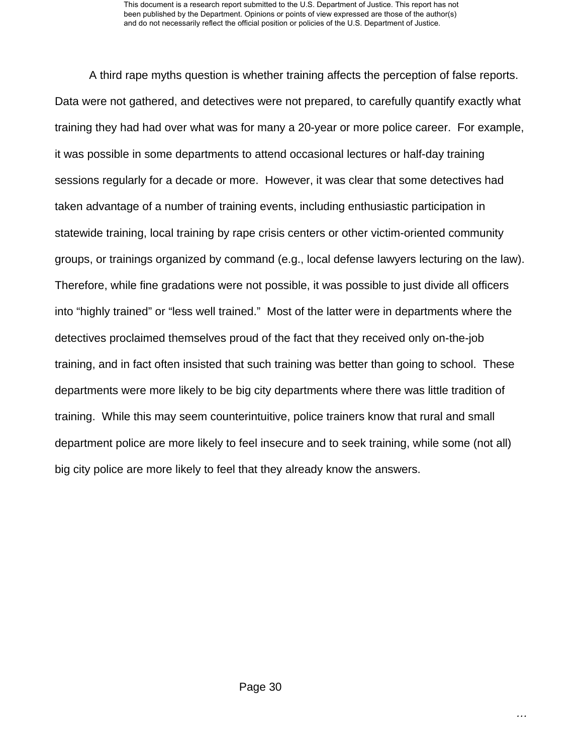A third rape myths question is whether training affects the perception of false reports. Data were not gathered, and detectives were not prepared, to carefully quantify exactly what training they had had over what was for many a 20-year or more police career. For example, it was possible in some departments to attend occasional lectures or half-day training sessions regularly for a decade or more. However, it was clear that some detectives had taken advantage of a number of training events, including enthusiastic participation in statewide training, local training by rape crisis centers or other victim-oriented community groups, or trainings organized by command (e.g., local defense lawyers lecturing on the law). Therefore, while fine gradations were not possible, it was possible to just divide all officers into "highly trained" or "less well trained." Most of the latter were in departments where the detectives proclaimed themselves proud of the fact that they received only on-the-job training, and in fact often insisted that such training was better than going to school. These departments were more likely to be big city departments where there was little tradition of training. While this may seem counterintuitive, police trainers know that rural and small department police are more likely to feel insecure and to seek training, while some (not all) big city police are more likely to feel that they already know the answers.

…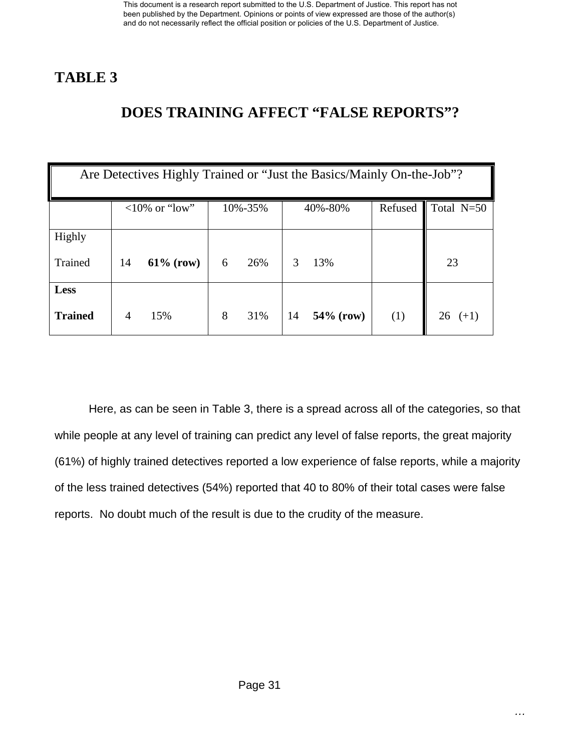# TABLE 3

## DOES TRAINING AFFECT "FALSE REPORTS"?

| Are Detectives Highly Trained or "Just the Basics/Mainly On-the-Job"? | | | | | |
|---|---|---|---|---|---|
| | <10% or "low" | 10%-35% | 40%-80% | Refused | Total N=50 |
| Highly Trained | 14 **61% (row)** | 6 26% | 3 13% | | 23 |
| **Less Trained** | 4 15% | 8 31% | 14 **54% (row)** | (1) | 26 (+1) |

Here, as can be seen in Table 3, there is a spread across all of the categories, so that while people at any level of training can predict any level of false reports, the great majority (61%) of highly trained detectives reported a low experience of false reports, while a majority of the less trained detectives (54%) reported that 40 to 80% of their total cases were false reports. No doubt much of the result is due to the crudity of the measure.

…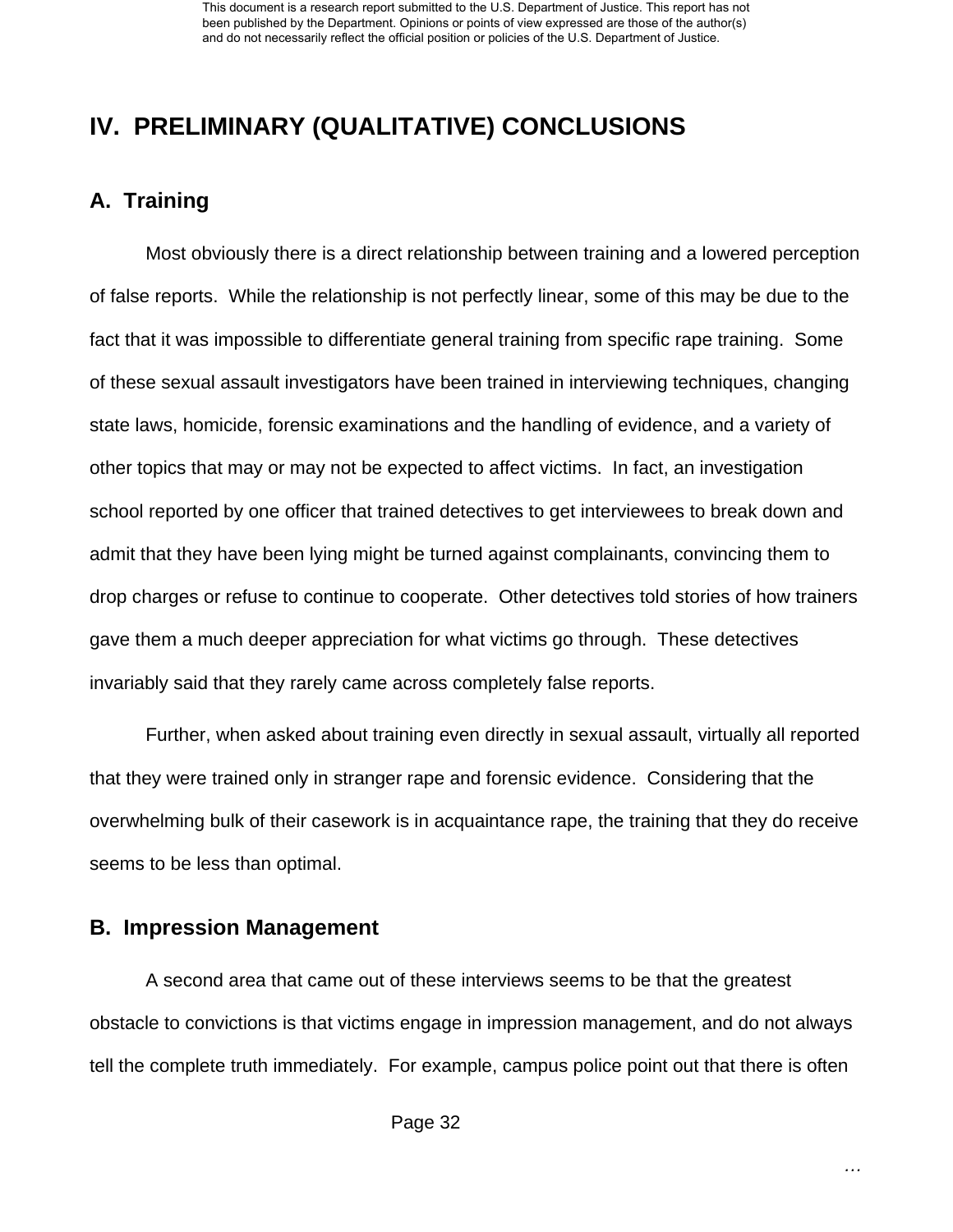## IV. PRELIMINARY (QUALITATIVE) CONCLUSIONS

### A. Training

Most obviously there is a direct relationship between training and a lowered perception of false reports. While the relationship is not perfectly linear, some of this may be due to the fact that it was impossible to differentiate general training from specific rape training. Some of these sexual assault investigators have been trained in interviewing techniques, changing state laws, homicide, forensic examinations and the handling of evidence, and a variety of other topics that may or may not be expected to affect victims. In fact, an investigation school reported by one officer that trained detectives to get interviewees to break down and admit that they have been lying might be turned against complainants, convincing them to drop charges or refuse to continue to cooperate. Other detectives told stories of how trainers gave them a much deeper appreciation for what victims go through. These detectives invariably said that they rarely came across completely false reports.

Further, when asked about training even directly in sexual assault, virtually all reported that they were trained only in stranger rape and forensic evidence. Considering that the overwhelming bulk of their casework is in acquaintance rape, the training that they do receive seems to be less than optimal.

### B. Impression Management

A second area that came out of these interviews seems to be that the greatest obstacle to convictions is that victims engage in impression management, and do not always tell the complete truth immediately. For example, campus police point out that there is often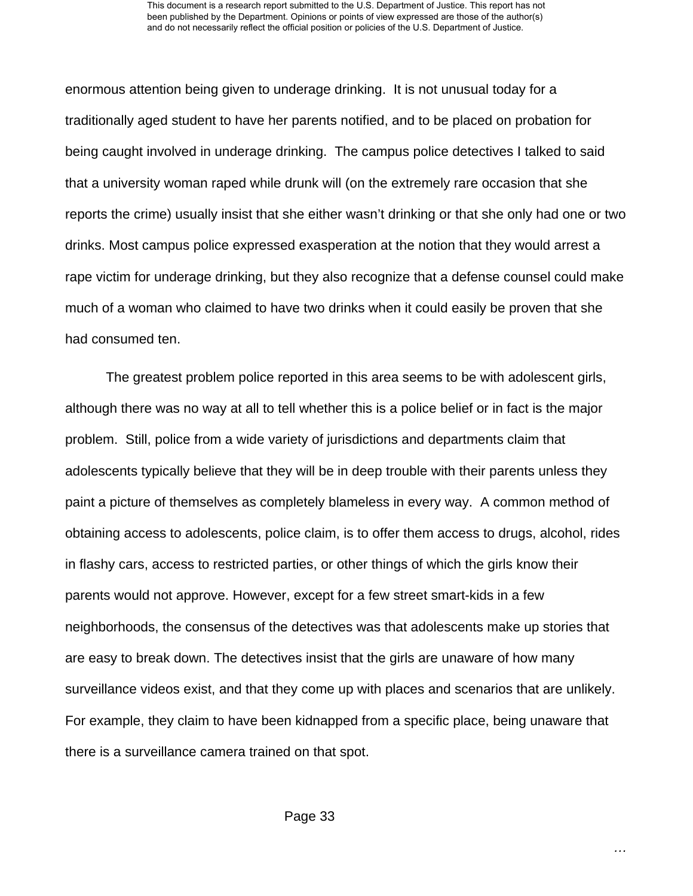enormous attention being given to underage drinking. It is not unusual today for a traditionally aged student to have her parents notified, and to be placed on probation for being caught involved in underage drinking. The campus police detectives I talked to said that a university woman raped while drunk will (on the extremely rare occasion that she reports the crime) usually insist that she either wasn't drinking or that she only had one or two drinks. Most campus police expressed exasperation at the notion that they would arrest a rape victim for underage drinking, but they also recognize that a defense counsel could make much of a woman who claimed to have two drinks when it could easily be proven that she had consumed ten.

The greatest problem police reported in this area seems to be with adolescent girls, although there was no way at all to tell whether this is a police belief or in fact is the major problem. Still, police from a wide variety of jurisdictions and departments claim that adolescents typically believe that they will be in deep trouble with their parents unless they paint a picture of themselves as completely blameless in every way. A common method of obtaining access to adolescents, police claim, is to offer them access to drugs, alcohol, rides in flashy cars, access to restricted parties, or other things of which the girls know their parents would not approve. However, except for a few street smart-kids in a few neighborhoods, the consensus of the detectives was that adolescents make up stories that are easy to break down. The detectives insist that the girls are unaware of how many surveillance videos exist, and that they come up with places and scenarios that are unlikely. For example, they claim to have been kidnapped from a specific place, being unaware that there is a surveillance camera trained on that spot.

…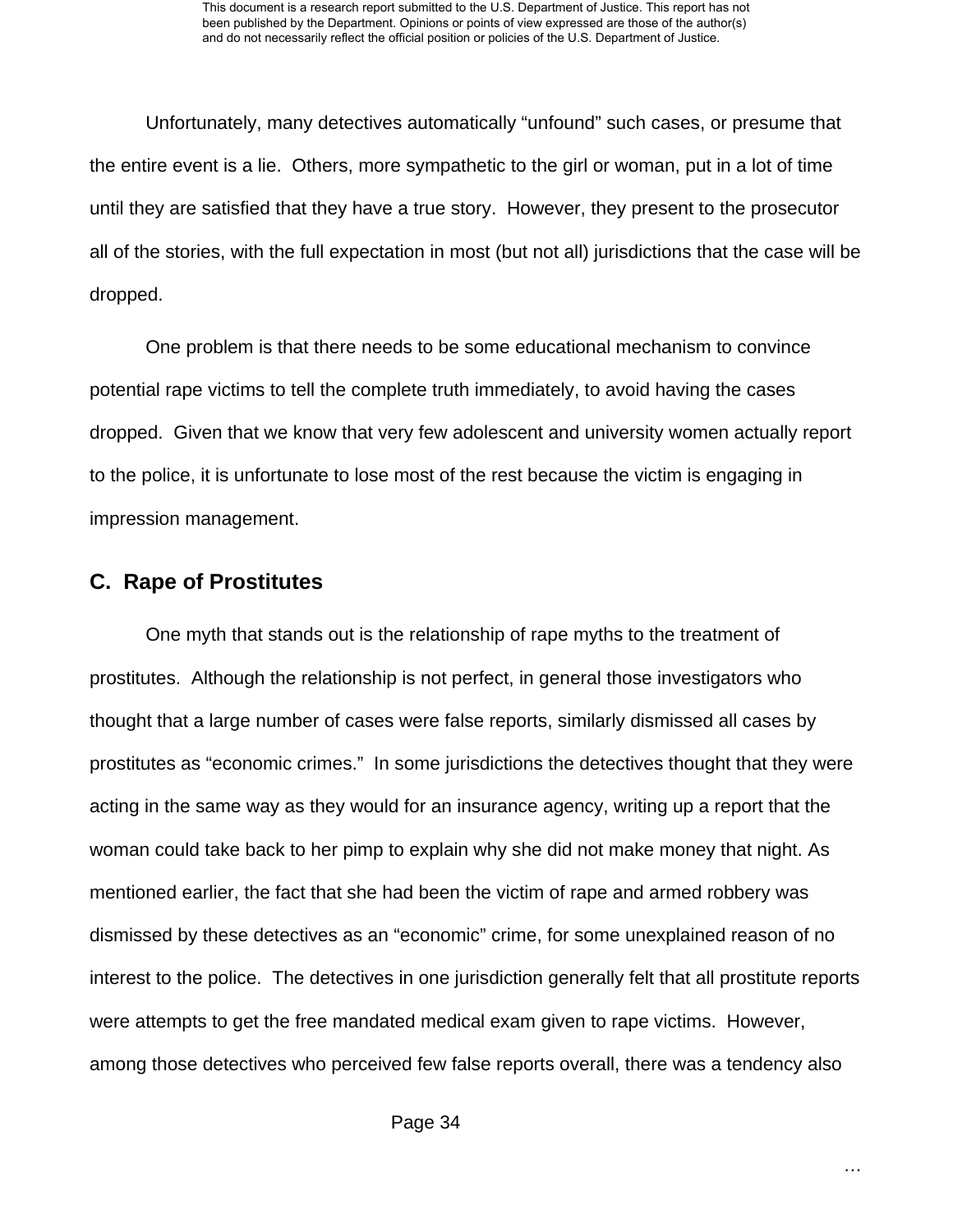Unfortunately, many detectives automatically "unfound" such cases, or presume that the entire event is a lie. Others, more sympathetic to the girl or woman, put in a lot of time until they are satisfied that they have a true story. However, they present to the prosecutor all of the stories, with the full expectation in most (but not all) jurisdictions that the case will be dropped.

One problem is that there needs to be some educational mechanism to convince potential rape victims to tell the complete truth immediately, to avoid having the cases dropped. Given that we know that very few adolescent and university women actually report to the police, it is unfortunate to lose most of the rest because the victim is engaging in impression management.

## C. Rape of Prostitutes

One myth that stands out is the relationship of rape myths to the treatment of prostitutes. Although the relationship is not perfect, in general those investigators who thought that a large number of cases were false reports, similarly dismissed all cases by prostitutes as "economic crimes." In some jurisdictions the detectives thought that they were acting in the same way as they would for an insurance agency, writing up a report that the woman could take back to her pimp to explain why she did not make money that night. As mentioned earlier, the fact that she had been the victim of rape and armed robbery was dismissed by these detectives as an "economic" crime, for some unexplained reason of no interest to the police. The detectives in one jurisdiction generally felt that all prostitute reports were attempts to get the free mandated medical exam given to rape victims. However, among those detectives who perceived few false reports overall, there was a tendency also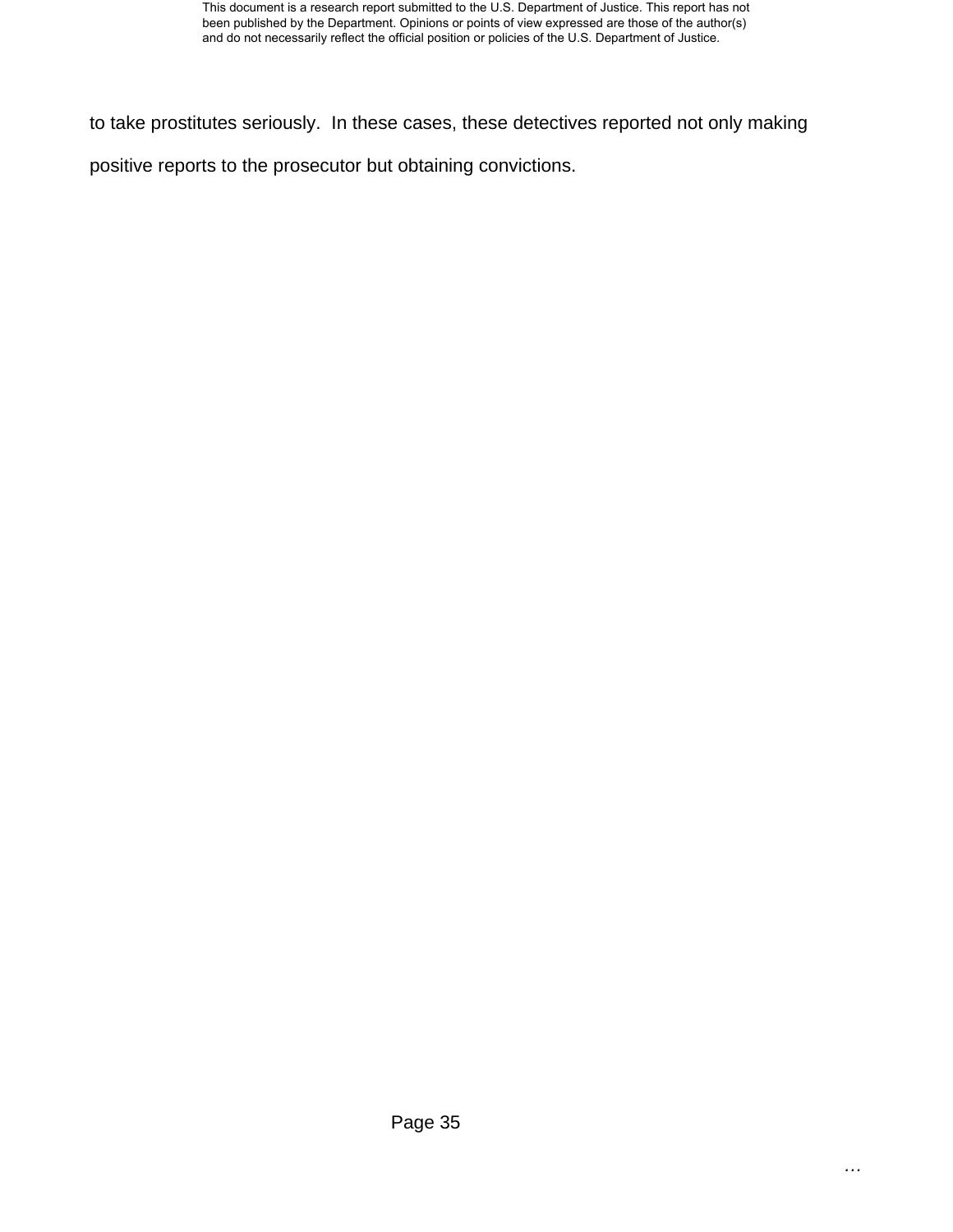to take prostitutes seriously. In these cases, these detectives reported not only making positive reports to the prosecutor but obtaining convictions.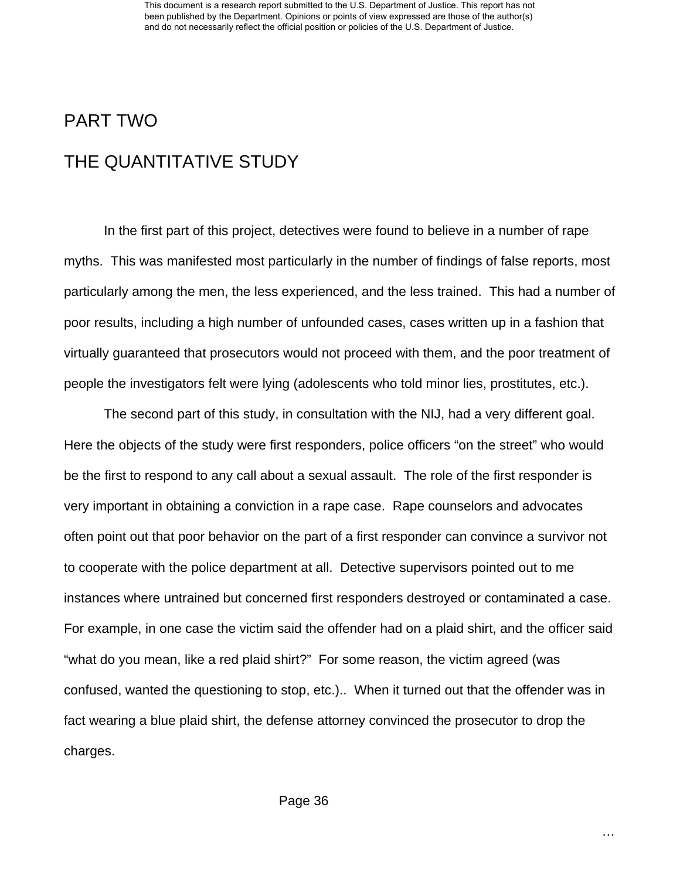# PART TWO

# THE QUANTITATIVE STUDY

In the first part of this project, detectives were found to believe in a number of rape myths. This was manifested most particularly in the number of findings of false reports, most particularly among the men, the less experienced, and the less trained. This had a number of poor results, including a high number of unfounded cases, cases written up in a fashion that virtually guaranteed that prosecutors would not proceed with them, and the poor treatment of people the investigators felt were lying (adolescents who told minor lies, prostitutes, etc.).

The second part of this study, in consultation with the NIJ, had a very different goal. Here the objects of the study were first responders, police officers "on the street" who would be the first to respond to any call about a sexual assault. The role of the first responder is very important in obtaining a conviction in a rape case. Rape counselors and advocates often point out that poor behavior on the part of a first responder can convince a survivor not to cooperate with the police department at all. Detective supervisors pointed out to me instances where untrained but concerned first responders destroyed or contaminated a case. For example, in one case the victim said the offender had on a plaid shirt, and the officer said "what do you mean, like a red plaid shirt?" For some reason, the victim agreed (was confused, wanted the questioning to stop, etc.).. When it turned out that the offender was in fact wearing a blue plaid shirt, the defense attorney convinced the prosecutor to drop the charges.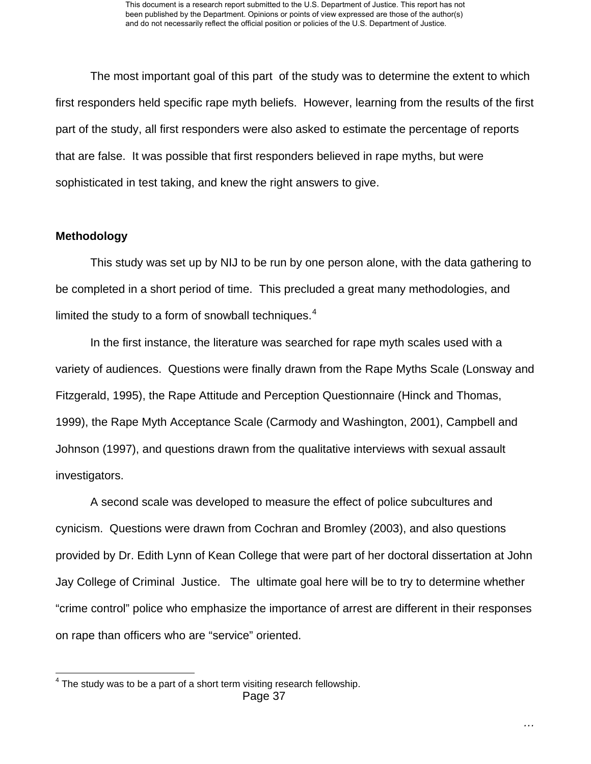The most important goal of this part of the study was to determine the extent to which first responders held specific rape myth beliefs. However, learning from the results of the first part of the study, all first responders were also asked to estimate the percentage of reports that are false. It was possible that first responders believed in rape myths, but were sophisticated in test taking, and knew the right answers to give.

**Methodology**

This study was set up by NIJ to be run by one person alone, with the data gathering to be completed in a short period of time. This precluded a great many methodologies, and limited the study to a form of snowball techniques.[4]

In the first instance, the literature was searched for rape myth scales used with a variety of audiences. Questions were finally drawn from the Rape Myths Scale (Lonsway and Fitzgerald, 1995), the Rape Attitude and Perception Questionnaire (Hinck and Thomas, 1999), the Rape Myth Acceptance Scale (Carmody and Washington, 2001), Campbell and Johnson (1997), and questions drawn from the qualitative interviews with sexual assault investigators.

A second scale was developed to measure the effect of police subcultures and cynicism. Questions were drawn from Cochran and Bromley (2003), and also questions provided by Dr. Edith Lynn of Kean College that were part of her doctoral dissertation at John Jay College of Criminal Justice. The ultimate goal here will be to try to determine whether "crime control" police who emphasize the importance of arrest are different in their responses on rape than officers who are "service" oriented.

[4] The study was to be a part of a short term visiting research fellowship.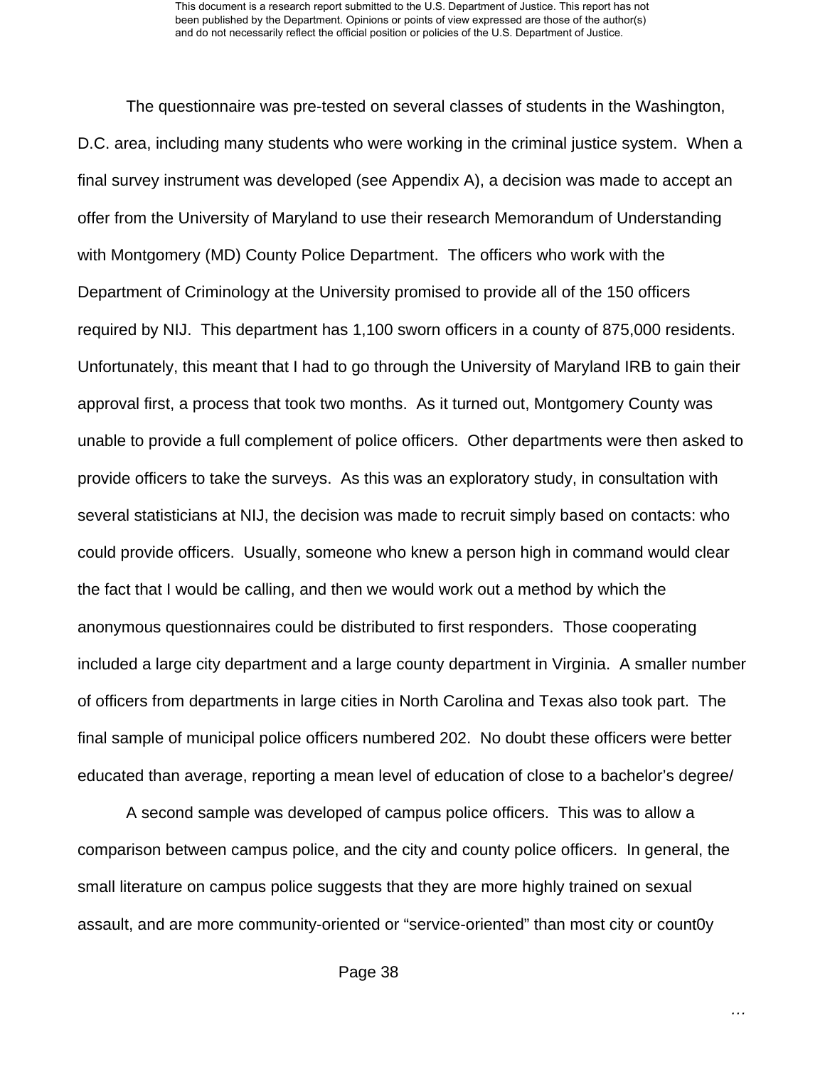The questionnaire was pre-tested on several classes of students in the Washington, D.C. area, including many students who were working in the criminal justice system. When a final survey instrument was developed (see Appendix A), a decision was made to accept an offer from the University of Maryland to use their research Memorandum of Understanding with Montgomery (MD) County Police Department. The officers who work with the Department of Criminology at the University promised to provide all of the 150 officers required by NIJ. This department has 1,100 sworn officers in a county of 875,000 residents. Unfortunately, this meant that I had to go through the University of Maryland IRB to gain their approval first, a process that took two months. As it turned out, Montgomery County was unable to provide a full complement of police officers. Other departments were then asked to provide officers to take the surveys. As this was an exploratory study, in consultation with several statisticians at NIJ, the decision was made to recruit simply based on contacts: who could provide officers. Usually, someone who knew a person high in command would clear the fact that I would be calling, and then we would work out a method by which the anonymous questionnaires could be distributed to first responders. Those cooperating included a large city department and a large county department in Virginia. A smaller number of officers from departments in large cities in North Carolina and Texas also took part. The final sample of municipal police officers numbered 202. No doubt these officers were better educated than average, reporting a mean level of education of close to a bachelor's degree/

A second sample was developed of campus police officers. This was to allow a comparison between campus police, and the city and county police officers. In general, the small literature on campus police suggests that they are more highly trained on sexual assault, and are more community-oriented or "service-oriented" than most city or count0y

…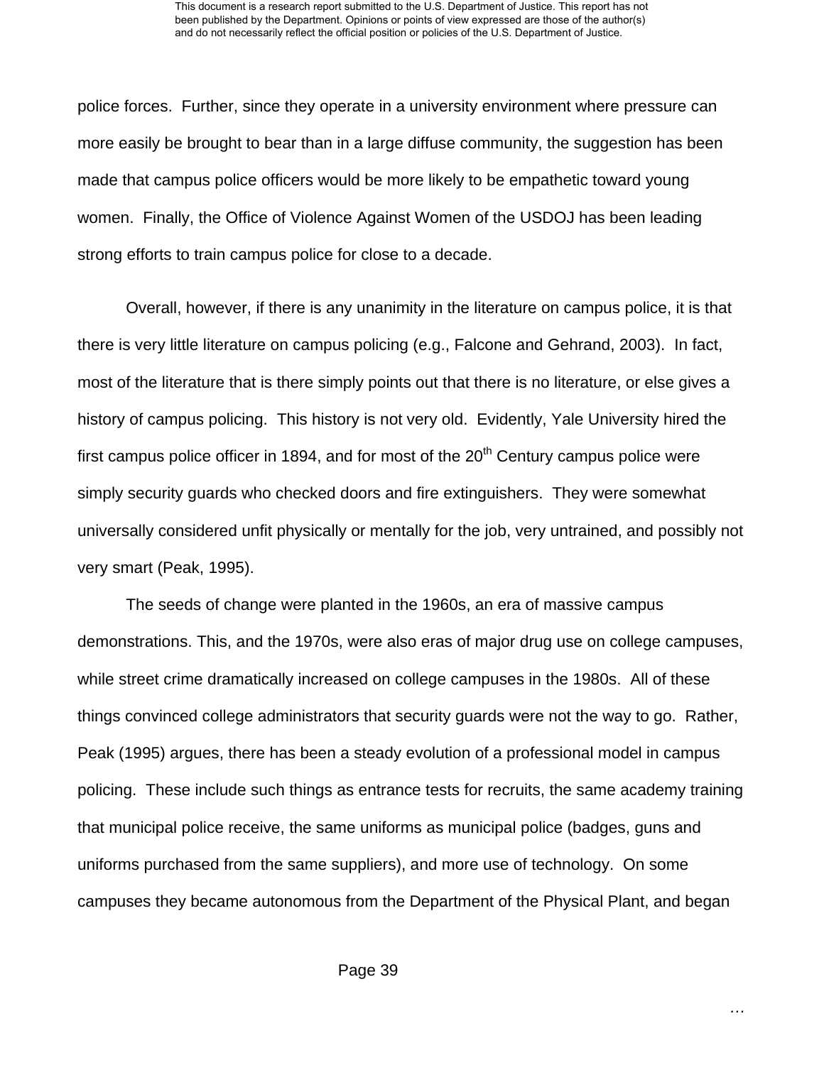police forces. Further, since they operate in a university environment where pressure can more easily be brought to bear than in a large diffuse community, the suggestion has been made that campus police officers would be more likely to be empathetic toward young women. Finally, the Office of Violence Against Women of the USDOJ has been leading strong efforts to train campus police for close to a decade.

Overall, however, if there is any unanimity in the literature on campus police, it is that there is very little literature on campus policing (e.g., Falcone and Gehrand, 2003). In fact, most of the literature that is there simply points out that there is no literature, or else gives a history of campus policing. This history is not very old. Evidently, Yale University hired the first campus police officer in 1894, and for most of the 20th Century campus police were simply security guards who checked doors and fire extinguishers. They were somewhat universally considered unfit physically or mentally for the job, very untrained, and possibly not very smart (Peak, 1995).

The seeds of change were planted in the 1960s, an era of massive campus demonstrations. This, and the 1970s, were also eras of major drug use on college campuses, while street crime dramatically increased on college campuses in the 1980s. All of these things convinced college administrators that security guards were not the way to go. Rather, Peak (1995) argues, there has been a steady evolution of a professional model in campus policing. These include such things as entrance tests for recruits, the same academy training that municipal police receive, the same uniforms as municipal police (badges, guns and uniforms purchased from the same suppliers), and more use of technology. On some campuses they became autonomous from the Department of the Physical Plant, and began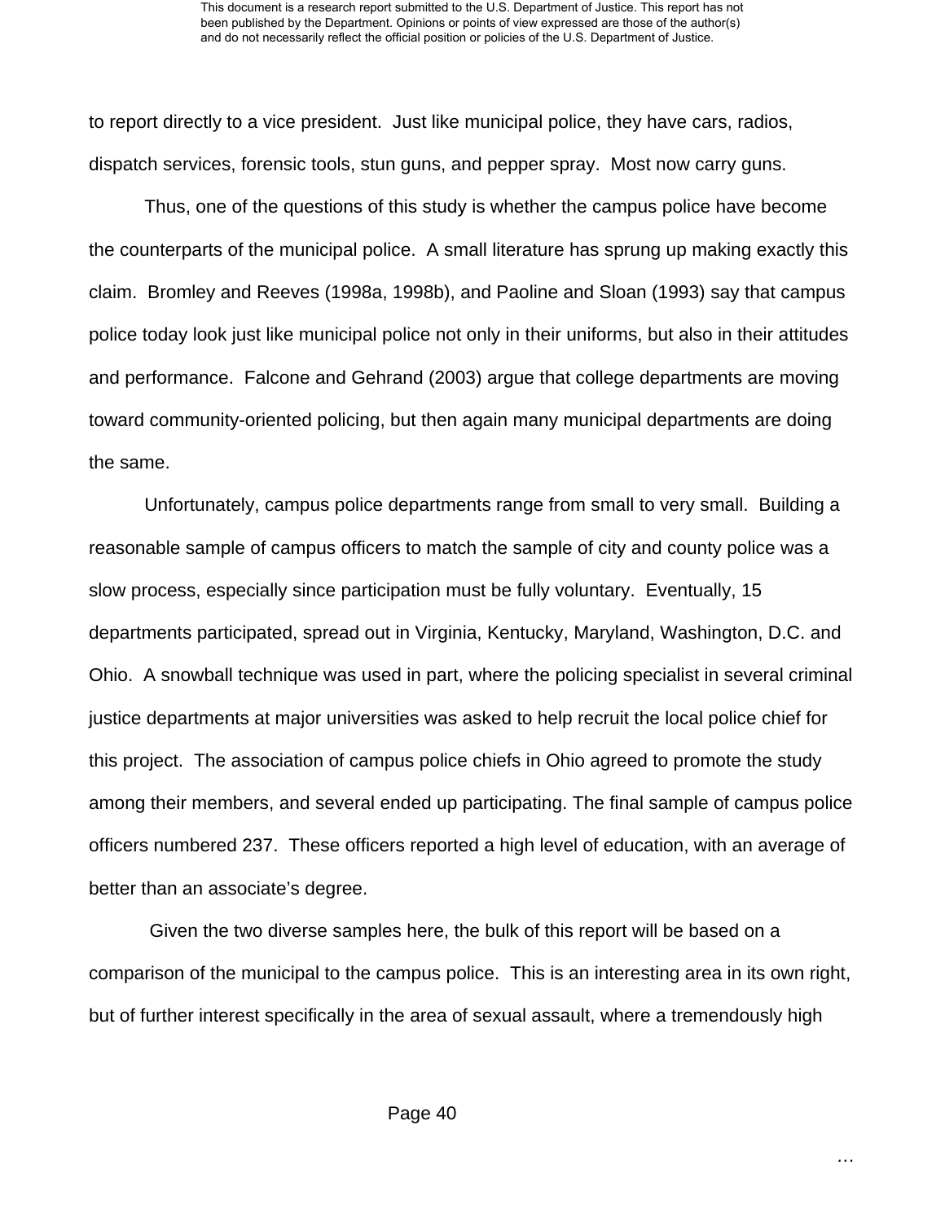to report directly to a vice president. Just like municipal police, they have cars, radios, dispatch services, forensic tools, stun guns, and pepper spray. Most now carry guns.

Thus, one of the questions of this study is whether the campus police have become the counterparts of the municipal police. A small literature has sprung up making exactly this claim. Bromley and Reeves (1998a, 1998b), and Paoline and Sloan (1993) say that campus police today look just like municipal police not only in their uniforms, but also in their attitudes and performance. Falcone and Gehrand (2003) argue that college departments are moving toward community-oriented policing, but then again many municipal departments are doing the same.

Unfortunately, campus police departments range from small to very small. Building a reasonable sample of campus officers to match the sample of city and county police was a slow process, especially since participation must be fully voluntary. Eventually, 15 departments participated, spread out in Virginia, Kentucky, Maryland, Washington, D.C. and Ohio. A snowball technique was used in part, where the policing specialist in several criminal justice departments at major universities was asked to help recruit the local police chief for this project. The association of campus police chiefs in Ohio agreed to promote the study among their members, and several ended up participating. The final sample of campus police officers numbered 237. These officers reported a high level of education, with an average of better than an associate's degree.

Given the two diverse samples here, the bulk of this report will be based on a comparison of the municipal to the campus police. This is an interesting area in its own right, but of further interest specifically in the area of sexual assault, where a tremendously high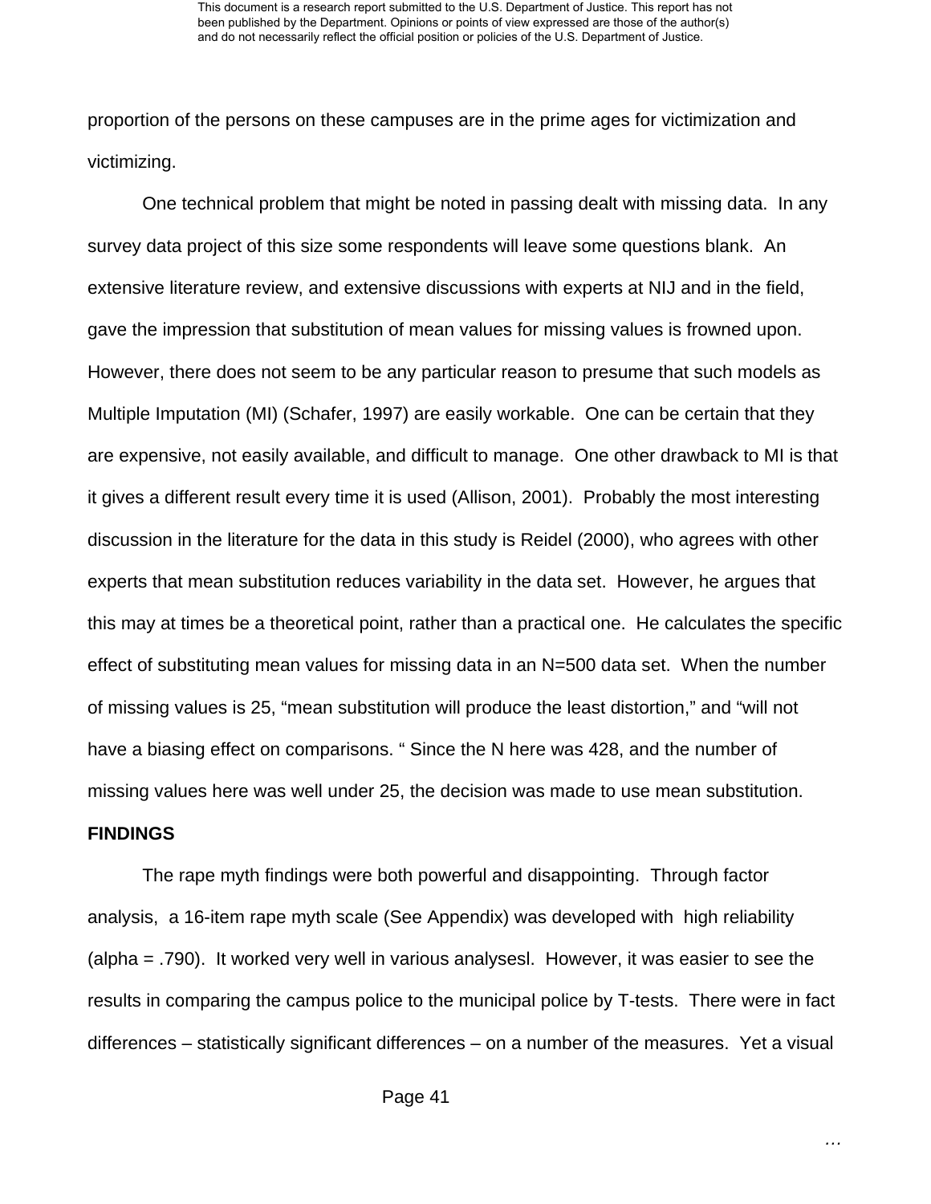proportion of the persons on these campuses are in the prime ages for victimization and victimizing.

One technical problem that might be noted in passing dealt with missing data. In any survey data project of this size some respondents will leave some questions blank. An extensive literature review, and extensive discussions with experts at NIJ and in the field, gave the impression that substitution of mean values for missing values is frowned upon. However, there does not seem to be any particular reason to presume that such models as Multiple Imputation (MI) (Schafer, 1997) are easily workable. One can be certain that they are expensive, not easily available, and difficult to manage. One other drawback to MI is that it gives a different result every time it is used (Allison, 2001). Probably the most interesting discussion in the literature for the data in this study is Reidel (2000), who agrees with other experts that mean substitution reduces variability in the data set. However, he argues that this may at times be a theoretical point, rather than a practical one. He calculates the specific effect of substituting mean values for missing data in an N=500 data set. When the number of missing values is 25, "mean substitution will produce the least distortion," and "will not have a biasing effect on comparisons. " Since the N here was 428, and the number of missing values here was well under 25, the decision was made to use mean substitution.

**FINDINGS**

The rape myth findings were both powerful and disappointing. Through factor analysis, a 16-item rape myth scale (See Appendix) was developed with high reliability (alpha = .790). It worked very well in various analysesl. However, it was easier to see the results in comparing the campus police to the municipal police by T-tests. There were in fact differences – statistically significant differences – on a number of the measures. Yet a visual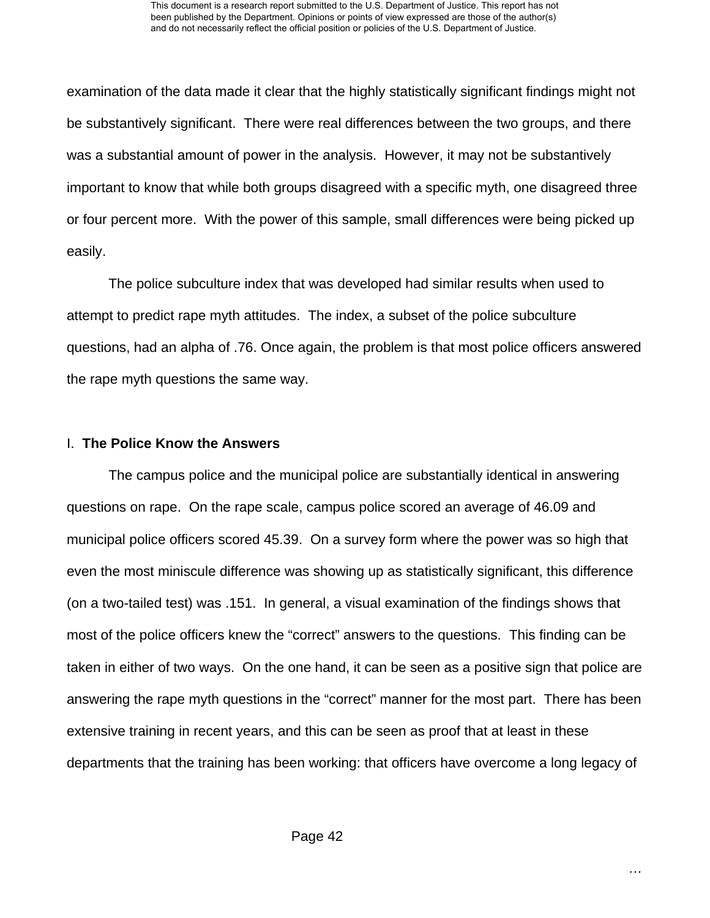examination of the data made it clear that the highly statistically significant findings might not be substantively significant. There were real differences between the two groups, and there was a substantial amount of power in the analysis. However, it may not be substantively important to know that while both groups disagreed with a specific myth, one disagreed three or four percent more. With the power of this sample, small differences were being picked up easily.

The police subculture index that was developed had similar results when used to attempt to predict rape myth attitudes. The index, a subset of the police subculture questions, had an alpha of .76. Once again, the problem is that most police officers answered the rape myth questions the same way.

## I. **The Police Know the Answers**

The campus police and the municipal police are substantially identical in answering questions on rape. On the rape scale, campus police scored an average of 46.09 and municipal police officers scored 45.39. On a survey form where the power was so high that even the most miniscule difference was showing up as statistically significant, this difference (on a two-tailed test) was .151. In general, a visual examination of the findings shows that most of the police officers knew the "correct" answers to the questions. This finding can be taken in either of two ways. On the one hand, it can be seen as a positive sign that police are answering the rape myth questions in the "correct" manner for the most part. There has been extensive training in recent years, and this can be seen as proof that at least in these departments that the training has been working: that officers have overcome a long legacy of

…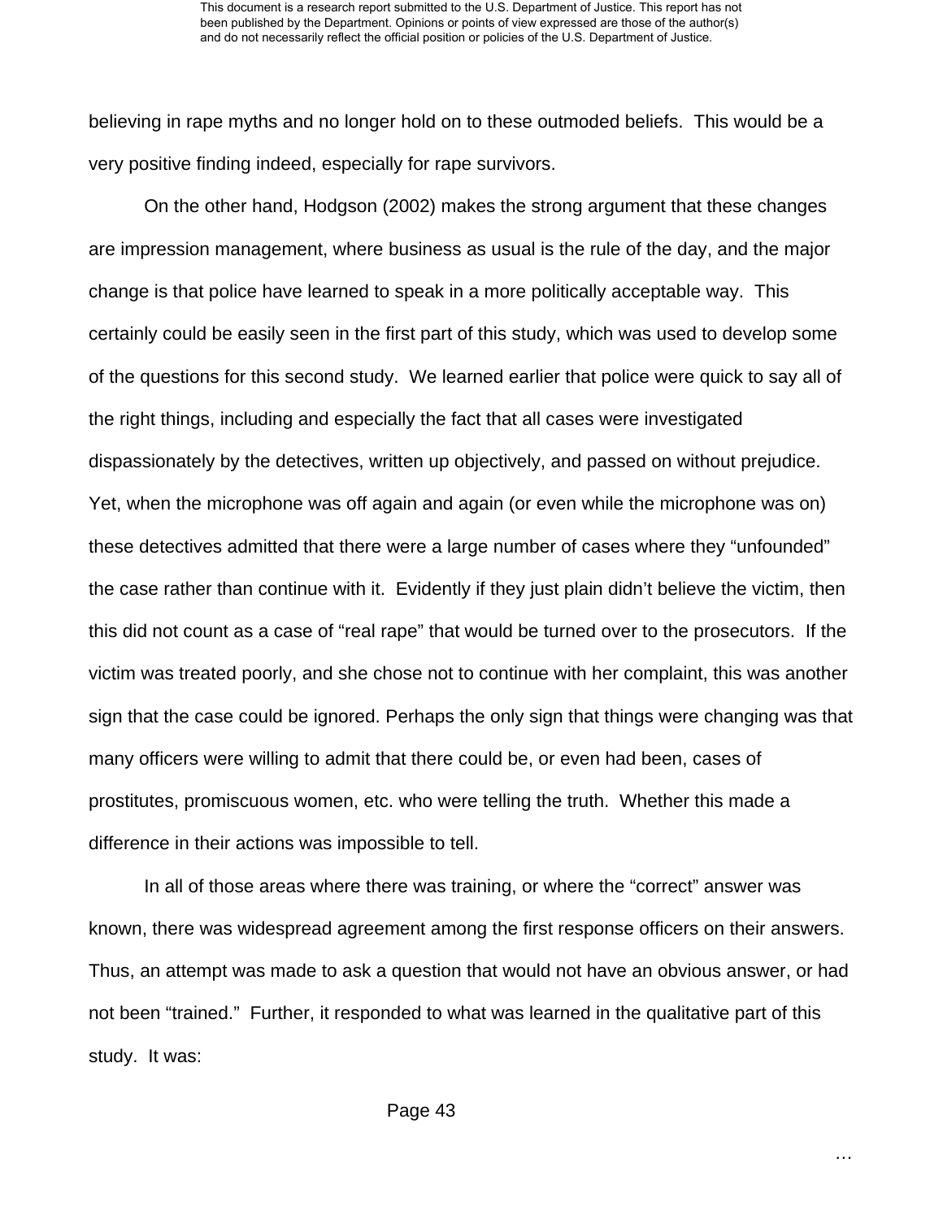believing in rape myths and no longer hold on to these outmoded beliefs. This would be a very positive finding indeed, especially for rape survivors.

On the other hand, Hodgson (2002) makes the strong argument that these changes are impression management, where business as usual is the rule of the day, and the major change is that police have learned to speak in a more politically acceptable way. This certainly could be easily seen in the first part of this study, which was used to develop some of the questions for this second study. We learned earlier that police were quick to say all of the right things, including and especially the fact that all cases were investigated dispassionately by the detectives, written up objectively, and passed on without prejudice. Yet, when the microphone was off again and again (or even while the microphone was on) these detectives admitted that there were a large number of cases where they "unfounded" the case rather than continue with it. Evidently if they just plain didn't believe the victim, then this did not count as a case of "real rape" that would be turned over to the prosecutors. If the victim was treated poorly, and she chose not to continue with her complaint, this was another sign that the case could be ignored. Perhaps the only sign that things were changing was that many officers were willing to admit that there could be, or even had been, cases of prostitutes, promiscuous women, etc. who were telling the truth. Whether this made a difference in their actions was impossible to tell.

In all of those areas where there was training, or where the "correct" answer was known, there was widespread agreement among the first response officers on their answers. Thus, an attempt was made to ask a question that would not have an obvious answer, or had not been "trained." Further, it responded to what was learned in the qualitative part of this study. It was: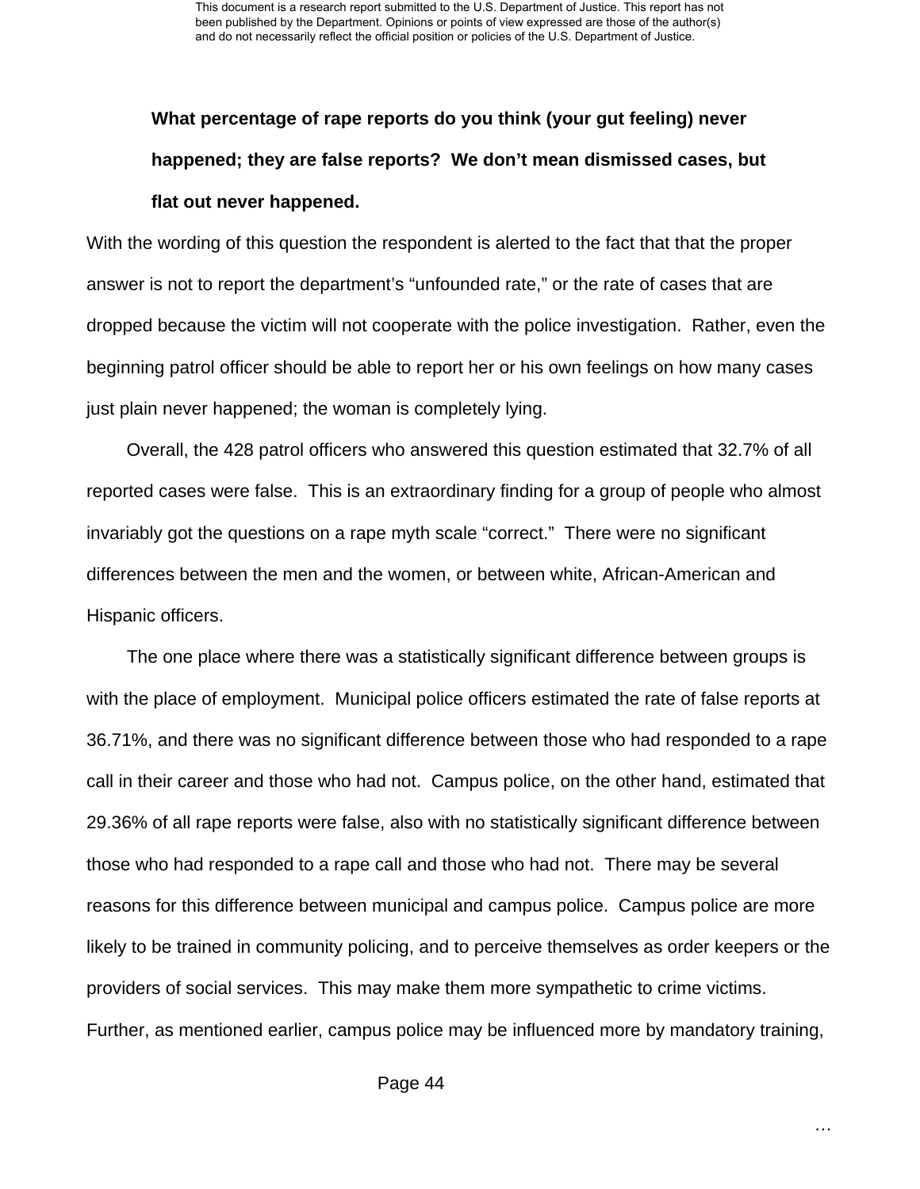**What percentage of rape reports do you think (your gut feeling) never happened; they are false reports? We don't mean dismissed cases, but flat out never happened.**

With the wording of this question the respondent is alerted to the fact that that the proper answer is not to report the department's "unfounded rate," or the rate of cases that are dropped because the victim will not cooperate with the police investigation. Rather, even the beginning patrol officer should be able to report her or his own feelings on how many cases just plain never happened; the woman is completely lying.

Overall, the 428 patrol officers who answered this question estimated that 32.7% of all reported cases were false. This is an extraordinary finding for a group of people who almost invariably got the questions on a rape myth scale "correct." There were no significant differences between the men and the women, or between white, African-American and Hispanic officers.

The one place where there was a statistically significant difference between groups is with the place of employment. Municipal police officers estimated the rate of false reports at 36.71%, and there was no significant difference between those who had responded to a rape call in their career and those who had not. Campus police, on the other hand, estimated that 29.36% of all rape reports were false, also with no statistically significant difference between those who had responded to a rape call and those who had not. There may be several reasons for this difference between municipal and campus police. Campus police are more likely to be trained in community policing, and to perceive themselves as order keepers or the providers of social services. This may make them more sympathetic to crime victims. Further, as mentioned earlier, campus police may be influenced more by mandatory training,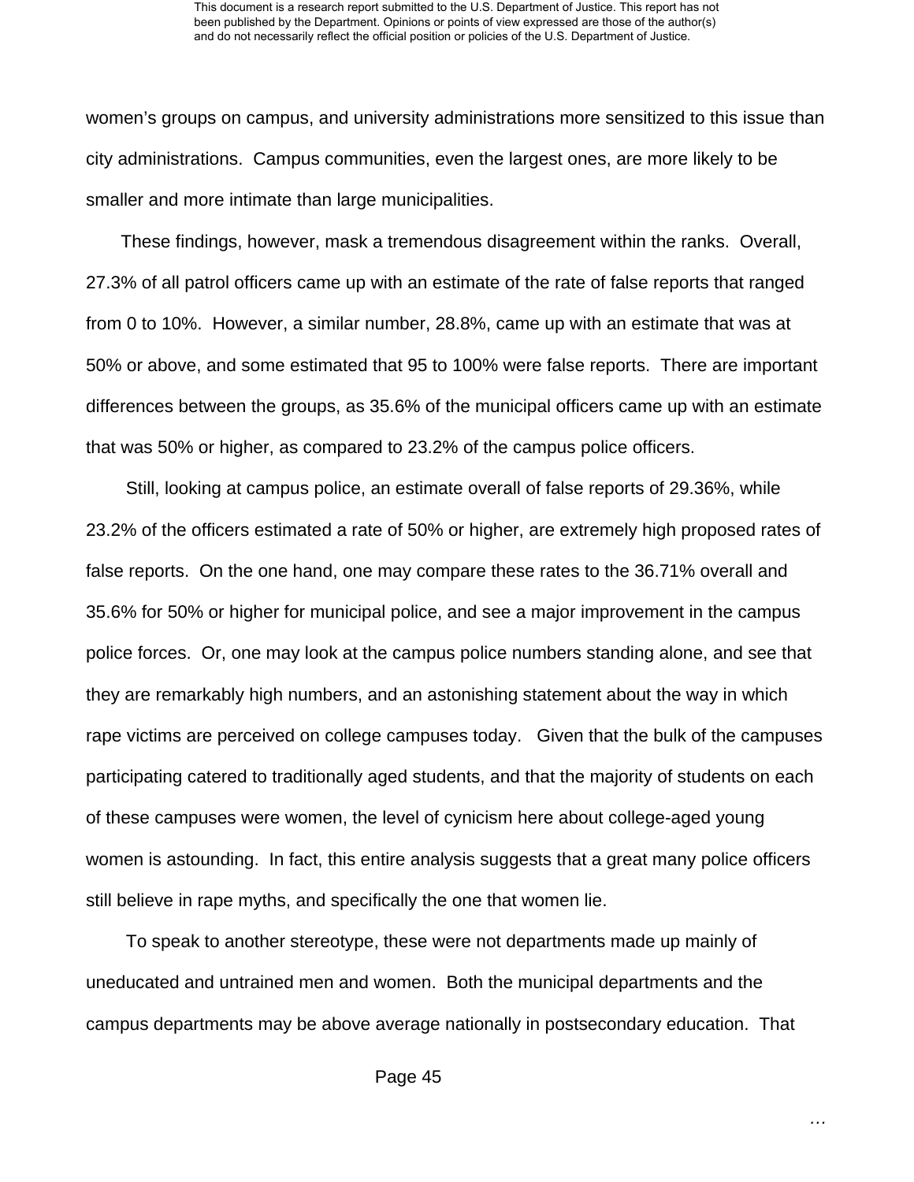women's groups on campus, and university administrations more sensitized to this issue than city administrations. Campus communities, even the largest ones, are more likely to be smaller and more intimate than large municipalities.

These findings, however, mask a tremendous disagreement within the ranks. Overall, 27.3% of all patrol officers came up with an estimate of the rate of false reports that ranged from 0 to 10%. However, a similar number, 28.8%, came up with an estimate that was at 50% or above, and some estimated that 95 to 100% were false reports. There are important differences between the groups, as 35.6% of the municipal officers came up with an estimate that was 50% or higher, as compared to 23.2% of the campus police officers.

Still, looking at campus police, an estimate overall of false reports of 29.36%, while 23.2% of the officers estimated a rate of 50% or higher, are extremely high proposed rates of false reports. On the one hand, one may compare these rates to the 36.71% overall and 35.6% for 50% or higher for municipal police, and see a major improvement in the campus police forces. Or, one may look at the campus police numbers standing alone, and see that they are remarkably high numbers, and an astonishing statement about the way in which rape victims are perceived on college campuses today. Given that the bulk of the campuses participating catered to traditionally aged students, and that the majority of students on each of these campuses were women, the level of cynicism here about college-aged young women is astounding. In fact, this entire analysis suggests that a great many police officers still believe in rape myths, and specifically the one that women lie.

To speak to another stereotype, these were not departments made up mainly of uneducated and untrained men and women. Both the municipal departments and the campus departments may be above average nationally in postsecondary education. That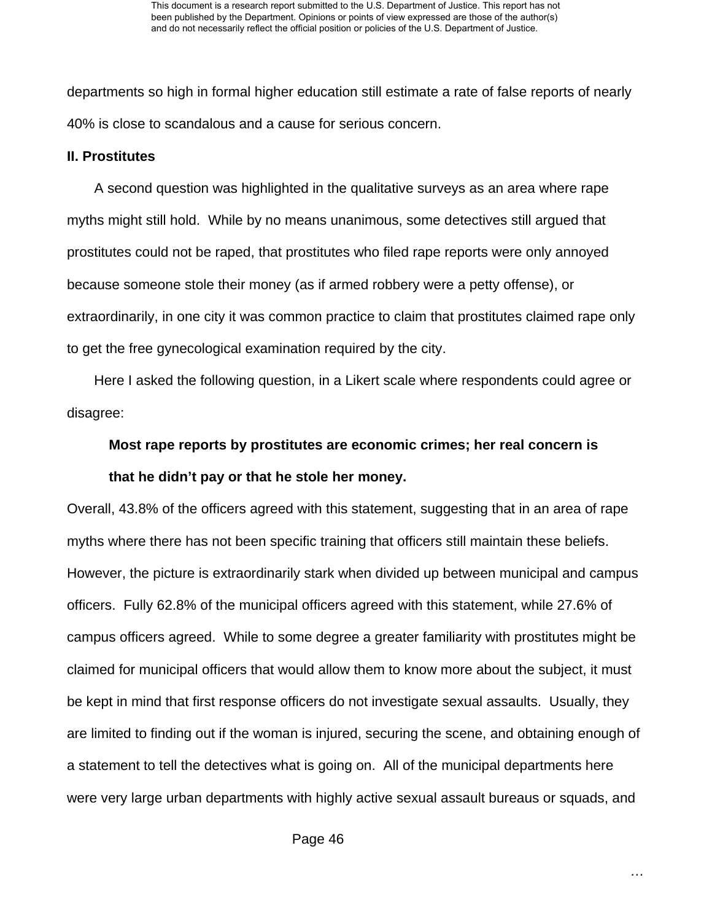departments so high in formal higher education still estimate a rate of false reports of nearly 40% is close to scandalous and a cause for serious concern.

**II. Prostitutes**

A second question was highlighted in the qualitative surveys as an area where rape myths might still hold. While by no means unanimous, some detectives still argued that prostitutes could not be raped, that prostitutes who filed rape reports were only annoyed because someone stole their money (as if armed robbery were a petty offense), or extraordinarily, in one city it was common practice to claim that prostitutes claimed rape only to get the free gynecological examination required by the city.

Here I asked the following question, in a Likert scale where respondents could agree or disagree:

> **Most rape reports by prostitutes are economic crimes; her real concern is that he didn't pay or that he stole her money.**

Overall, 43.8% of the officers agreed with this statement, suggesting that in an area of rape myths where there has not been specific training that officers still maintain these beliefs. However, the picture is extraordinarily stark when divided up between municipal and campus officers. Fully 62.8% of the municipal officers agreed with this statement, while 27.6% of campus officers agreed. While to some degree a greater familiarity with prostitutes might be claimed for municipal officers that would allow them to know more about the subject, it must be kept in mind that first response officers do not investigate sexual assaults. Usually, they are limited to finding out if the woman is injured, securing the scene, and obtaining enough of a statement to tell the detectives what is going on. All of the municipal departments here were very large urban departments with highly active sexual assault bureaus or squads, and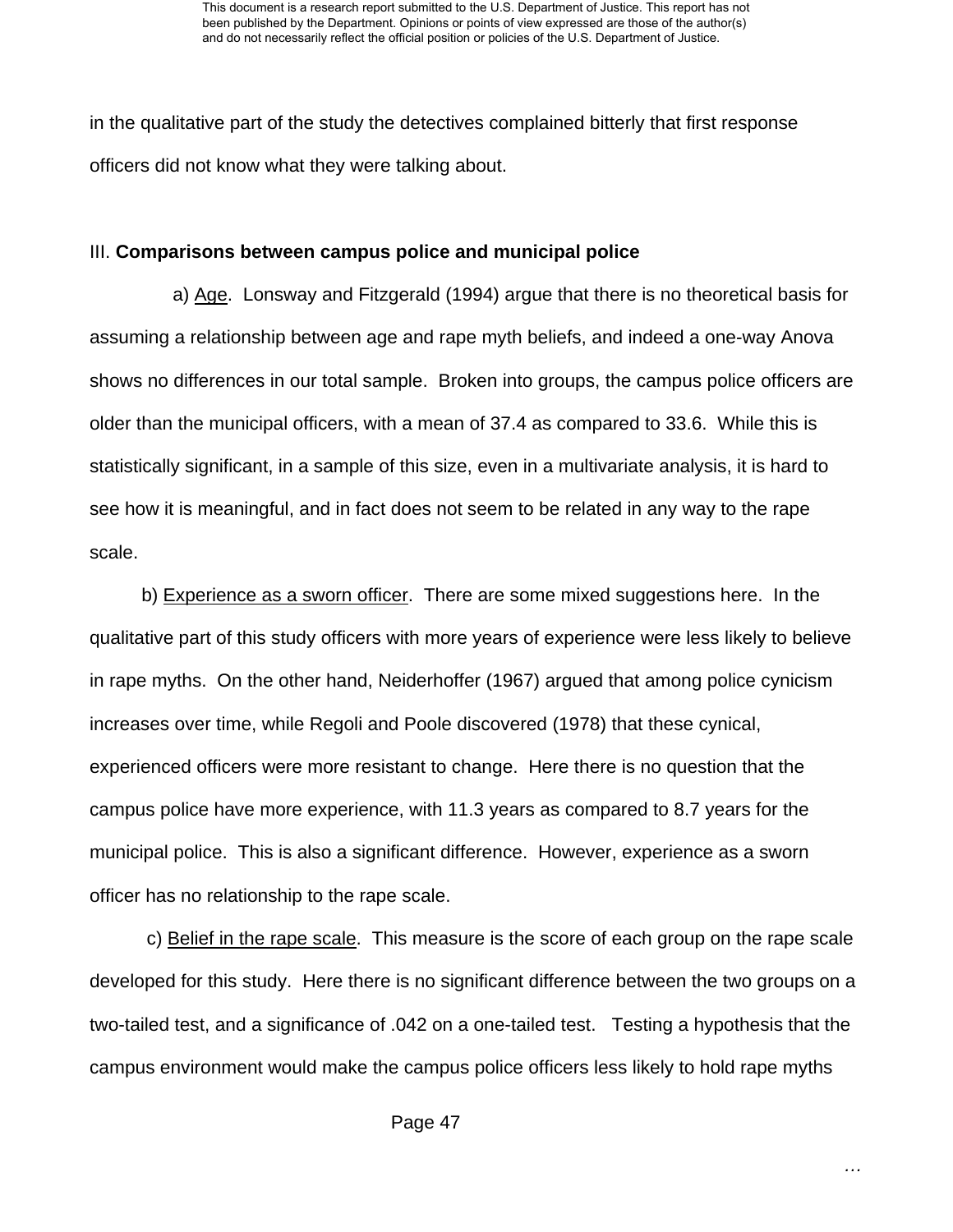in the qualitative part of the study the detectives complained bitterly that first response officers did not know what they were talking about.

III. **Comparisons between campus police and municipal police**

a) Age. Lonsway and Fitzgerald (1994) argue that there is no theoretical basis for assuming a relationship between age and rape myth beliefs, and indeed a one-way Anova shows no differences in our total sample. Broken into groups, the campus police officers are older than the municipal officers, with a mean of 37.4 as compared to 33.6. While this is statistically significant, in a sample of this size, even in a multivariate analysis, it is hard to see how it is meaningful, and in fact does not seem to be related in any way to the rape scale.

b) Experience as a sworn officer. There are some mixed suggestions here. In the qualitative part of this study officers with more years of experience were less likely to believe in rape myths. On the other hand, Neiderhoffer (1967) argued that among police cynicism increases over time, while Regoli and Poole discovered (1978) that these cynical, experienced officers were more resistant to change. Here there is no question that the campus police have more experience, with 11.3 years as compared to 8.7 years for the municipal police. This is also a significant difference. However, experience as a sworn officer has no relationship to the rape scale.

c) Belief in the rape scale. This measure is the score of each group on the rape scale developed for this study. Here there is no significant difference between the two groups on a two-tailed test, and a significance of .042 on a one-tailed test. Testing a hypothesis that the campus environment would make the campus police officers less likely to hold rape myths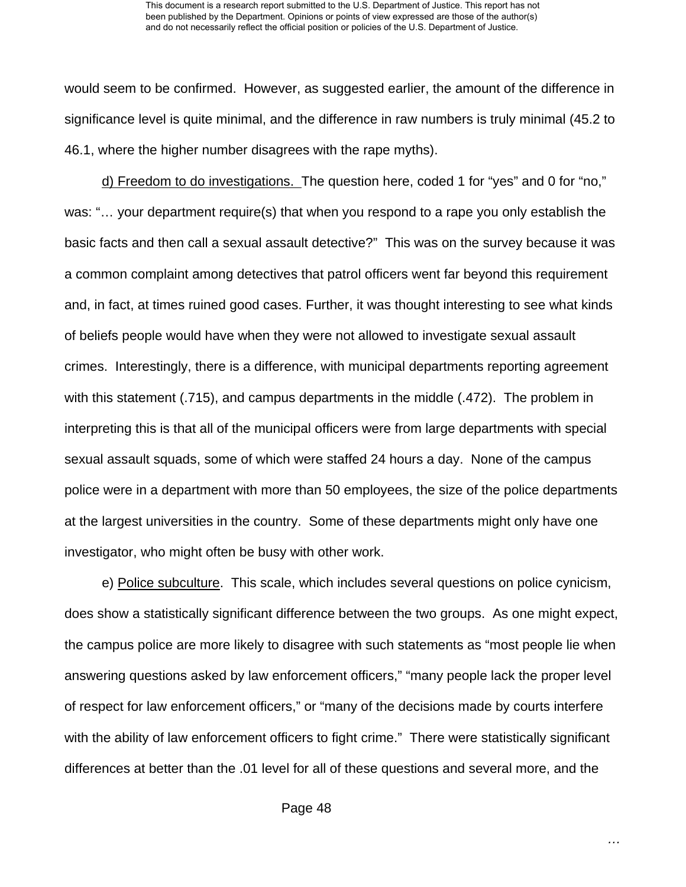would seem to be confirmed. However, as suggested earlier, the amount of the difference in significance level is quite minimal, and the difference in raw numbers is truly minimal (45.2 to 46.1, where the higher number disagrees with the rape myths).

d) Freedom to do investigations. The question here, coded 1 for "yes" and 0 for "no," was: "… your department require(s) that when you respond to a rape you only establish the basic facts and then call a sexual assault detective?" This was on the survey because it was a common complaint among detectives that patrol officers went far beyond this requirement and, in fact, at times ruined good cases. Further, it was thought interesting to see what kinds of beliefs people would have when they were not allowed to investigate sexual assault crimes. Interestingly, there is a difference, with municipal departments reporting agreement with this statement (.715), and campus departments in the middle (.472). The problem in interpreting this is that all of the municipal officers were from large departments with special sexual assault squads, some of which were staffed 24 hours a day. None of the campus police were in a department with more than 50 employees, the size of the police departments at the largest universities in the country. Some of these departments might only have one investigator, who might often be busy with other work.

e) Police subculture. This scale, which includes several questions on police cynicism, does show a statistically significant difference between the two groups. As one might expect, the campus police are more likely to disagree with such statements as "most people lie when answering questions asked by law enforcement officers," "many people lack the proper level of respect for law enforcement officers," or "many of the decisions made by courts interfere with the ability of law enforcement officers to fight crime." There were statistically significant differences at better than the .01 level for all of these questions and several more, and the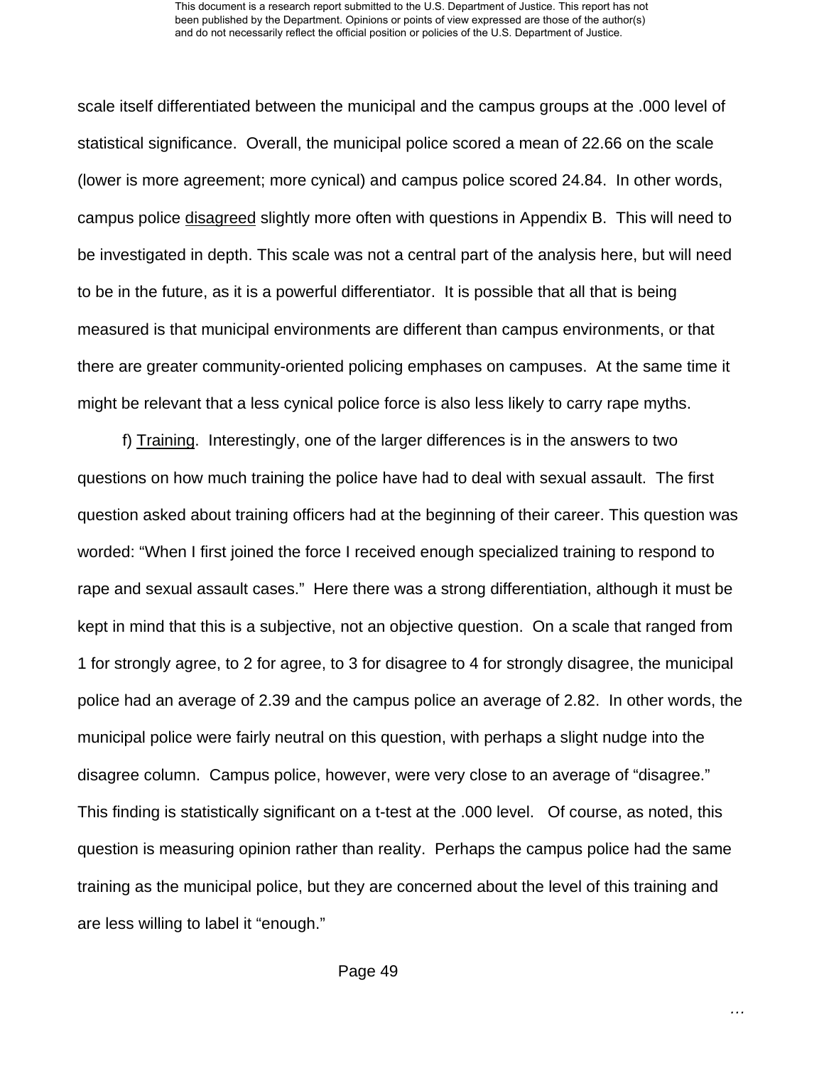scale itself differentiated between the municipal and the campus groups at the .000 level of statistical significance. Overall, the municipal police scored a mean of 22.66 on the scale (lower is more agreement; more cynical) and campus police scored 24.84. In other words, campus police <u>disagreed</u> slightly more often with questions in Appendix B. This will need to be investigated in depth. This scale was not a central part of the analysis here, but will need to be in the future, as it is a powerful differentiator. It is possible that all that is being measured is that municipal environments are different than campus environments, or that there are greater community-oriented policing emphases on campuses. At the same time it might be relevant that a less cynical police force is also less likely to carry rape myths.

f) <u>Training</u>. Interestingly, one of the larger differences is in the answers to two questions on how much training the police have had to deal with sexual assault. The first question asked about training officers had at the beginning of their career. This question was worded: "When I first joined the force I received enough specialized training to respond to rape and sexual assault cases." Here there was a strong differentiation, although it must be kept in mind that this is a subjective, not an objective question. On a scale that ranged from 1 for strongly agree, to 2 for agree, to 3 for disagree to 4 for strongly disagree, the municipal police had an average of 2.39 and the campus police an average of 2.82. In other words, the municipal police were fairly neutral on this question, with perhaps a slight nudge into the disagree column. Campus police, however, were very close to an average of "disagree." This finding is statistically significant on a t-test at the .000 level. Of course, as noted, this question is measuring opinion rather than reality. Perhaps the campus police had the same training as the municipal police, but they are concerned about the level of this training and are less willing to label it "enough."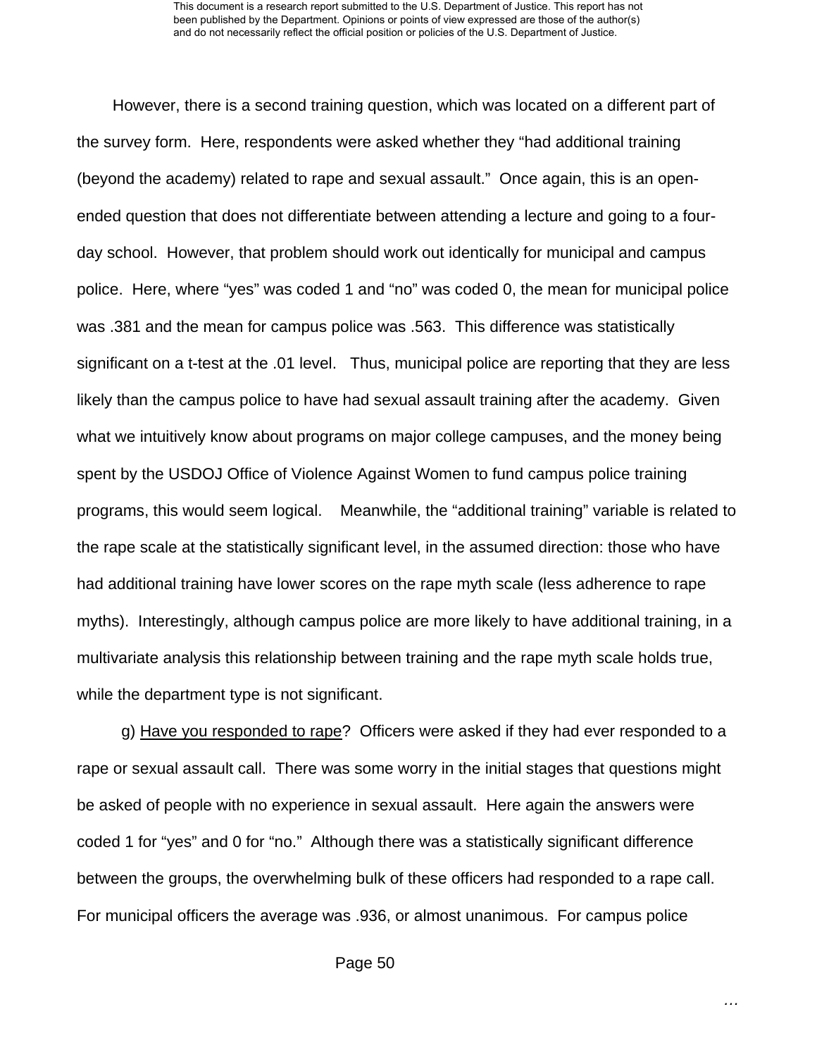However, there is a second training question, which was located on a different part of the survey form. Here, respondents were asked whether they "had additional training (beyond the academy) related to rape and sexual assault." Once again, this is an open-ended question that does not differentiate between attending a lecture and going to a four-day school. However, that problem should work out identically for municipal and campus police. Here, where "yes" was coded 1 and "no" was coded 0, the mean for municipal police was .381 and the mean for campus police was .563. This difference was statistically significant on a t-test at the .01 level. Thus, municipal police are reporting that they are less likely than the campus police to have had sexual assault training after the academy. Given what we intuitively know about programs on major college campuses, and the money being spent by the USDOJ Office of Violence Against Women to fund campus police training programs, this would seem logical. Meanwhile, the "additional training" variable is related to the rape scale at the statistically significant level, in the assumed direction: those who have had additional training have lower scores on the rape myth scale (less adherence to rape myths). Interestingly, although campus police are more likely to have additional training, in a multivariate analysis this relationship between training and the rape myth scale holds true, while the department type is not significant.

g) Have you responded to rape? Officers were asked if they had ever responded to a rape or sexual assault call. There was some worry in the initial stages that questions might be asked of people with no experience in sexual assault. Here again the answers were coded 1 for "yes" and 0 for "no." Although there was a statistically significant difference between the groups, the overwhelming bulk of these officers had responded to a rape call. For municipal officers the average was .936, or almost unanimous. For campus police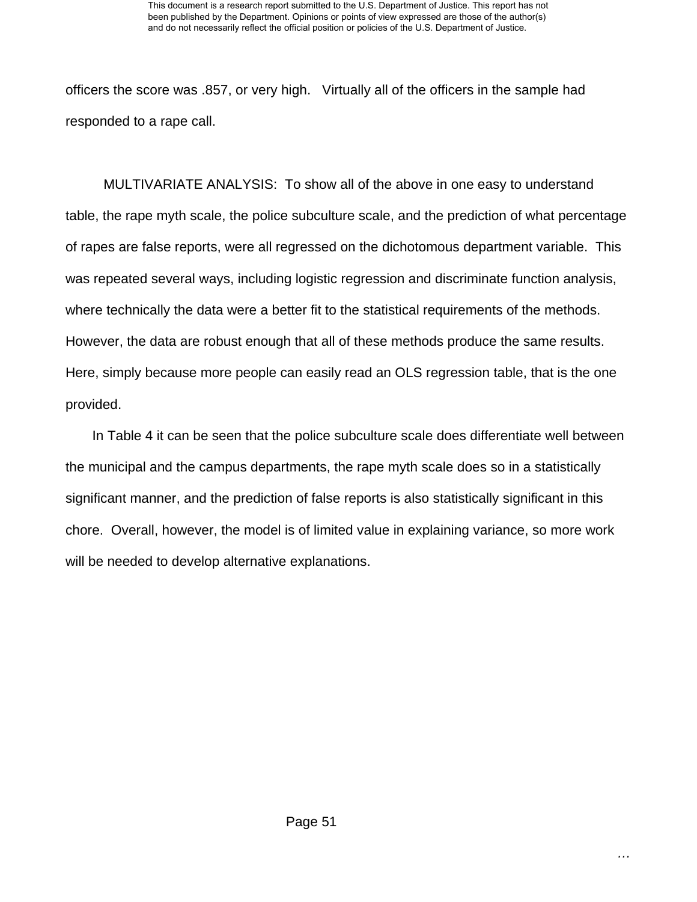officers the score was .857, or very high. Virtually all of the officers in the sample had responded to a rape call.

MULTIVARIATE ANALYSIS: To show all of the above in one easy to understand table, the rape myth scale, the police subculture scale, and the prediction of what percentage of rapes are false reports, were all regressed on the dichotomous department variable. This was repeated several ways, including logistic regression and discriminate function analysis, where technically the data were a better fit to the statistical requirements of the methods. However, the data are robust enough that all of these methods produce the same results. Here, simply because more people can easily read an OLS regression table, that is the one provided.

In Table 4 it can be seen that the police subculture scale does differentiate well between the municipal and the campus departments, the rape myth scale does so in a statistically significant manner, and the prediction of false reports is also statistically significant in this chore. Overall, however, the model is of limited value in explaining variance, so more work will be needed to develop alternative explanations.

…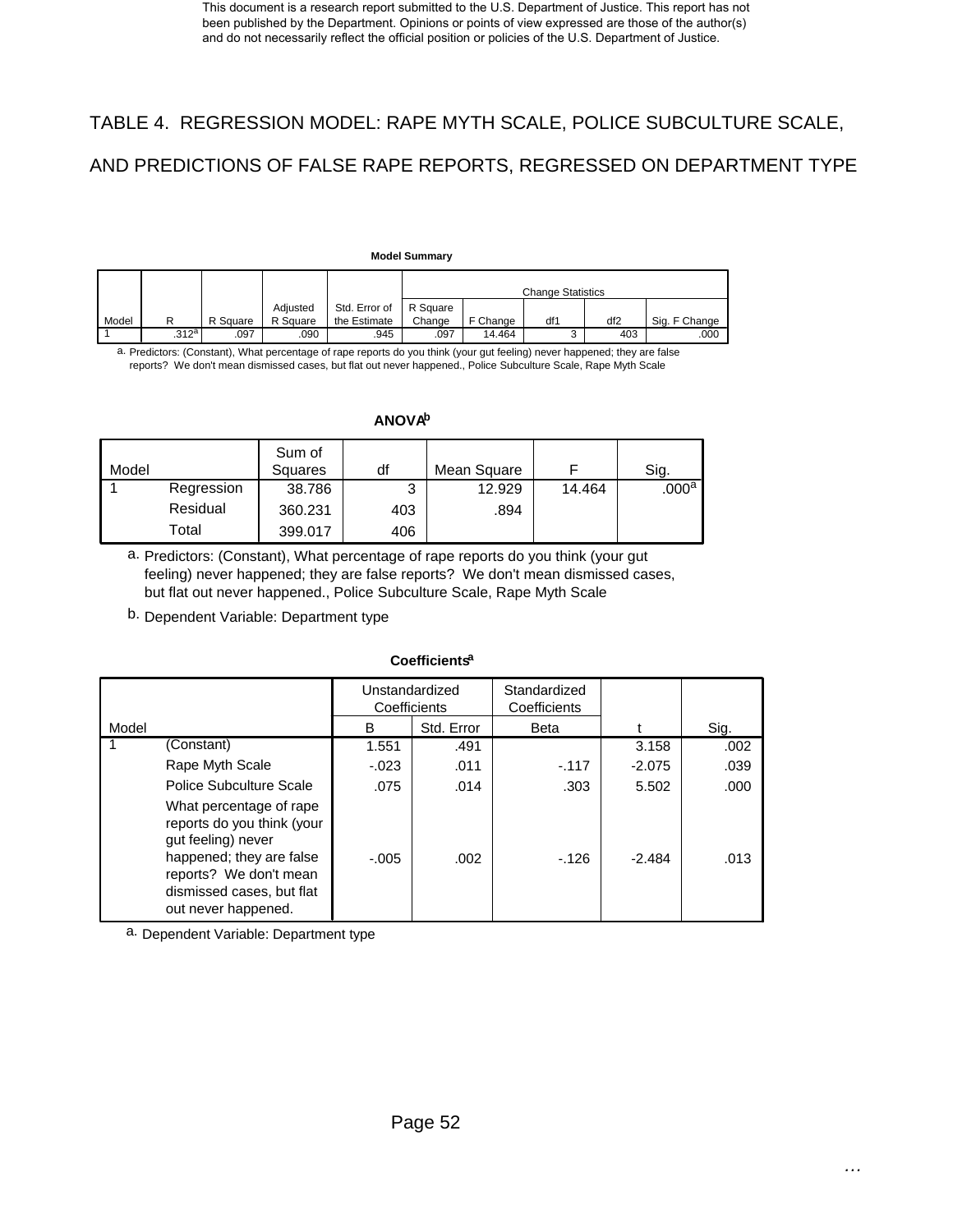This document is a research report submitted to the U.S. Department of Justice. This report has not been published by the Department. Opinions or points of view expressed are those of the author(s) and do not necessarily reflect the official position or policies of the U.S. Department of Justice.

## TABLE 4. REGRESSION MODEL: RAPE MYTH SCALE, POLICE SUBCULTURE SCALE, AND PREDICTIONS OF FALSE RAPE REPORTS, REGRESSED ON DEPARTMENT TYPE

**Model Summary**

| | | | | | Change Statistics | | | | |
|---|---|---|---|---|---|---|---|---|---|
| Model | R | R Square | Adjusted R Square | Std. Error of the Estimate | R Square Change | F Change | df1 | df2 | Sig. F Change |
| 1 | .312[a] | .097 | .090 | .945 | .097 | 14.464 | 3 | 403 | .000 |

a. Predictors: (Constant), What percentage of rape reports do you think (your gut feeling) never happened; they are false reports? We don't mean dismissed cases, but flat out never happened., Police Subculture Scale, Rape Myth Scale

**ANOVA[b]**

| Model | | Sum of Squares | df | Mean Square | F | Sig. |
|---|---|---|---|---|---|---|
| 1 | Regression | 38.786 | 3 | 12.929 | 14.464 | .000[a] |
| | Residual | 360.231 | 403 | .894 | | |
| | Total | 399.017 | 406 | | | |

a. Predictors: (Constant), What percentage of rape reports do you think (your gut feeling) never happened; they are false reports? We don't mean dismissed cases, but flat out never happened., Police Subculture Scale, Rape Myth Scale

b. Dependent Variable: Department type

**Coefficients[a]**

| | | Unstandardized Coefficients | | Standardized Coefficients | | |
|---|---|---|---|---|---|---|
| Model | | B | Std. Error | Beta | t | Sig. |
| 1 | (Constant) | 1.551 | .491 | | 3.158 | .002 |
| | Rape Myth Scale | -.023 | .011 | -.117 | -2.075 | .039 |
| | Police Subculture Scale | .075 | .014 | .303 | 5.502 | .000 |
| | What percentage of rape reports do you think (your gut feeling) never happened; they are false reports? We don't mean dismissed cases, but flat out never happened. | -.005 | .002 | -.126 | -2.484 | .013 |

a. Dependent Variable: Department type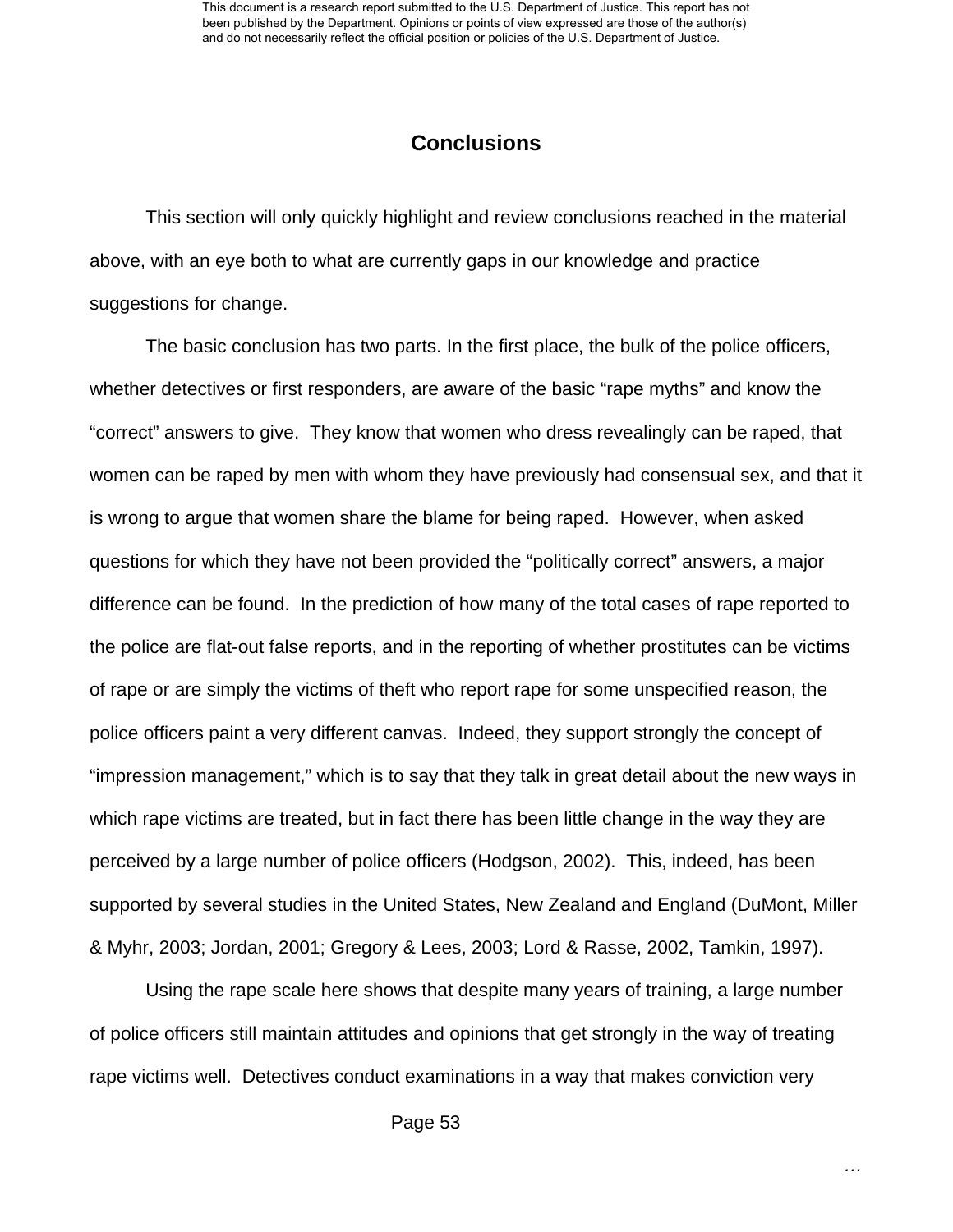## Conclusions

This section will only quickly highlight and review conclusions reached in the material above, with an eye both to what are currently gaps in our knowledge and practice suggestions for change.

The basic conclusion has two parts. In the first place, the bulk of the police officers, whether detectives or first responders, are aware of the basic “rape myths” and know the “correct” answers to give. They know that women who dress revealingly can be raped, that women can be raped by men with whom they have previously had consensual sex, and that it is wrong to argue that women share the blame for being raped. However, when asked questions for which they have not been provided the “politically correct” answers, a major difference can be found. In the prediction of how many of the total cases of rape reported to the police are flat-out false reports, and in the reporting of whether prostitutes can be victims of rape or are simply the victims of theft who report rape for some unspecified reason, the police officers paint a very different canvas. Indeed, they support strongly the concept of “impression management,” which is to say that they talk in great detail about the new ways in which rape victims are treated, but in fact there has been little change in the way they are perceived by a large number of police officers (Hodgson, 2002). This, indeed, has been supported by several studies in the United States, New Zealand and England (DuMont, Miller & Myhr, 2003; Jordan, 2001; Gregory & Lees, 2003; Lord & Rasse, 2002, Tamkin, 1997).

Using the rape scale here shows that despite many years of training, a large number of police officers still maintain attitudes and opinions that get strongly in the way of treating rape victims well. Detectives conduct examinations in a way that makes conviction very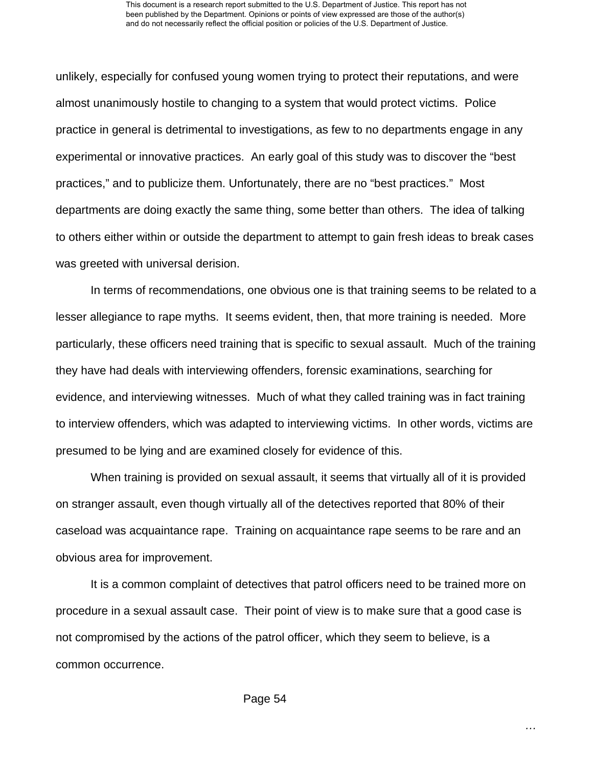unlikely, especially for confused young women trying to protect their reputations, and were almost unanimously hostile to changing to a system that would protect victims. Police practice in general is detrimental to investigations, as few to no departments engage in any experimental or innovative practices. An early goal of this study was to discover the "best practices," and to publicize them. Unfortunately, there are no "best practices." Most departments are doing exactly the same thing, some better than others. The idea of talking to others either within or outside the department to attempt to gain fresh ideas to break cases was greeted with universal derision.

In terms of recommendations, one obvious one is that training seems to be related to a lesser allegiance to rape myths. It seems evident, then, that more training is needed. More particularly, these officers need training that is specific to sexual assault. Much of the training they have had deals with interviewing offenders, forensic examinations, searching for evidence, and interviewing witnesses. Much of what they called training was in fact training to interview offenders, which was adapted to interviewing victims. In other words, victims are presumed to be lying and are examined closely for evidence of this.

When training is provided on sexual assault, it seems that virtually all of it is provided on stranger assault, even though virtually all of the detectives reported that 80% of their caseload was acquaintance rape. Training on acquaintance rape seems to be rare and an obvious area for improvement.

It is a common complaint of detectives that patrol officers need to be trained more on procedure in a sexual assault case. Their point of view is to make sure that a good case is not compromised by the actions of the patrol officer, which they seem to believe, is a common occurrence.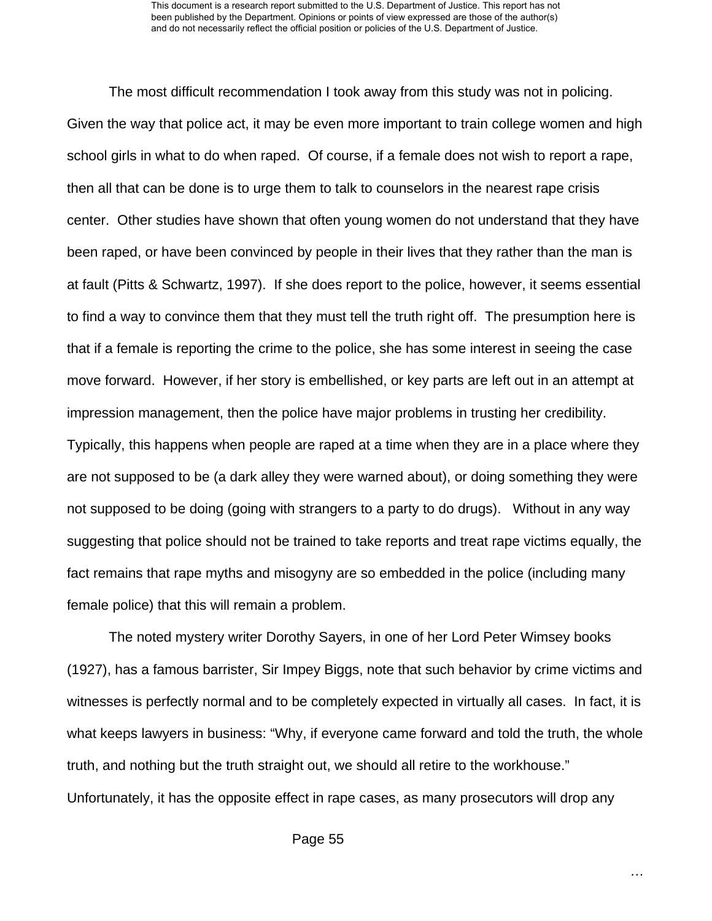The most difficult recommendation I took away from this study was not in policing. Given the way that police act, it may be even more important to train college women and high school girls in what to do when raped. Of course, if a female does not wish to report a rape, then all that can be done is to urge them to talk to counselors in the nearest rape crisis center. Other studies have shown that often young women do not understand that they have been raped, or have been convinced by people in their lives that they rather than the man is at fault (Pitts & Schwartz, 1997). If she does report to the police, however, it seems essential to find a way to convince them that they must tell the truth right off. The presumption here is that if a female is reporting the crime to the police, she has some interest in seeing the case move forward. However, if her story is embellished, or key parts are left out in an attempt at impression management, then the police have major problems in trusting her credibility. Typically, this happens when people are raped at a time when they are in a place where they are not supposed to be (a dark alley they were warned about), or doing something they were not supposed to be doing (going with strangers to a party to do drugs). Without in any way suggesting that police should not be trained to take reports and treat rape victims equally, the fact remains that rape myths and misogyny are so embedded in the police (including many female police) that this will remain a problem.

The noted mystery writer Dorothy Sayers, in one of her Lord Peter Wimsey books (1927), has a famous barrister, Sir Impey Biggs, note that such behavior by crime victims and witnesses is perfectly normal and to be completely expected in virtually all cases. In fact, it is what keeps lawyers in business: "Why, if everyone came forward and told the truth, the whole truth, and nothing but the truth straight out, we should all retire to the workhouse." Unfortunately, it has the opposite effect in rape cases, as many prosecutors will drop any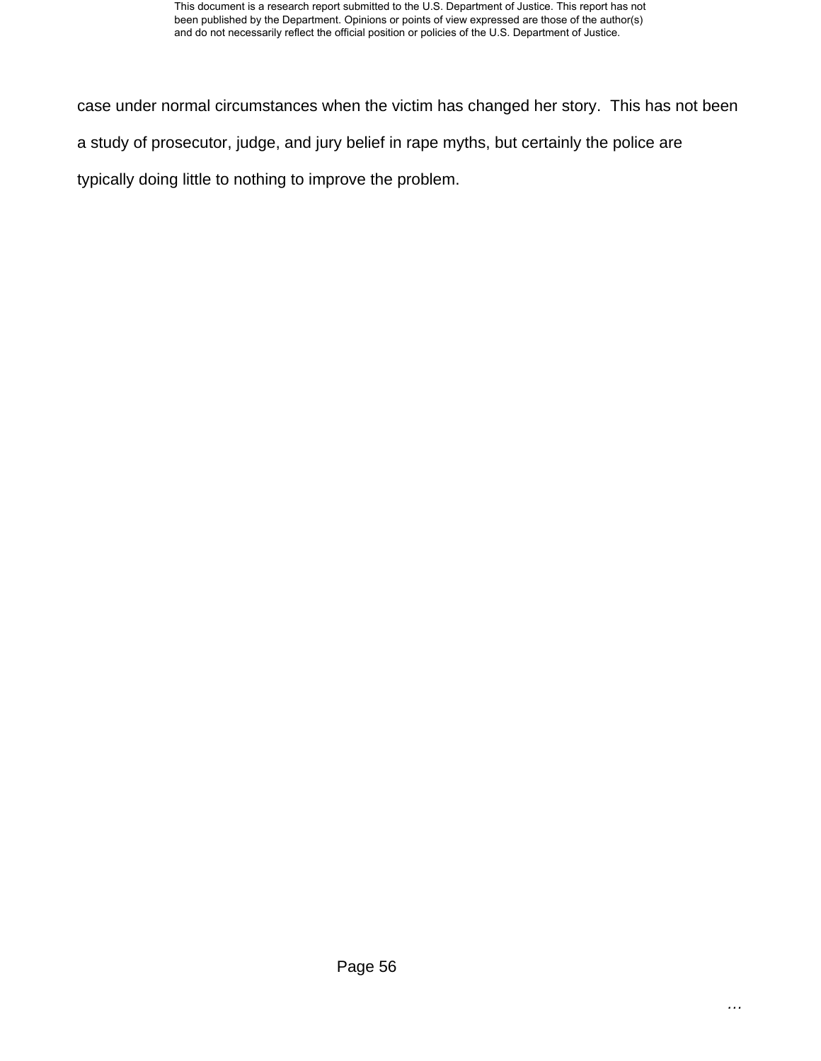case under normal circumstances when the victim has changed her story. This has not been a study of prosecutor, judge, and jury belief in rape myths, but certainly the police are typically doing little to nothing to improve the problem.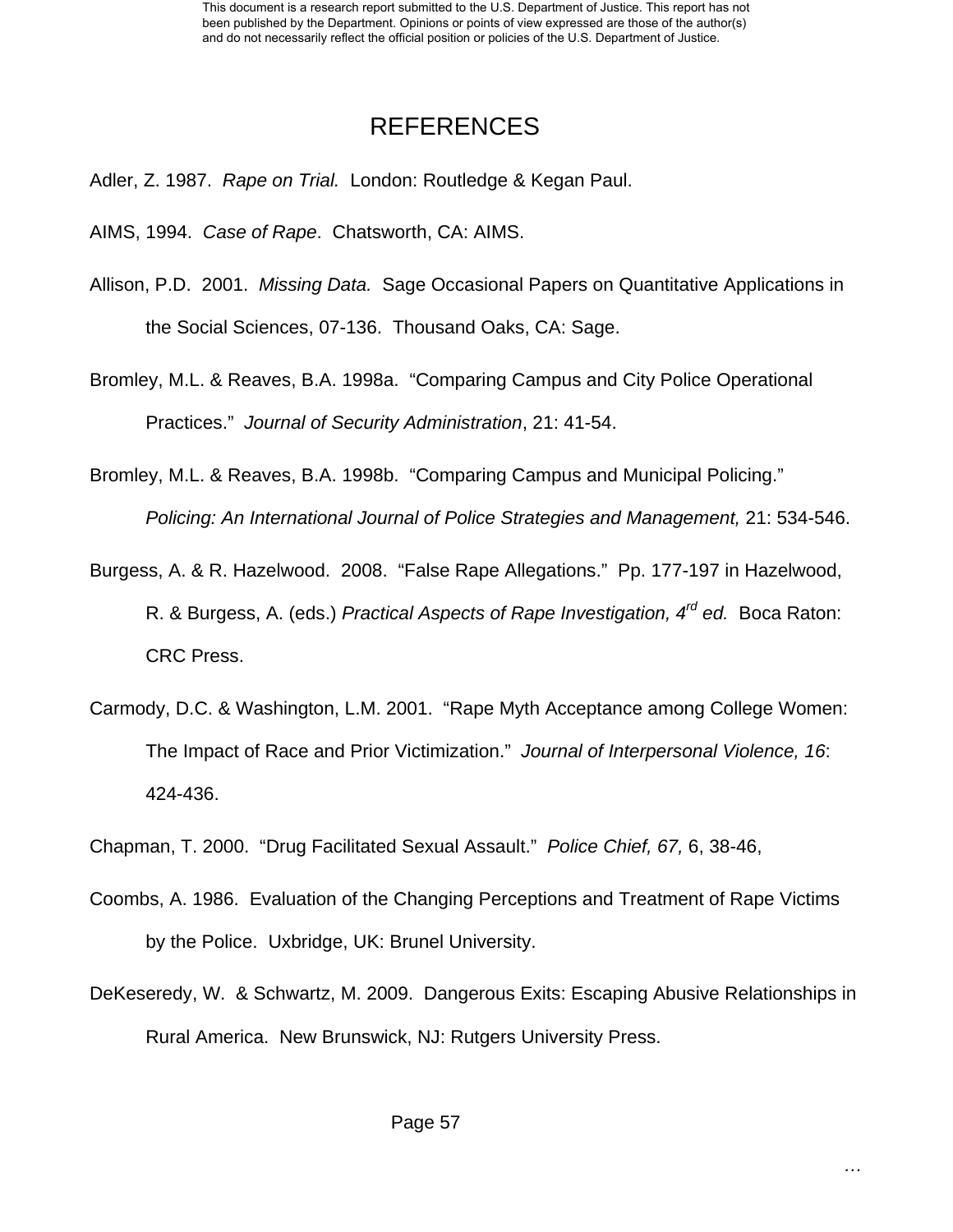# REFERENCES

Adler, Z. 1987. *Rape on Trial.* London: Routledge & Kegan Paul.

AIMS, 1994. *Case of Rape*. Chatsworth, CA: AIMS.

Allison, P.D. 2001. *Missing Data.* Sage Occasional Papers on Quantitative Applications in the Social Sciences, 07-136. Thousand Oaks, CA: Sage.

Bromley, M.L. & Reaves, B.A. 1998a. "Comparing Campus and City Police Operational Practices." *Journal of Security Administration*, 21: 41-54.

Bromley, M.L. & Reaves, B.A. 1998b. "Comparing Campus and Municipal Policing." *Policing: An International Journal of Police Strategies and Management,* 21: 534-546.

Burgess, A. & R. Hazelwood. 2008. "False Rape Allegations." Pp. 177-197 in Hazelwood, R. & Burgess, A. (eds.) *Practical Aspects of Rape Investigation, 4rd ed.* Boca Raton: CRC Press.

Carmody, D.C. & Washington, L.M. 2001. "Rape Myth Acceptance among College Women: The Impact of Race and Prior Victimization." *Journal of Interpersonal Violence, 16*: 424-436.

Chapman, T. 2000. "Drug Facilitated Sexual Assault." *Police Chief, 67,* 6, 38-46,

Coombs, A. 1986. Evaluation of the Changing Perceptions and Treatment of Rape Victims by the Police. Uxbridge, UK: Brunel University.

DeKeseredy, W. & Schwartz, M. 2009. Dangerous Exits: Escaping Abusive Relationships in Rural America. New Brunswick, NJ: Rutgers University Press.

…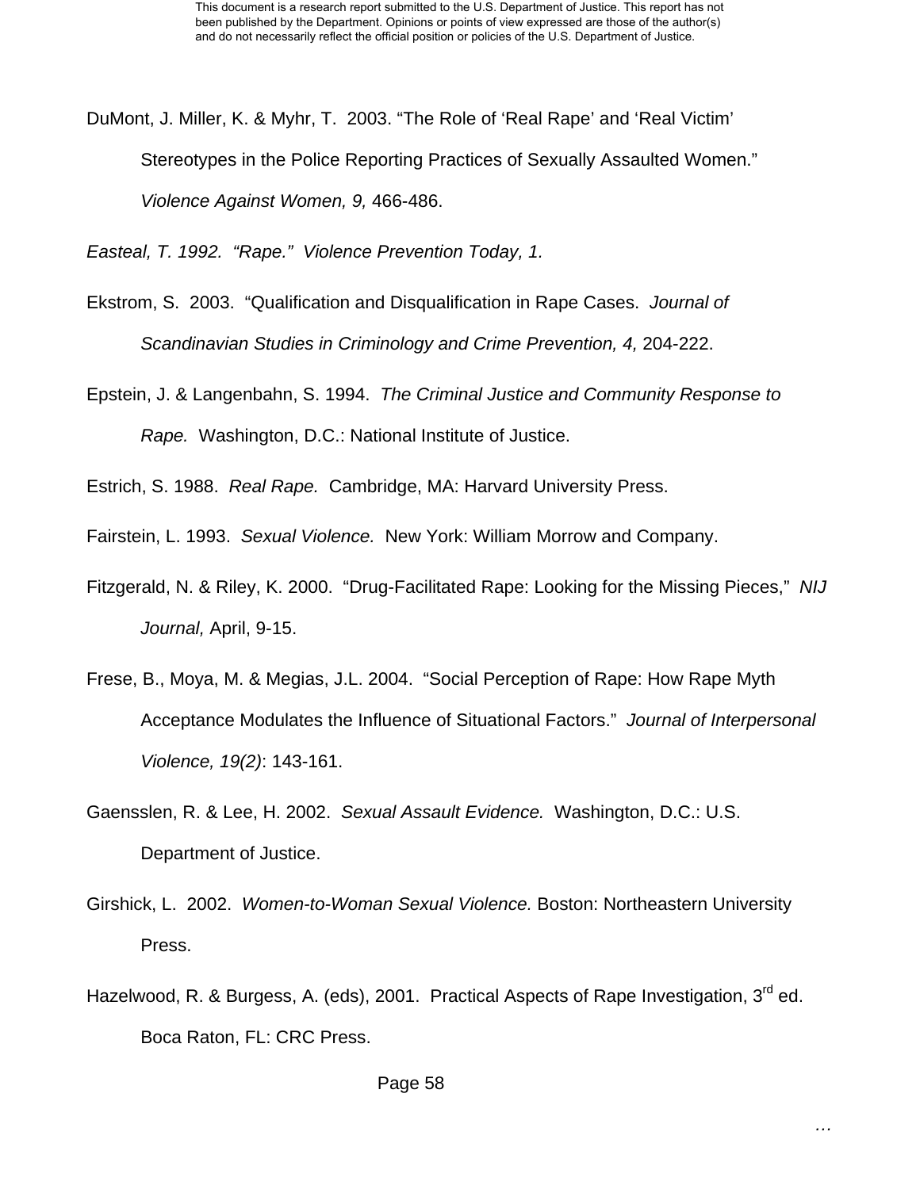DuMont, J. Miller, K. & Myhr, T. 2003. “The Role of ‘Real Rape’ and ‘Real Victim’ Stereotypes in the Police Reporting Practices of Sexually Assaulted Women.” *Violence Against Women, 9,* 466-486.

*Easteal, T. 1992. “Rape.” Violence Prevention Today, 1.*

Ekstrom, S. 2003. “Qualification and Disqualification in Rape Cases. *Journal of Scandinavian Studies in Criminology and Crime Prevention, 4,* 204-222.

Epstein, J. & Langenbahn, S. 1994. *The Criminal Justice and Community Response to Rape.* Washington, D.C.: National Institute of Justice.

Estrich, S. 1988. *Real Rape.* Cambridge, MA: Harvard University Press.

Fairstein, L. 1993. *Sexual Violence.* New York: William Morrow and Company.

Fitzgerald, N. & Riley, K. 2000. “Drug-Facilitated Rape: Looking for the Missing Pieces,” *NIJ Journal,* April, 9-15.

Frese, B., Moya, M. & Megias, J.L. 2004. “Social Perception of Rape: How Rape Myth Acceptance Modulates the Influence of Situational Factors.” *Journal of Interpersonal Violence, 19(2)*: 143-161.

Gaensslen, R. & Lee, H. 2002. *Sexual Assault Evidence.* Washington, D.C.: U.S. Department of Justice.

Girshick, L. 2002. *Women-to-Woman Sexual Violence.* Boston: Northeastern University Press.

Hazelwood, R. & Burgess, A. (eds), 2001. Practical Aspects of Rape Investigation, 3rd ed. Boca Raton, FL: CRC Press.

…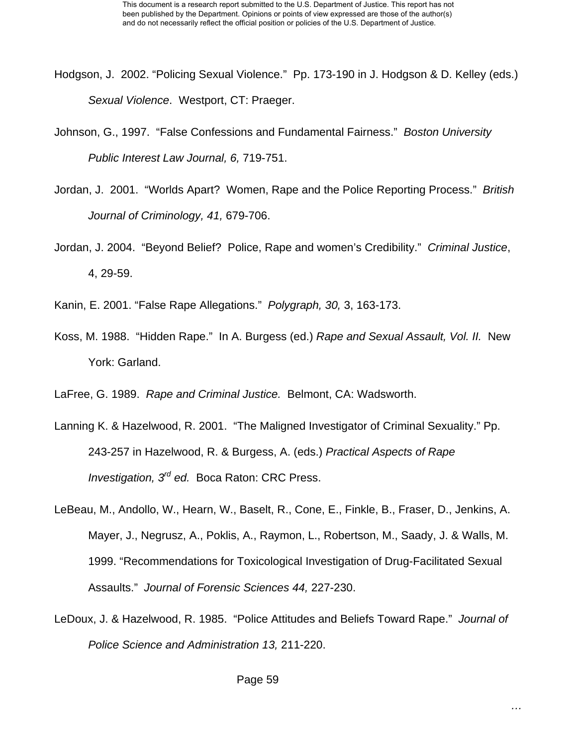Hodgson, J. 2002. "Policing Sexual Violence." Pp. 173-190 in J. Hodgson & D. Kelley (eds.) *Sexual Violence*. Westport, CT: Praeger.

Johnson, G., 1997. "False Confessions and Fundamental Fairness." *Boston University Public Interest Law Journal, 6,* 719-751.

Jordan, J. 2001. "Worlds Apart? Women, Rape and the Police Reporting Process." *British Journal of Criminology, 41,* 679-706.

Jordan, J. 2004. "Beyond Belief? Police, Rape and women's Credibility." *Criminal Justice*, 4, 29-59.

Kanin, E. 2001. "False Rape Allegations." *Polygraph, 30,* 3, 163-173.

Koss, M. 1988. "Hidden Rape." In A. Burgess (ed.) *Rape and Sexual Assault, Vol. II.* New York: Garland.

LaFree, G. 1989. *Rape and Criminal Justice.* Belmont, CA: Wadsworth.

Lanning K. & Hazelwood, R. 2001. "The Maligned Investigator of Criminal Sexuality." Pp. 243-257 in Hazelwood, R. & Burgess, A. (eds.) *Practical Aspects of Rape Investigation, 3rd ed.* Boca Raton: CRC Press.

LeBeau, M., Andollo, W., Hearn, W., Baselt, R., Cone, E., Finkle, B., Fraser, D., Jenkins, A. Mayer, J., Negrusz, A., Poklis, A., Raymon, L., Robertson, M., Saady, J. & Walls, M. 1999. "Recommendations for Toxicological Investigation of Drug-Facilitated Sexual Assaults." *Journal of Forensic Sciences 44,* 227-230.

LeDoux, J. & Hazelwood, R. 1985. "Police Attitudes and Beliefs Toward Rape." *Journal of Police Science and Administration 13,* 211-220.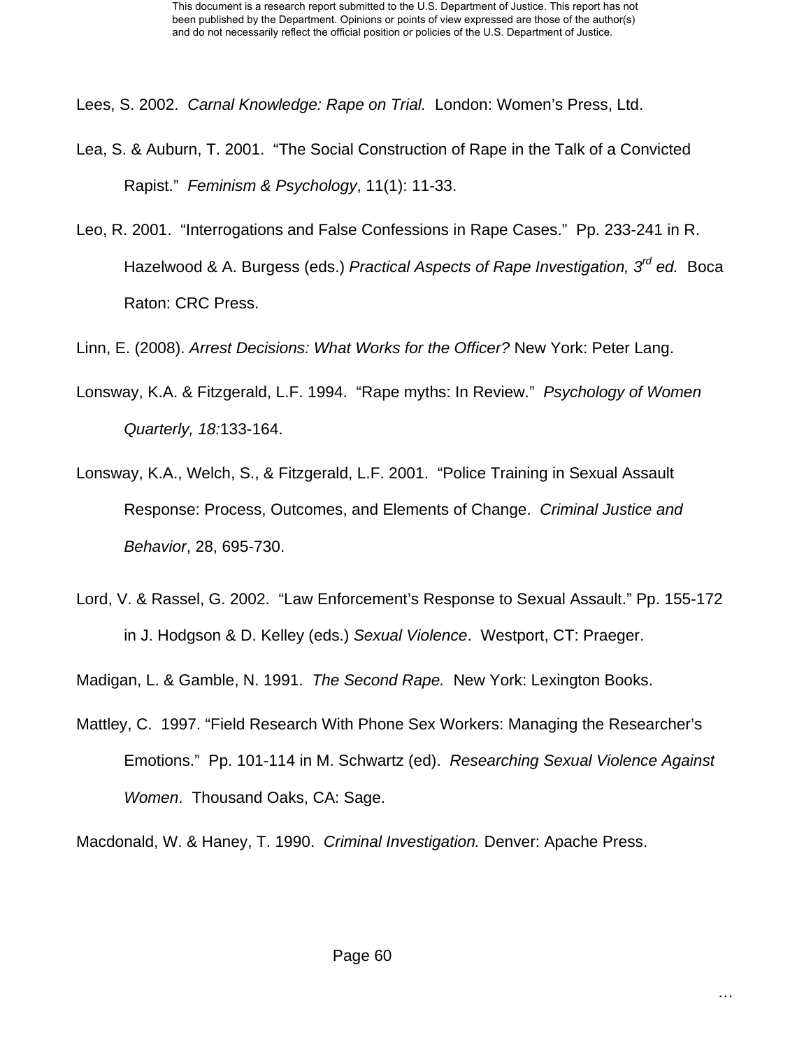Lees, S. 2002. *Carnal Knowledge: Rape on Trial.* London: Women's Press, Ltd.

Lea, S. & Auburn, T. 2001. "The Social Construction of Rape in the Talk of a Convicted Rapist." *Feminism & Psychology*, 11(1): 11-33.

Leo, R. 2001. "Interrogations and False Confessions in Rape Cases." Pp. 233-241 in R. Hazelwood & A. Burgess (eds.) *Practical Aspects of Rape Investigation, 3rd ed.* Boca Raton: CRC Press.

Linn, E. (2008). *Arrest Decisions: What Works for the Officer?* New York: Peter Lang.

Lonsway, K.A. & Fitzgerald, L.F. 1994. "Rape myths: In Review." *Psychology of Women Quarterly, 18:*133-164.

Lonsway, K.A., Welch, S., & Fitzgerald, L.F. 2001. "Police Training in Sexual Assault Response: Process, Outcomes, and Elements of Change. *Criminal Justice and Behavior*, 28, 695-730.

Lord, V. & Rassel, G. 2002. "Law Enforcement's Response to Sexual Assault." Pp. 155-172 in J. Hodgson & D. Kelley (eds.) *Sexual Violence*. Westport, CT: Praeger.

Madigan, L. & Gamble, N. 1991. *The Second Rape.* New York: Lexington Books.

Mattley, C. 1997. "Field Research With Phone Sex Workers: Managing the Researcher's Emotions." Pp. 101-114 in M. Schwartz (ed). *Researching Sexual Violence Against Women*. Thousand Oaks, CA: Sage.

Macdonald, W. & Haney, T. 1990. *Criminal Investigation.* Denver: Apache Press.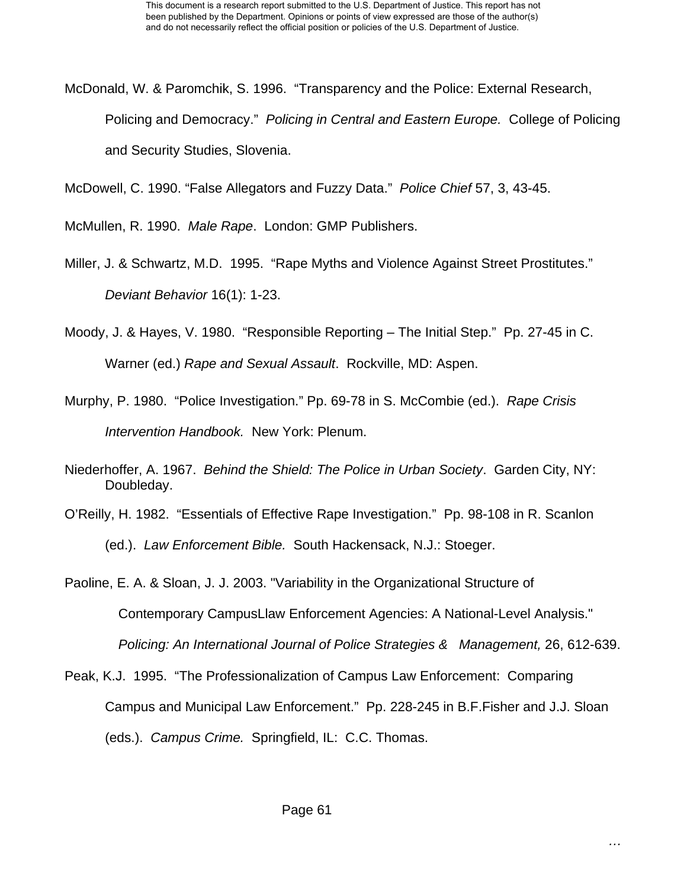McDonald, W. & Paromchik, S. 1996. "Transparency and the Police: External Research, Policing and Democracy." *Policing in Central and Eastern Europe.* College of Policing and Security Studies, Slovenia.

McDowell, C. 1990. "False Allegators and Fuzzy Data." *Police Chief* 57, 3, 43-45.

McMullen, R. 1990. *Male Rape*. London: GMP Publishers.

Miller, J. & Schwartz, M.D. 1995. "Rape Myths and Violence Against Street Prostitutes." *Deviant Behavior* 16(1): 1-23.

Moody, J. & Hayes, V. 1980. "Responsible Reporting – The Initial Step." Pp. 27-45 in C. Warner (ed.) *Rape and Sexual Assault*. Rockville, MD: Aspen.

Murphy, P. 1980. "Police Investigation." Pp. 69-78 in S. McCombie (ed.). *Rape Crisis Intervention Handbook.* New York: Plenum.

Niederhoffer, A. 1967. *Behind the Shield: The Police in Urban Society*. Garden City, NY: Doubleday.

O'Reilly, H. 1982. "Essentials of Effective Rape Investigation." Pp. 98-108 in R. Scanlon (ed.). *Law Enforcement Bible.* South Hackensack, N.J.: Stoeger.

Paoline, E. A. & Sloan, J. J. 2003. "Variability in the Organizational Structure of Contemporary CampusLlaw Enforcement Agencies: A National-Level Analysis." *Policing: An International Journal of Police Strategies & Management,* 26, 612-639.

Peak, K.J. 1995. "The Professionalization of Campus Law Enforcement: Comparing Campus and Municipal Law Enforcement." Pp. 228-245 in B.F.Fisher and J.J. Sloan (eds.). *Campus Crime.* Springfield, IL: C.C. Thomas.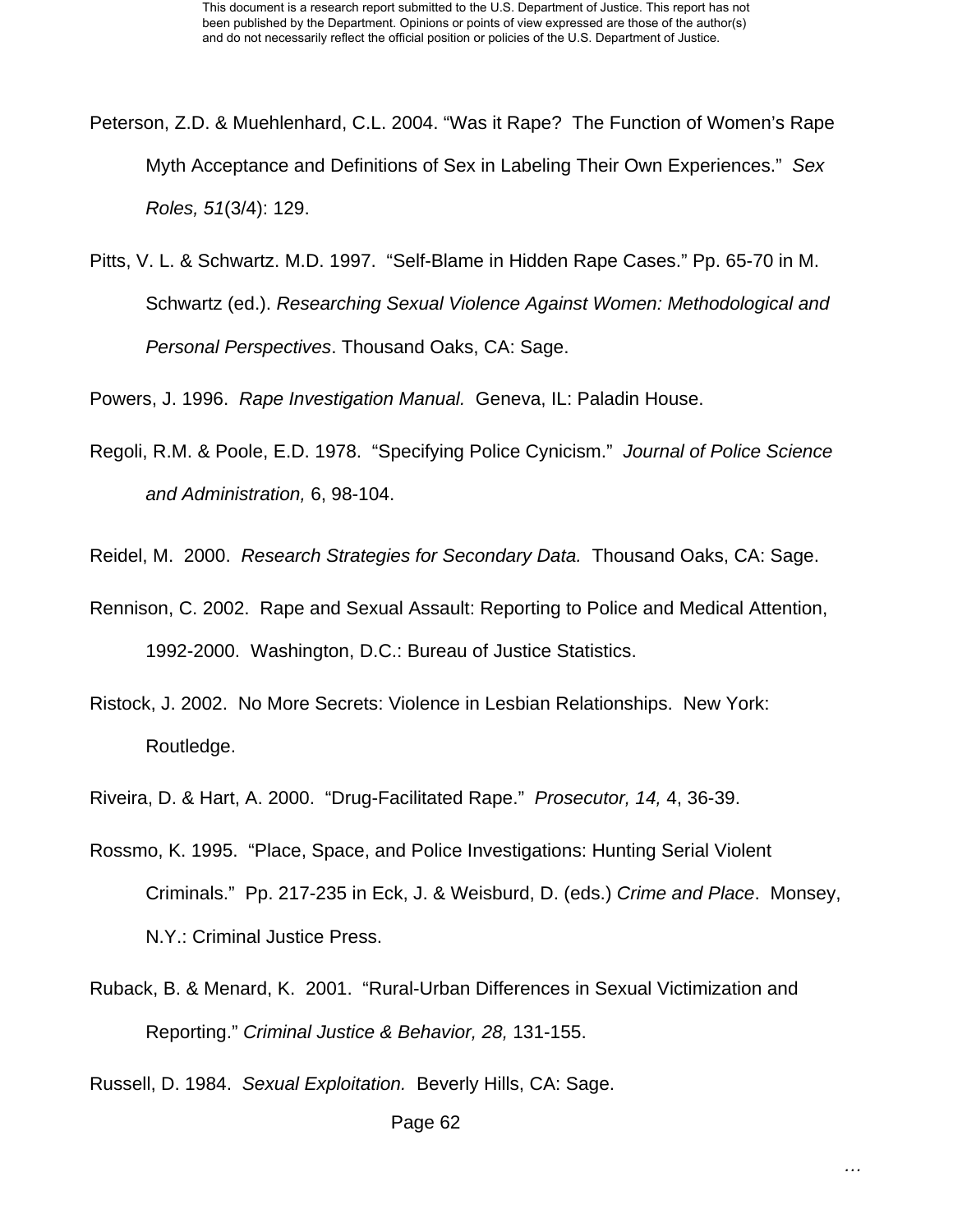Peterson, Z.D. & Muehlenhard, C.L. 2004. "Was it Rape? The Function of Women's Rape Myth Acceptance and Definitions of Sex in Labeling Their Own Experiences." *Sex Roles, 51*(3/4): 129.

Pitts, V. L. & Schwartz. M.D. 1997. "Self-Blame in Hidden Rape Cases." Pp. 65-70 in M. Schwartz (ed.). *Researching Sexual Violence Against Women: Methodological and Personal Perspectives*. Thousand Oaks, CA: Sage.

Powers, J. 1996. *Rape Investigation Manual.* Geneva, IL: Paladin House.

Regoli, R.M. & Poole, E.D. 1978. "Specifying Police Cynicism." *Journal of Police Science and Administration,* 6, 98-104.

Reidel, M. 2000. *Research Strategies for Secondary Data.* Thousand Oaks, CA: Sage.

Rennison, C. 2002. Rape and Sexual Assault: Reporting to Police and Medical Attention, 1992-2000. Washington, D.C.: Bureau of Justice Statistics.

Ristock, J. 2002. No More Secrets: Violence in Lesbian Relationships. New York: Routledge.

Riveira, D. & Hart, A. 2000. "Drug-Facilitated Rape." *Prosecutor, 14,* 4, 36-39.

Rossmo, K. 1995. "Place, Space, and Police Investigations: Hunting Serial Violent Criminals." Pp. 217-235 in Eck, J. & Weisburd, D. (eds.) *Crime and Place*. Monsey, N.Y.: Criminal Justice Press.

Ruback, B. & Menard, K. 2001. "Rural-Urban Differences in Sexual Victimization and Reporting." *Criminal Justice & Behavior, 28,* 131-155.

Russell, D. 1984. *Sexual Exploitation.* Beverly Hills, CA: Sage.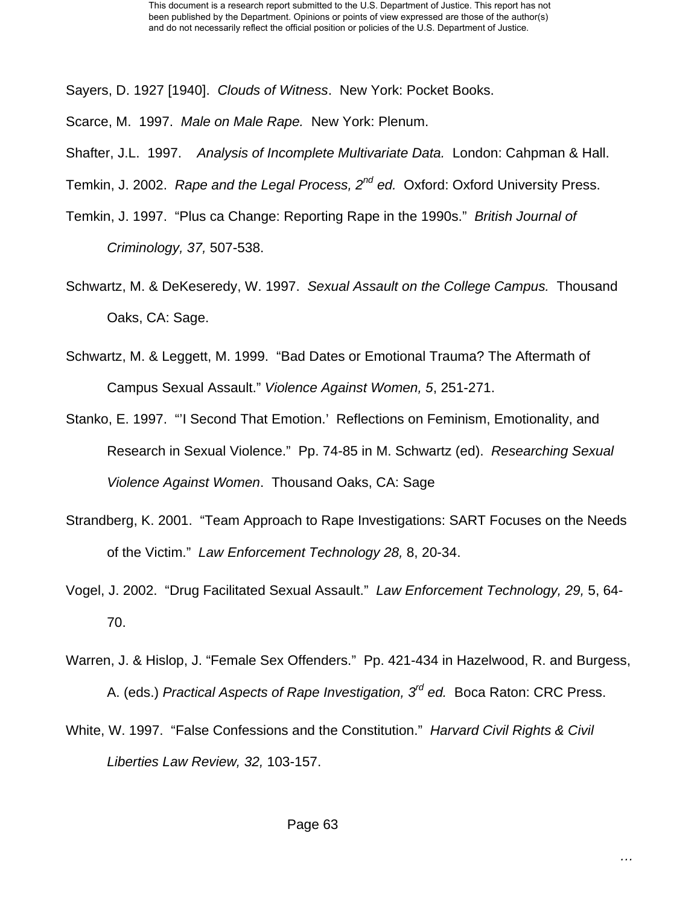Sayers, D. 1927 [1940]. *Clouds of Witness*. New York: Pocket Books.

Scarce, M. 1997. *Male on Male Rape.* New York: Plenum.

Shafter, J.L. 1997. *Analysis of Incomplete Multivariate Data.* London: Cahpman & Hall.

Temkin, J. 2002. *Rape and the Legal Process, 2nd ed.* Oxford: Oxford University Press.

Temkin, J. 1997. "Plus ca Change: Reporting Rape in the 1990s." *British Journal of Criminology, 37,* 507-538.

Schwartz, M. & DeKeseredy, W. 1997. *Sexual Assault on the College Campus.* Thousand Oaks, CA: Sage.

Schwartz, M. & Leggett, M. 1999. "Bad Dates or Emotional Trauma? The Aftermath of Campus Sexual Assault." *Violence Against Women, 5*, 251-271.

Stanko, E. 1997. "'I Second That Emotion.' Reflections on Feminism, Emotionality, and Research in Sexual Violence." Pp. 74-85 in M. Schwartz (ed). *Researching Sexual Violence Against Women*. Thousand Oaks, CA: Sage

Strandberg, K. 2001. "Team Approach to Rape Investigations: SART Focuses on the Needs of the Victim." *Law Enforcement Technology 28,* 8, 20-34.

Vogel, J. 2002. "Drug Facilitated Sexual Assault." *Law Enforcement Technology, 29,* 5, 64-70.

Warren, J. & Hislop, J. "Female Sex Offenders." Pp. 421-434 in Hazelwood, R. and Burgess, A. (eds.) *Practical Aspects of Rape Investigation, 3rd ed.* Boca Raton: CRC Press.

White, W. 1997. "False Confessions and the Constitution." *Harvard Civil Rights & Civil Liberties Law Review, 32,* 103-157.

…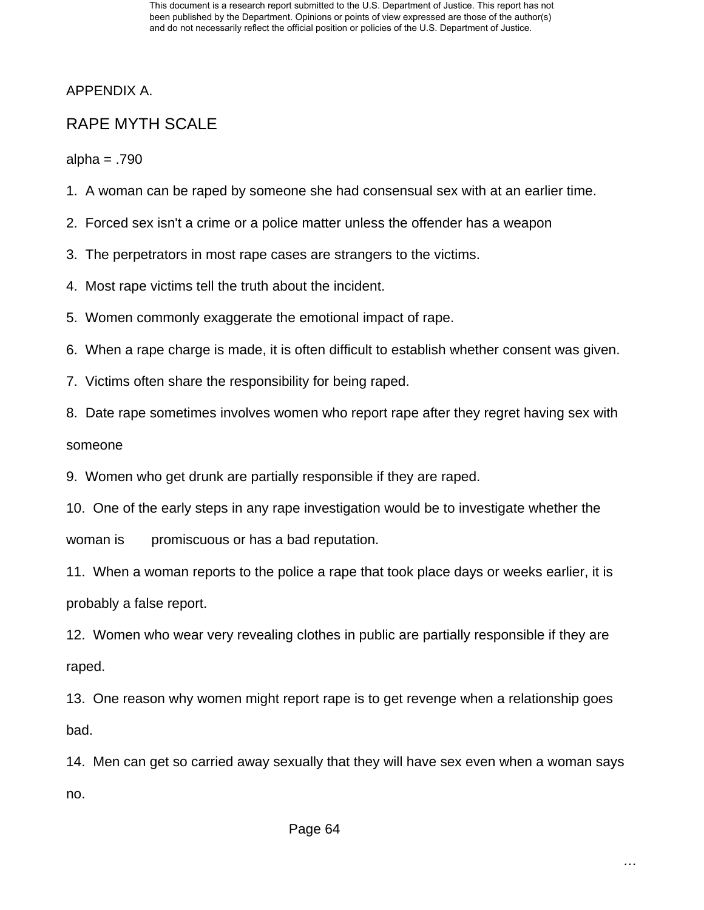APPENDIX A.

## RAPE MYTH SCALE

alpha = .790

1. A woman can be raped by someone she had consensual sex with at an earlier time.
2. Forced sex isn't a crime or a police matter unless the offender has a weapon
3. The perpetrators in most rape cases are strangers to the victims.
4. Most rape victims tell the truth about the incident.
5. Women commonly exaggerate the emotional impact of rape.
6. When a rape charge is made, it is often difficult to establish whether consent was given.
7. Victims often share the responsibility for being raped.
8. Date rape sometimes involves women who report rape after they regret having sex with someone
9. Women who get drunk are partially responsible if they are raped.
10. One of the early steps in any rape investigation would be to investigate whether the woman is promiscuous or has a bad reputation.
11. When a woman reports to the police a rape that took place days or weeks earlier, it is probably a false report.
12. Women who wear very revealing clothes in public are partially responsible if they are raped.
13. One reason why women might report rape is to get revenge when a relationship goes bad.
14. Men can get so carried away sexually that they will have sex even when a woman says no.

…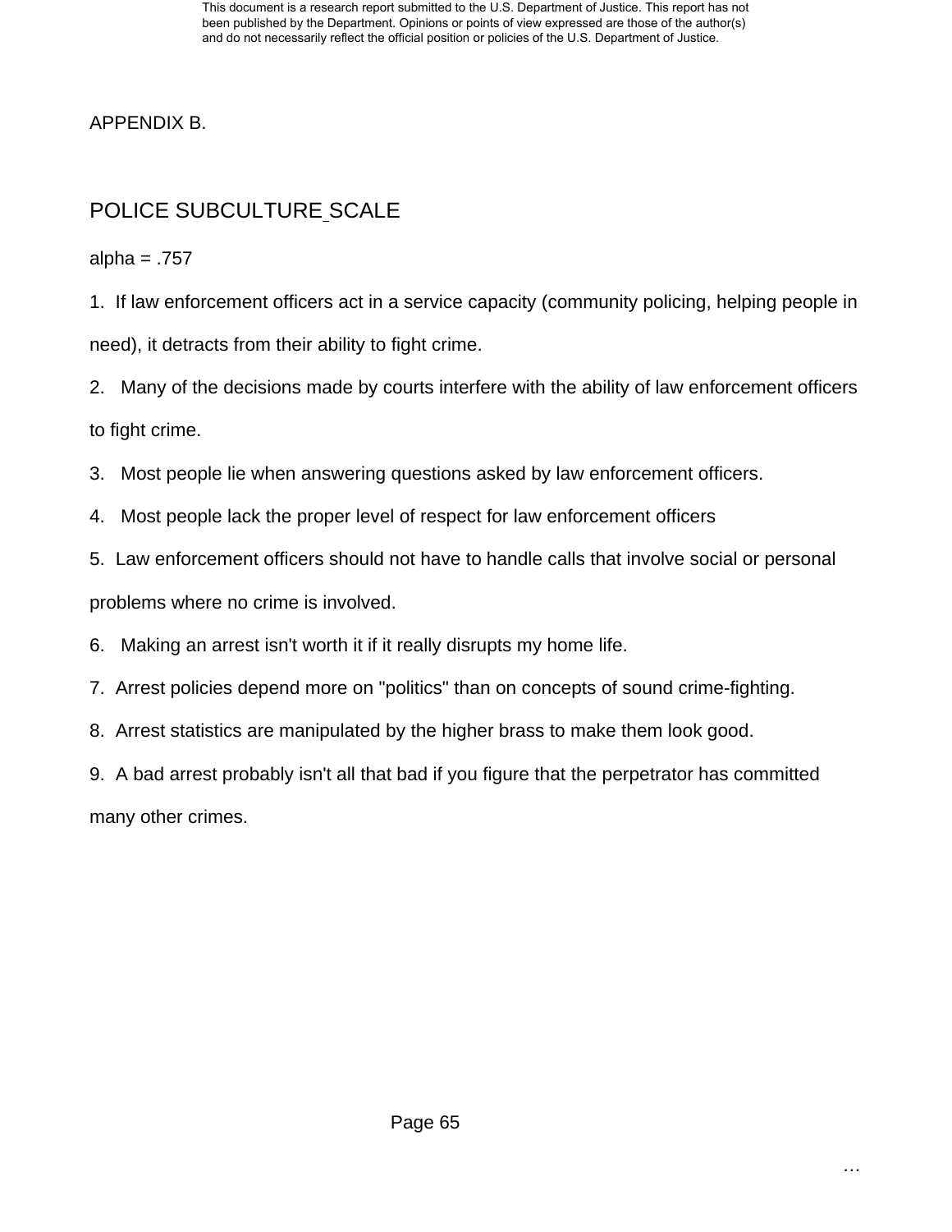APPENDIX B.

## POLICE SUBCULTURE SCALE

alpha = .757

1. If law enforcement officers act in a service capacity (community policing, helping people in need), it detracts from their ability to fight crime.
2. Many of the decisions made by courts interfere with the ability of law enforcement officers to fight crime.
3. Most people lie when answering questions asked by law enforcement officers.
4. Most people lack the proper level of respect for law enforcement officers
5. Law enforcement officers should not have to handle calls that involve social or personal problems where no crime is involved.
6. Making an arrest isn't worth it if it really disrupts my home life.
7. Arrest policies depend more on "politics" than on concepts of sound crime-fighting.
8. Arrest statistics are manipulated by the higher brass to make them look good.
9. A bad arrest probably isn't all that bad if you figure that the perpetrator has committed many other crimes.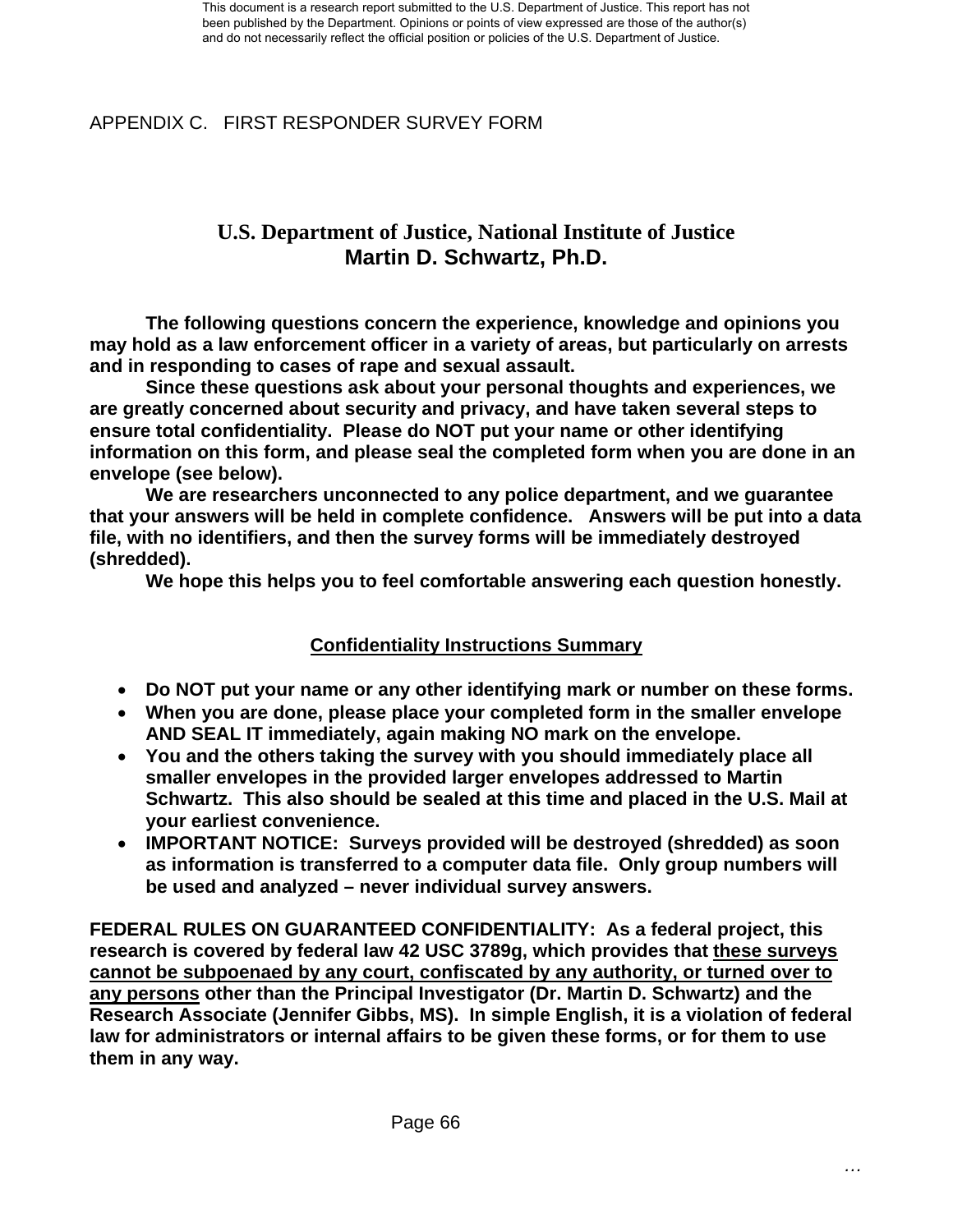APPENDIX C.   FIRST RESPONDER SURVEY FORM

## U.S. Department of Justice, National Institute of Justice
## Martin D. Schwartz, Ph.D.

**The following questions concern the experience, knowledge and opinions you may hold as a law enforcement officer in a variety of areas, but particularly on arrests and in responding to cases of rape and sexual assault.**

**Since these questions ask about your personal thoughts and experiences, we are greatly concerned about security and privacy, and have taken several steps to ensure total confidentiality. Please do NOT put your name or other identifying information on this form, and please seal the completed form when you are done in an envelope (see below).**

**We are researchers unconnected to any police department, and we guarantee that your answers will be held in complete confidence. Answers will be put into a data file, with no identifiers, and then the survey forms will be immediately destroyed (shredded).**

**We hope this helps you to feel comfortable answering each question honestly.**

### Confidentiality Instructions Summary

- **Do NOT put your name or any other identifying mark or number on these forms.**
- **When you are done, please place your completed form in the smaller envelope AND SEAL IT immediately, again making NO mark on the envelope.**
- **You and the others taking the survey with you should immediately place all smaller envelopes in the provided larger envelopes addressed to Martin Schwartz. This also should be sealed at this time and placed in the U.S. Mail at your earliest convenience.**
- **IMPORTANT NOTICE: Surveys provided will be destroyed (shredded) as soon as information is transferred to a computer data file. Only group numbers will be used and analyzed – never individual survey answers.**

**FEDERAL RULES ON GUARANTEED CONFIDENTIALITY: As a federal project, this research is covered by federal law 42 USC 3789g, which provides that these surveys cannot be subpoenaed by any court, confiscated by any authority, or turned over to any persons other than the Principal Investigator (Dr. Martin D. Schwartz) and the Research Associate (Jennifer Gibbs, MS). In simple English, it is a violation of federal law for administrators or internal affairs to be given these forms, or for them to use them in any way.**

…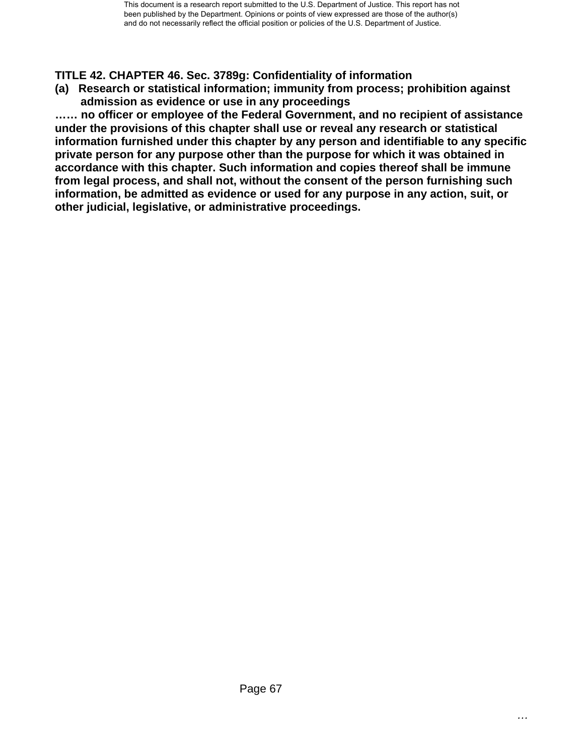**TITLE 42. CHAPTER 46. Sec. 3789g: Confidentiality of information**

**(a) Research or statistical information; immunity from process; prohibition against admission as evidence or use in any proceedings**

**…… no officer or employee of the Federal Government, and no recipient of assistance under the provisions of this chapter shall use or reveal any research or statistical information furnished under this chapter by any person and identifiable to any specific private person for any purpose other than the purpose for which it was obtained in accordance with this chapter. Such information and copies thereof shall be immune from legal process, and shall not, without the consent of the person furnishing such information, be admitted as evidence or used for any purpose in any action, suit, or other judicial, legislative, or administrative proceedings.**

…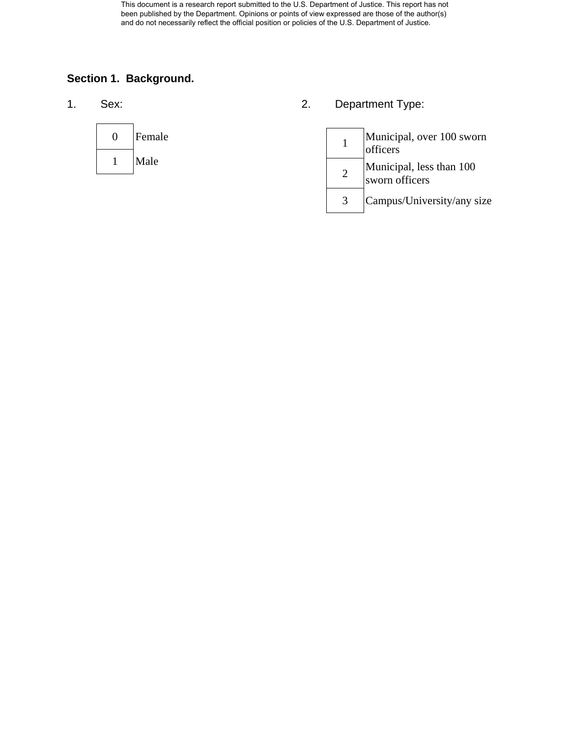## Section 1. Background.

1. Sex:

| | |
|---|---|
| 0 | Female |
| 1 | Male |

2. Department Type:

| | |
|---|---|
| 1 | Municipal, over 100 sworn officers |
| 2 | Municipal, less than 100 sworn officers |
| 3 | Campus/University/any size |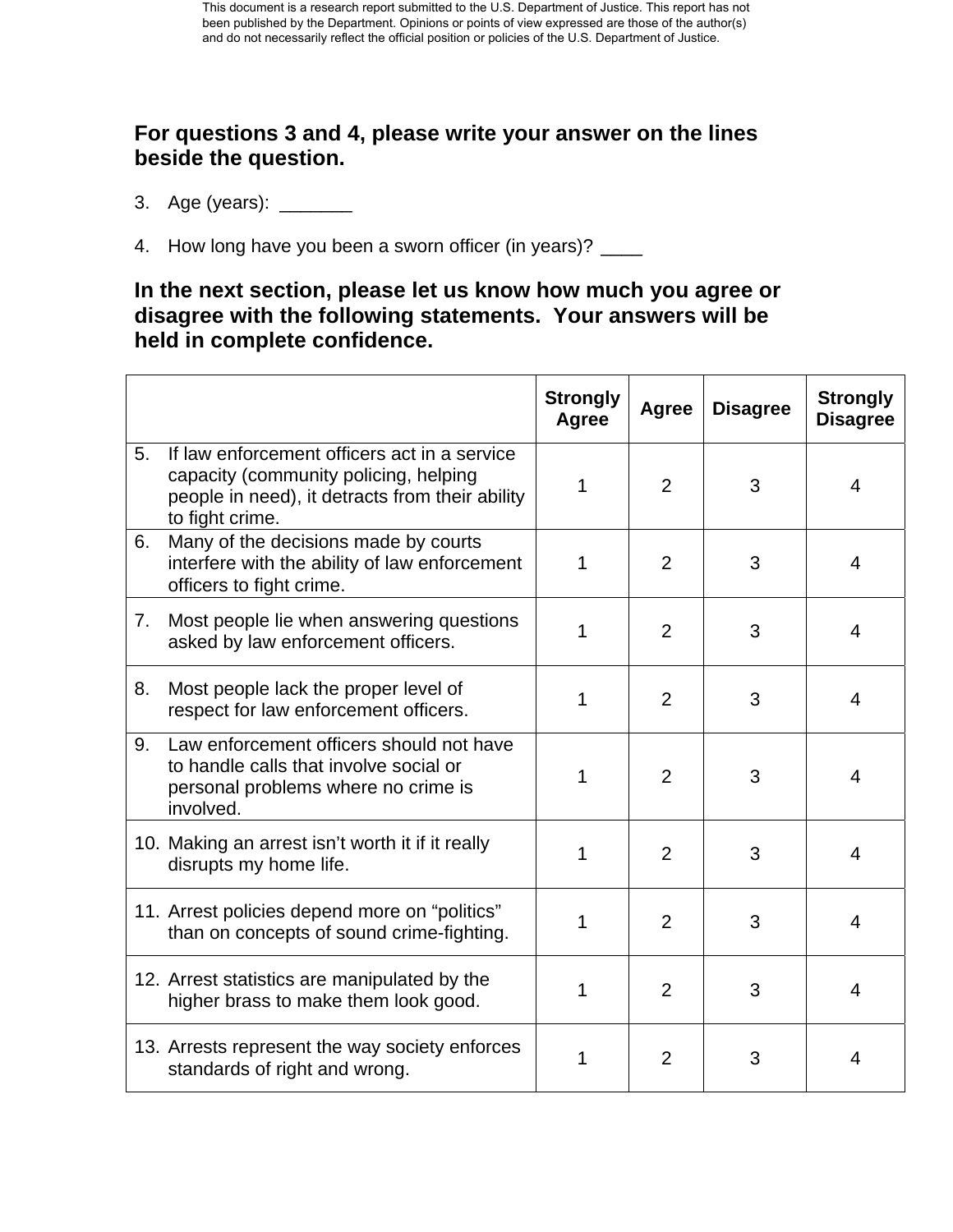**For questions 3 and 4, please write your answer on the lines beside the question.**

3. Age (years): _______

4. How long have you been a sworn officer (in years)? ____

**In the next section, please let us know how much you agree or disagree with the following statements. Your answers will be held in complete confidence.**

| | Strongly Agree | Agree | Disagree | Strongly Disagree |
|---|---|---|---|---|
| 5. If law enforcement officers act in a service capacity (community policing, helping people in need), it detracts from their ability to fight crime. | 1 | 2 | 3 | 4 |
| 6. Many of the decisions made by courts interfere with the ability of law enforcement officers to fight crime. | 1 | 2 | 3 | 4 |
| 7. Most people lie when answering questions asked by law enforcement officers. | 1 | 2 | 3 | 4 |
| 8. Most people lack the proper level of respect for law enforcement officers. | 1 | 2 | 3 | 4 |
| 9. Law enforcement officers should not have to handle calls that involve social or personal problems where no crime is involved. | 1 | 2 | 3 | 4 |
| 10. Making an arrest isn't worth it if it really disrupts my home life. | 1 | 2 | 3 | 4 |
| 11. Arrest policies depend more on "politics" than on concepts of sound crime-fighting. | 1 | 2 | 3 | 4 |
| 12. Arrest statistics are manipulated by the higher brass to make them look good. | 1 | 2 | 3 | 4 |
| 13. Arrests represent the way society enforces standards of right and wrong. | 1 | 2 | 3 | 4 |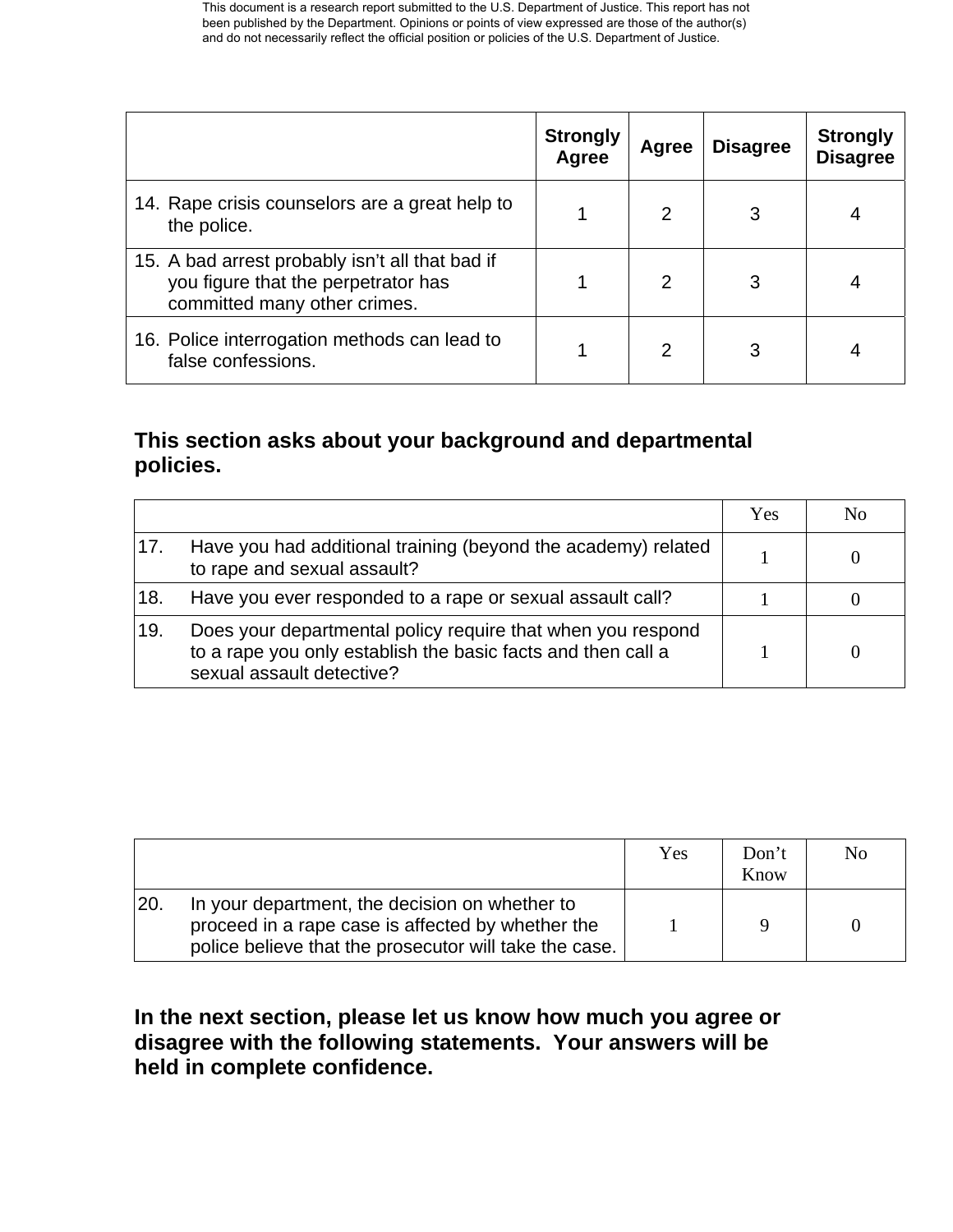|  | Strongly Agree | Agree | Disagree | Strongly Disagree |
|---|---|---|---|---|
| 14. Rape crisis counselors are a great help to the police. | 1 | 2 | 3 | 4 |
| 15. A bad arrest probably isn't all that bad if you figure that the perpetrator has committed many other crimes. | 1 | 2 | 3 | 4 |
| 16. Police interrogation methods can lead to false confessions. | 1 | 2 | 3 | 4 |

**This section asks about your background and departmental policies.**

|  |  | Yes | No |
|---|---|---|---|
| 17. | Have you had additional training (beyond the academy) related to rape and sexual assault? | 1 | 0 |
| 18. | Have you ever responded to a rape or sexual assault call? | 1 | 0 |
| 19. | Does your departmental policy require that when you respond to a rape you only establish the basic facts and then call a sexual assault detective? | 1 | 0 |

|  |  | Yes | Don't Know | No |
|---|---|---|---|---|
| 20. | In your department, the decision on whether to proceed in a rape case is affected by whether the police believe that the prosecutor will take the case. | 1 | 9 | 0 |

**In the next section, please let us know how much you agree or disagree with the following statements. Your answers will be held in complete confidence.**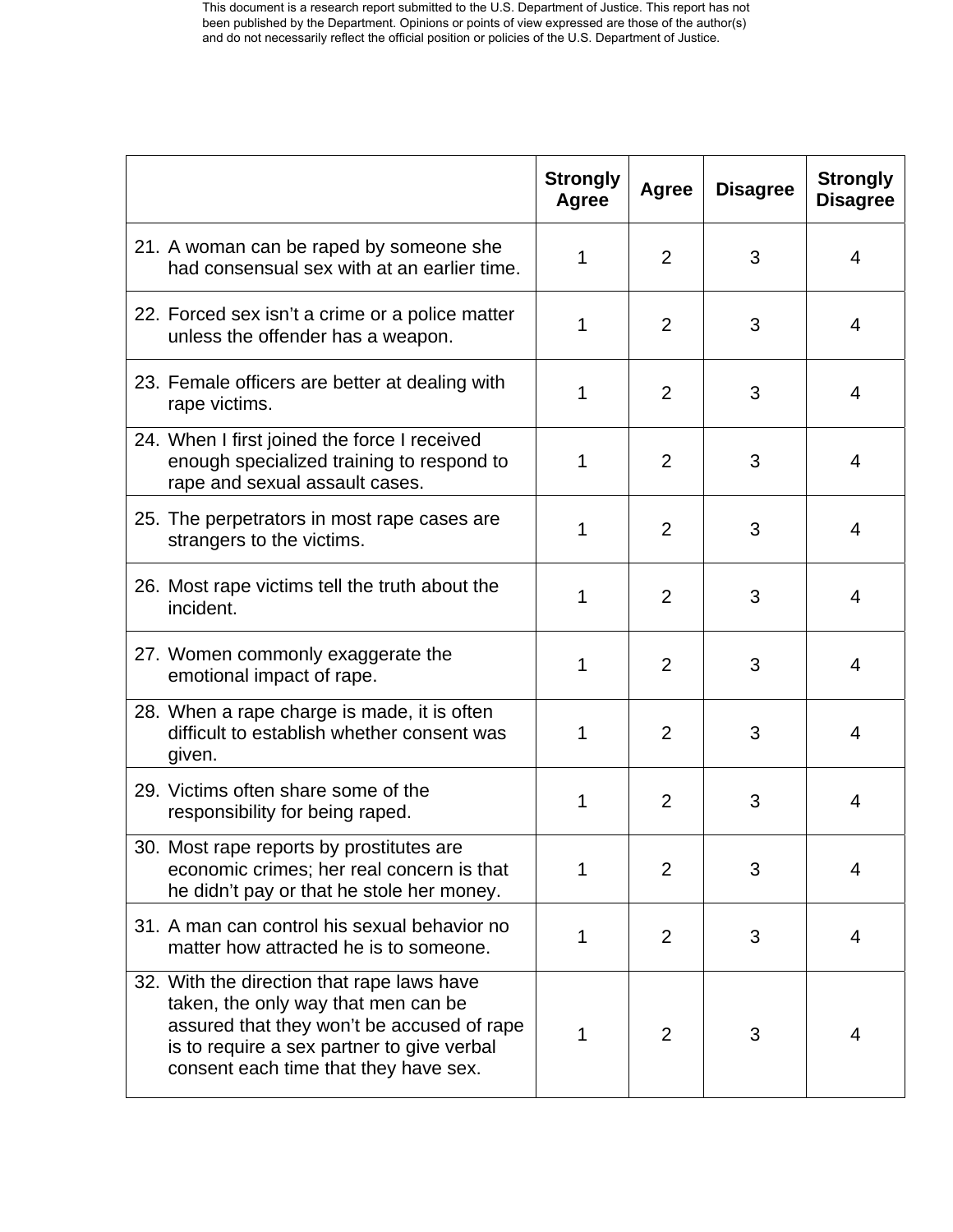This document is a research report submitted to the U.S. Department of Justice. This report has not been published by the Department. Opinions or points of view expressed are those of the author(s) and do not necessarily reflect the official position or policies of the U.S. Department of Justice.

| | Strongly Agree | Agree | Disagree | Strongly Disagree |
|---|---|---|---|---|
| 21. A woman can be raped by someone she had consensual sex with at an earlier time. | 1 | 2 | 3 | 4 |
| 22. Forced sex isn't a crime or a police matter unless the offender has a weapon. | 1 | 2 | 3 | 4 |
| 23. Female officers are better at dealing with rape victims. | 1 | 2 | 3 | 4 |
| 24. When I first joined the force I received enough specialized training to respond to rape and sexual assault cases. | 1 | 2 | 3 | 4 |
| 25. The perpetrators in most rape cases are strangers to the victims. | 1 | 2 | 3 | 4 |
| 26. Most rape victims tell the truth about the incident. | 1 | 2 | 3 | 4 |
| 27. Women commonly exaggerate the emotional impact of rape. | 1 | 2 | 3 | 4 |
| 28. When a rape charge is made, it is often difficult to establish whether consent was given. | 1 | 2 | 3 | 4 |
| 29. Victims often share some of the responsibility for being raped. | 1 | 2 | 3 | 4 |
| 30. Most rape reports by prostitutes are economic crimes; her real concern is that he didn't pay or that he stole her money. | 1 | 2 | 3 | 4 |
| 31. A man can control his sexual behavior no matter how attracted he is to someone. | 1 | 2 | 3 | 4 |
| 32. With the direction that rape laws have taken, the only way that men can be assured that they won't be accused of rape is to require a sex partner to give verbal consent each time that they have sex. | 1 | 2 | 3 | 4 |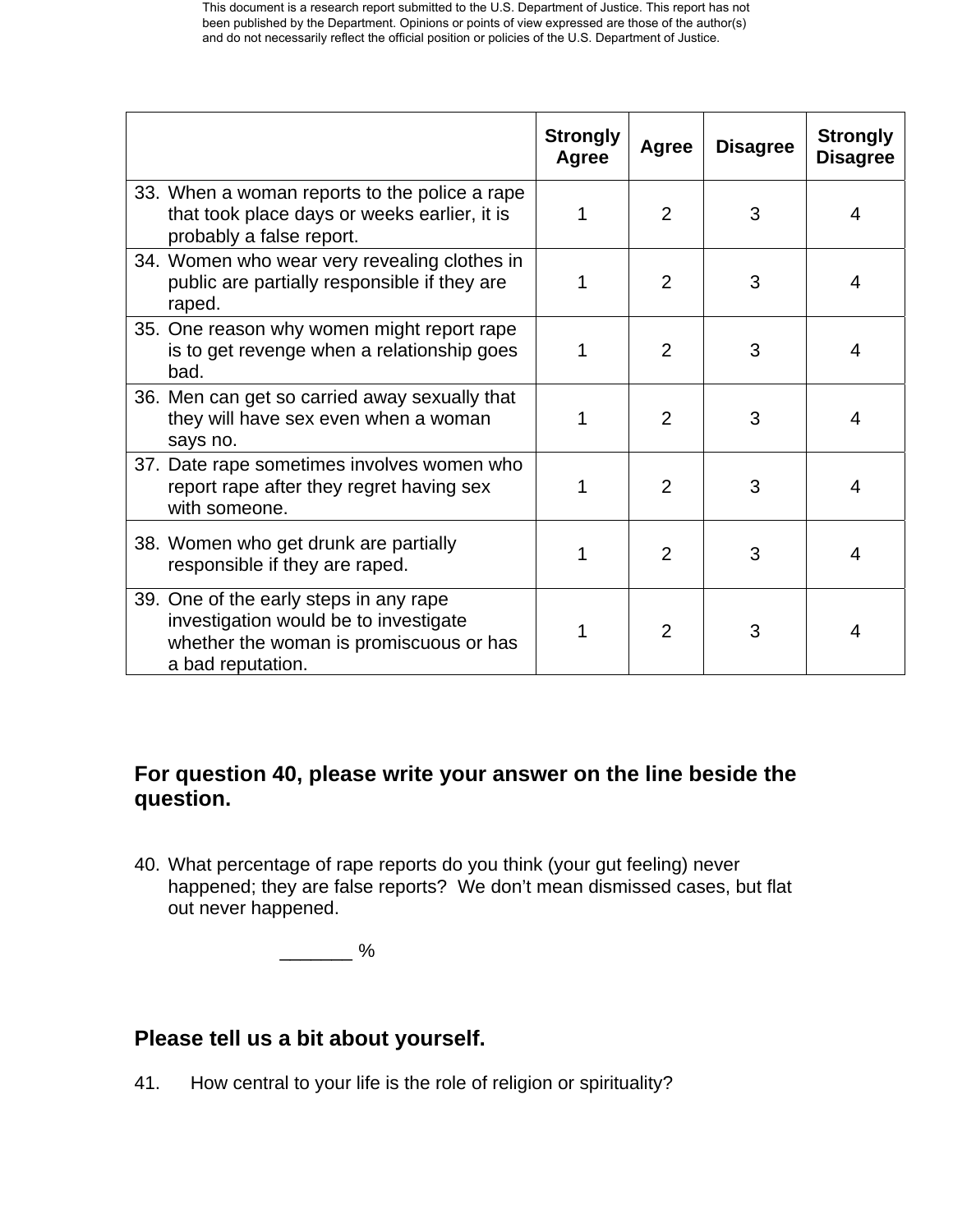| | Strongly Agree | Agree | Disagree | Strongly Disagree |
|---|---|---|---|---|
| 33. When a woman reports to the police a rape that took place days or weeks earlier, it is probably a false report. | 1 | 2 | 3 | 4 |
| 34. Women who wear very revealing clothes in public are partially responsible if they are raped. | 1 | 2 | 3 | 4 |
| 35. One reason why women might report rape is to get revenge when a relationship goes bad. | 1 | 2 | 3 | 4 |
| 36. Men can get so carried away sexually that they will have sex even when a woman says no. | 1 | 2 | 3 | 4 |
| 37. Date rape sometimes involves women who report rape after they regret having sex with someone. | 1 | 2 | 3 | 4 |
| 38. Women who get drunk are partially responsible if they are raped. | 1 | 2 | 3 | 4 |
| 39. One of the early steps in any rape investigation would be to investigate whether the woman is promiscuous or has a bad reputation. | 1 | 2 | 3 | 4 |

**For question 40, please write your answer on the line beside the question.**

40. What percentage of rape reports do you think (your gut feeling) never happened; they are false reports? We don't mean dismissed cases, but flat out never happened.

_______ %

**Please tell us a bit about yourself.**

41. How central to your life is the role of religion or spirituality?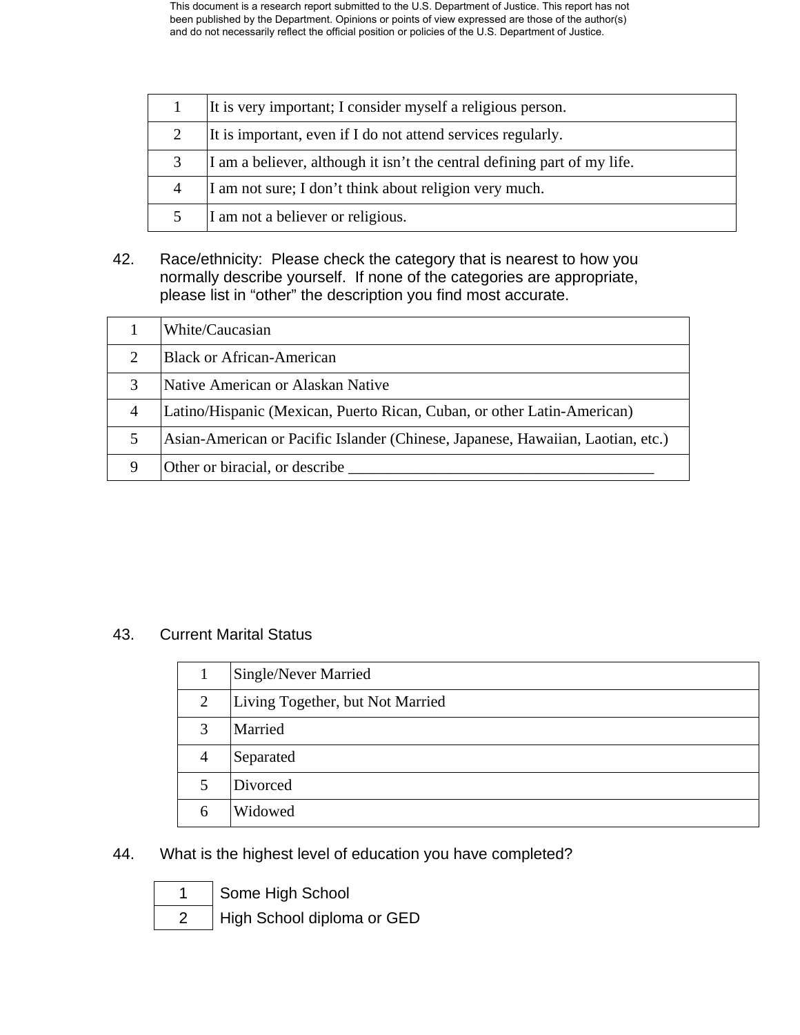| | |
|---|---|
| 1 | It is very important; I consider myself a religious person. |
| 2 | It is important, even if I do not attend services regularly. |
| 3 | I am a believer, although it isn't the central defining part of my life. |
| 4 | I am not sure; I don't think about religion very much. |
| 5 | I am not a believer or religious. |

42. Race/ethnicity: Please check the category that is nearest to how you normally describe yourself. If none of the categories are appropriate, please list in "other" the description you find most accurate.

| | |
|---|---|
| 1 | White/Caucasian |
| 2 | Black or African-American |
| 3 | Native American or Alaskan Native |
| 4 | Latino/Hispanic (Mexican, Puerto Rican, Cuban, or other Latin-American) |
| 5 | Asian-American or Pacific Islander (Chinese, Japanese, Hawaiian, Laotian, etc.) |
| 9 | Other or biracial, or describe ______________________________________ |

43. Current Marital Status

| | |
|---|---|
| 1 | Single/Never Married |
| 2 | Living Together, but Not Married |
| 3 | Married |
| 4 | Separated |
| 5 | Divorced |
| 6 | Widowed |

44. What is the highest level of education you have completed?

| | |
|---|---|
| 1 | Some High School |
| 2 | High School diploma or GED |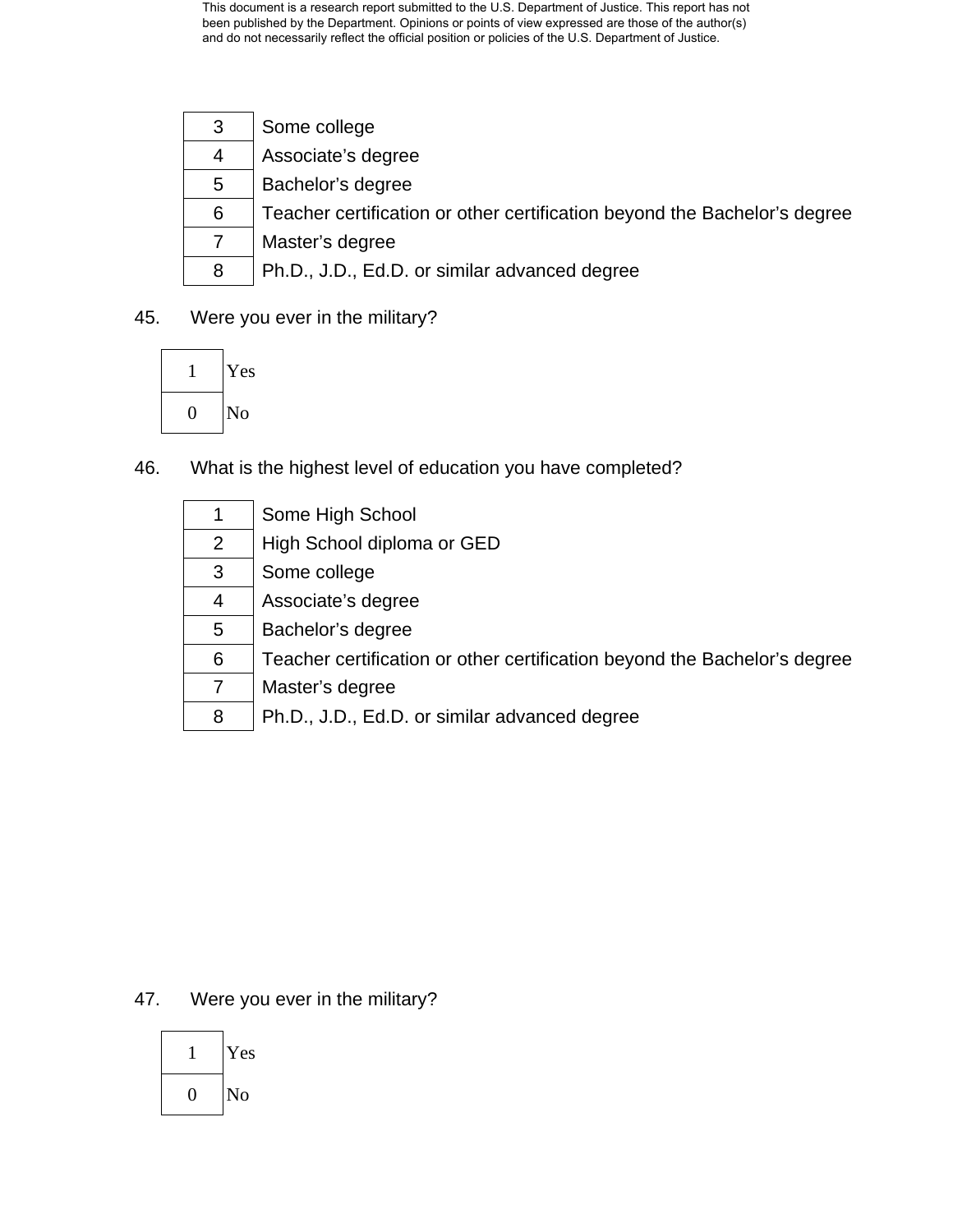| 3 | Some college |
|---|---|
| 4 | Associate's degree |
| 5 | Bachelor's degree |
| 6 | Teacher certification or other certification beyond the Bachelor's degree |
| 7 | Master's degree |
| 8 | Ph.D., J.D., Ed.D. or similar advanced degree |

45. Were you ever in the military?

| 1 | Yes |
|---|---|
| 0 | No |

46. What is the highest level of education you have completed?

| 1 | Some High School |
|---|---|
| 2 | High School diploma or GED |
| 3 | Some college |
| 4 | Associate's degree |
| 5 | Bachelor's degree |
| 6 | Teacher certification or other certification beyond the Bachelor's degree |
| 7 | Master's degree |
| 8 | Ph.D., J.D., Ed.D. or similar advanced degree |

47. Were you ever in the military?

| 1 | Yes |
|---|---|
| 0 | No |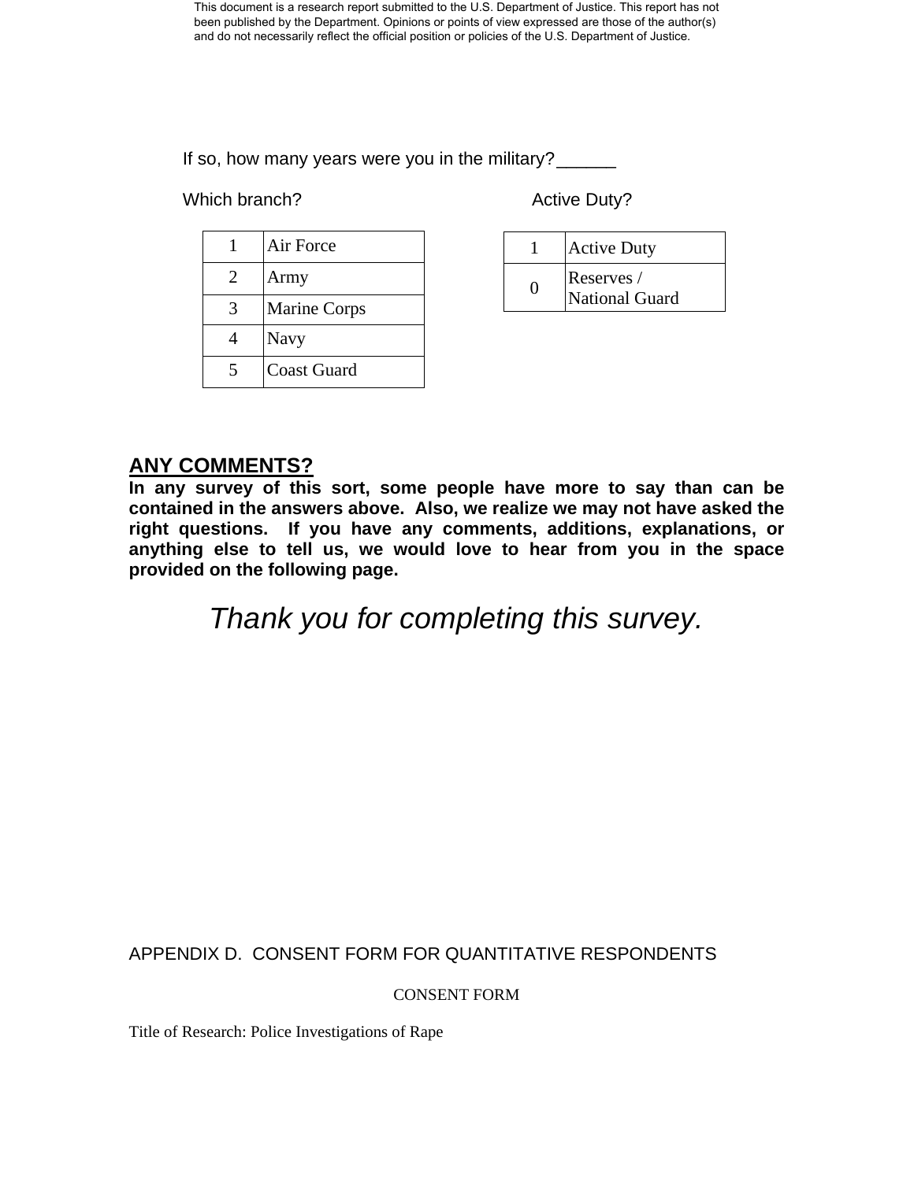If so, how many years were you in the military?______

Which branch?

| | |
|---|---|
| 1 | Air Force |
| 2 | Army |
| 3 | Marine Corps |
| 4 | Navy |
| 5 | Coast Guard |

Active Duty?

| | |
|---|---|
| 1 | Active Duty |
| 0 | Reserves / National Guard |

## ANY COMMENTS?

**In any survey of this sort, some people have more to say than can be contained in the answers above. Also, we realize we may not have asked the right questions. If you have any comments, additions, explanations, or anything else to tell us, we would love to hear from you in the space provided on the following page.**

*Thank you for completing this survey.*

## APPENDIX D. CONSENT FORM FOR QUANTITATIVE RESPONDENTS

CONSENT FORM

Title of Research: Police Investigations of Rape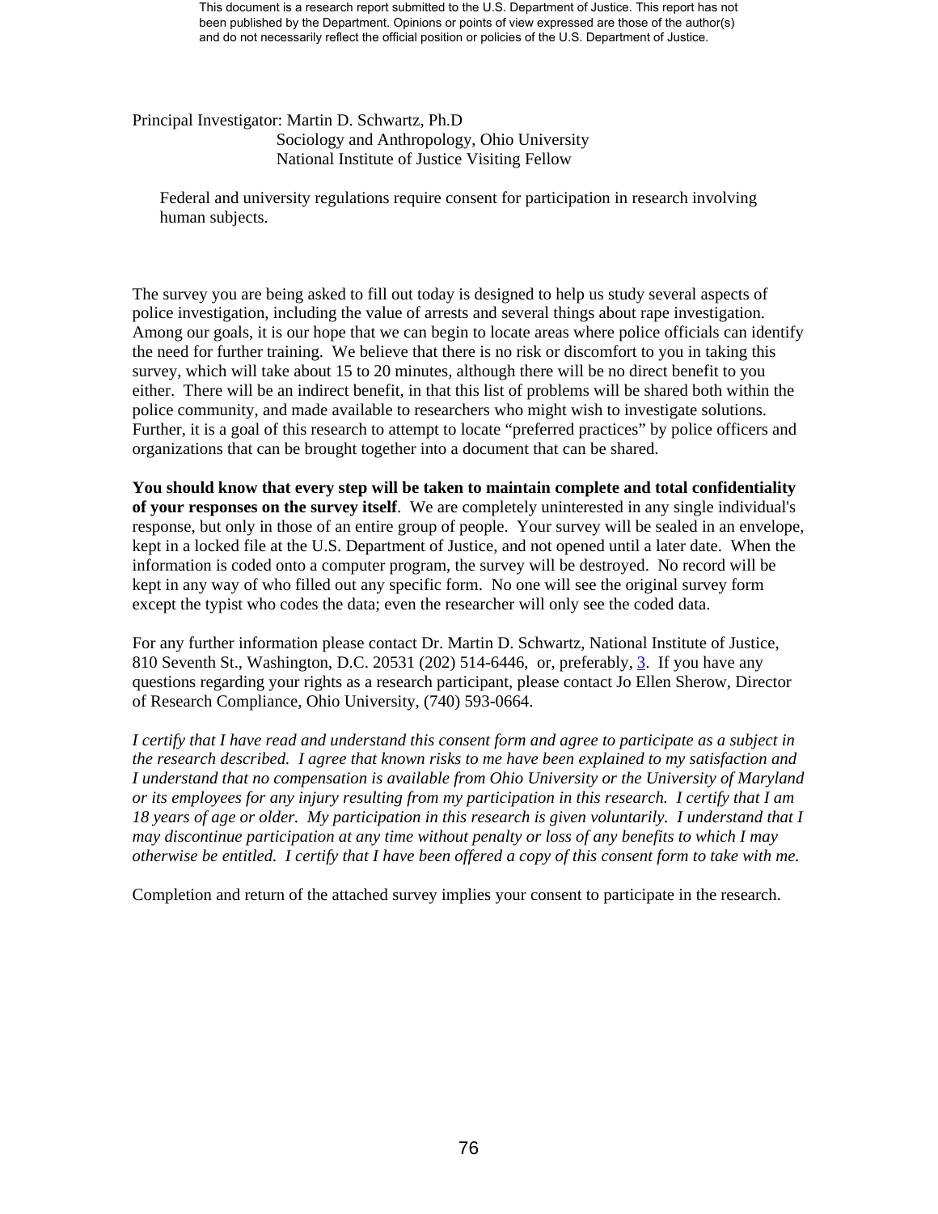Principal Investigator: Martin D. Schwartz, Ph.D
Sociology and Anthropology, Ohio University
National Institute of Justice Visiting Fellow

Federal and university regulations require consent for participation in research involving human subjects.

The survey you are being asked to fill out today is designed to help us study several aspects of police investigation, including the value of arrests and several things about rape investigation. Among our goals, it is our hope that we can begin to locate areas where police officials can identify the need for further training. We believe that there is no risk or discomfort to you in taking this survey, which will take about 15 to 20 minutes, although there will be no direct benefit to you either. There will be an indirect benefit, in that this list of problems will be shared both within the police community, and made available to researchers who might wish to investigate solutions. Further, it is a goal of this research to attempt to locate "preferred practices" by police officers and organizations that can be brought together into a document that can be shared.

**You should know that every step will be taken to maintain complete and total confidentiality of your responses on the survey itself**. We are completely uninterested in any single individual's response, but only in those of an entire group of people. Your survey will be sealed in an envelope, kept in a locked file at the U.S. Department of Justice, and not opened until a later date. When the information is coded onto a computer program, the survey will be destroyed. No record will be kept in any way of who filled out any specific form. No one will see the original survey form except the typist who codes the data; even the researcher will only see the coded data.

For any further information please contact Dr. Martin D. Schwartz, National Institute of Justice, 810 Seventh St., Washington, D.C. 20531 (202) 514-6446, or, preferably, 3. If you have any questions regarding your rights as a research participant, please contact Jo Ellen Sherow, Director of Research Compliance, Ohio University, (740) 593-0664.

*I certify that I have read and understand this consent form and agree to participate as a subject in the research described. I agree that known risks to me have been explained to my satisfaction and I understand that no compensation is available from Ohio University or the University of Maryland or its employees for any injury resulting from my participation in this research. I certify that I am 18 years of age or older. My participation in this research is given voluntarily. I understand that I may discontinue participation at any time without penalty or loss of any benefits to which I may otherwise be entitled. I certify that I have been offered a copy of this consent form to take with me.*

Completion and return of the attached survey implies your consent to participate in the research.